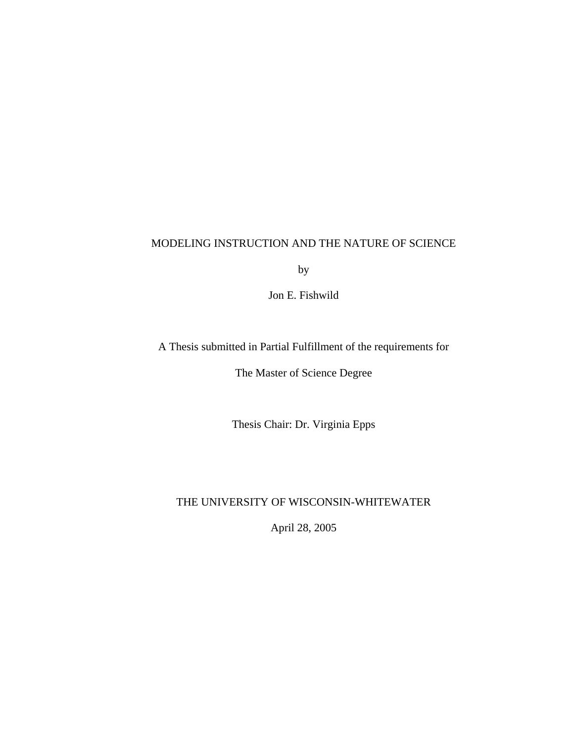# MODELING INSTRUCTION AND THE NATURE OF SCIENCE

by

Jon E. Fishwild

A Thesis submitted in Partial Fulfillment of the requirements for

The Master of Science Degree

Thesis Chair: Dr. Virginia Epps

THE UNIVERSITY OF WISCONSIN-WHITEWATER

April 28, 2005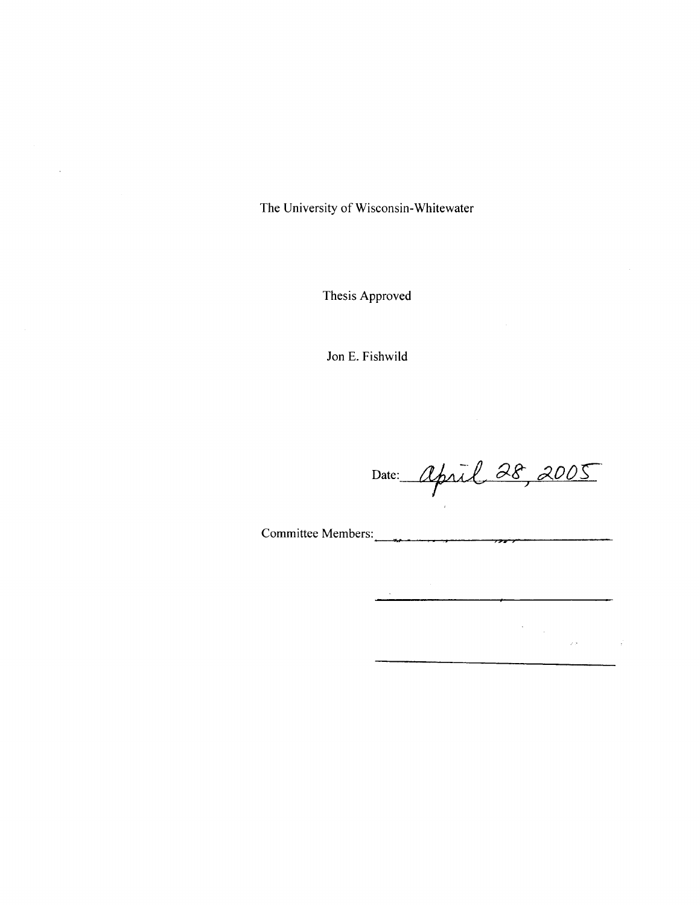The University of Wisconsin-Whitewater

Thesis Approved

Jon E. Fishwild

Date: April 28, 2005

Committee Members: ______________________

______________________

______________________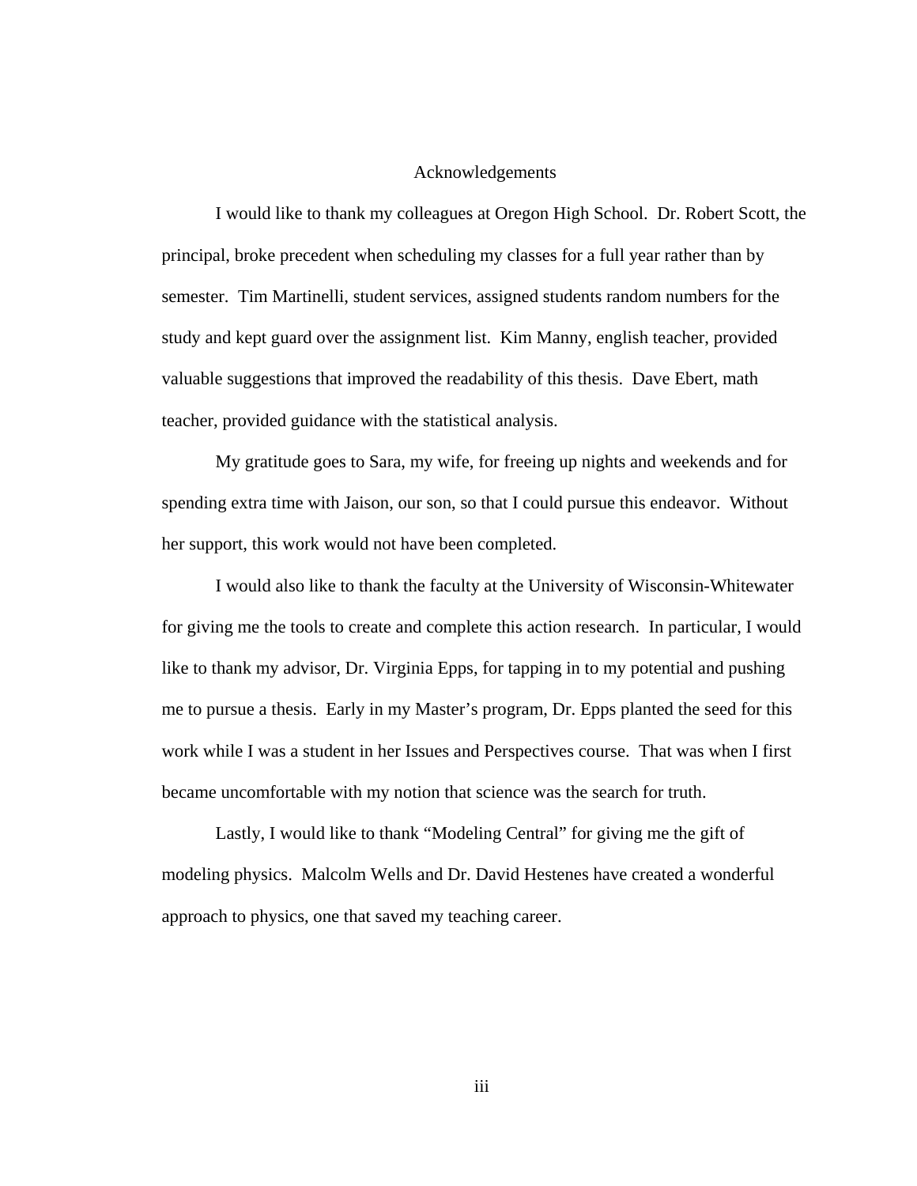# Acknowledgements

I would like to thank my colleagues at Oregon High School. Dr. Robert Scott, the principal, broke precedent when scheduling my classes for a full year rather than by semester. Tim Martinelli, student services, assigned students random numbers for the study and kept guard over the assignment list. Kim Manny, english teacher, provided valuable suggestions that improved the readability of this thesis. Dave Ebert, math teacher, provided guidance with the statistical analysis.

My gratitude goes to Sara, my wife, for freeing up nights and weekends and for spending extra time with Jaison, our son, so that I could pursue this endeavor. Without her support, this work would not have been completed.

I would also like to thank the faculty at the University of Wisconsin-Whitewater for giving me the tools to create and complete this action research. In particular, I would like to thank my advisor, Dr. Virginia Epps, for tapping in to my potential and pushing me to pursue a thesis. Early in my Master's program, Dr. Epps planted the seed for this work while I was a student in her Issues and Perspectives course. That was when I first became uncomfortable with my notion that science was the search for truth.

Lastly, I would like to thank "Modeling Central" for giving me the gift of modeling physics. Malcolm Wells and Dr. David Hestenes have created a wonderful approach to physics, one that saved my teaching career.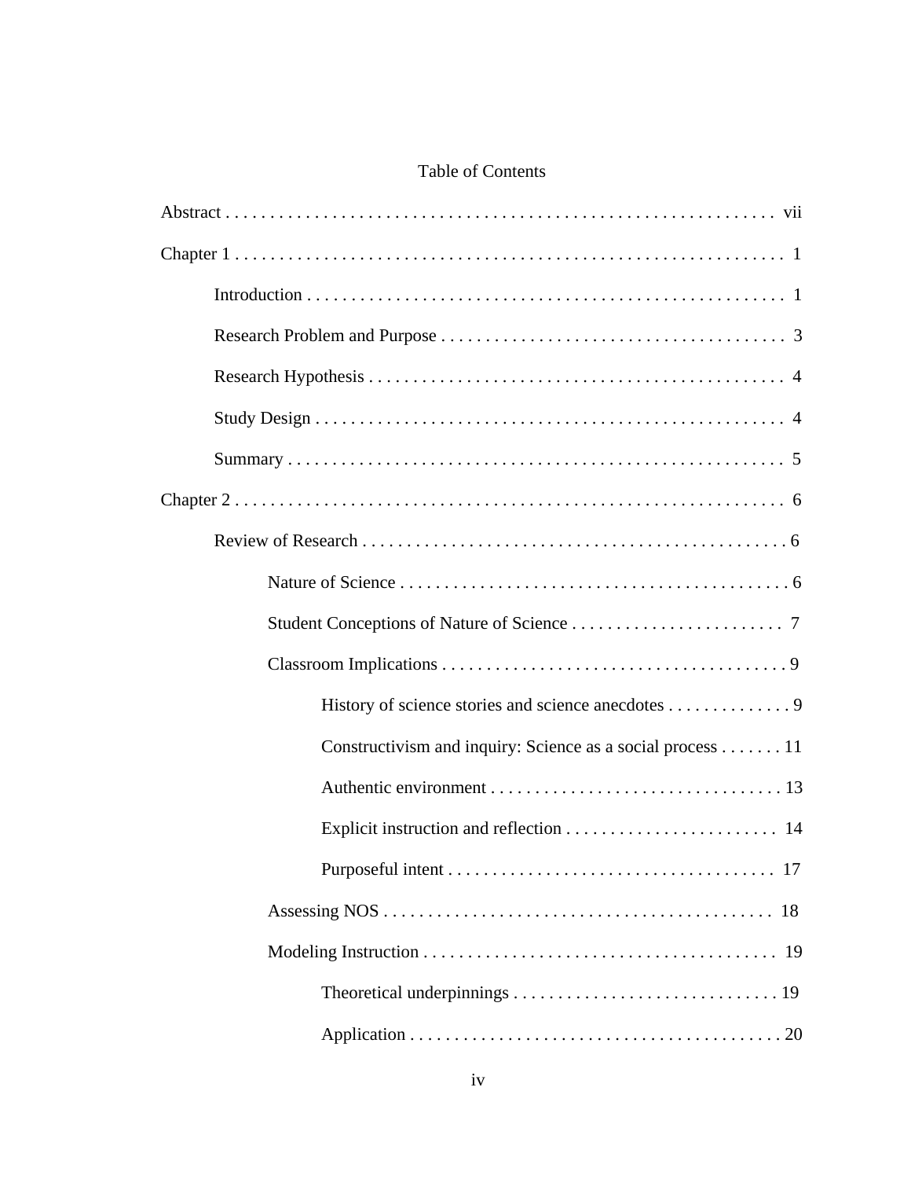# Table of Contents

Abstract . . . . . . . . . . . . . . . . . . . . . . . . . . . . . . . . . . . . . . . . . . . . . . . . . . . . . . . . . . . . . vii

Chapter 1 . . . . . . . . . . . . . . . . . . . . . . . . . . . . . . . . . . . . . . . . . . . . . . . . . . . . . . . . . . . . . 1

- Introduction . . . . . . . . . . . . . . . . . . . . . . . . . . . . . . . . . . . . . . . . . . . . . . . . . . . . . 1
- Research Problem and Purpose . . . . . . . . . . . . . . . . . . . . . . . . . . . . . . . . . . . . . . . 3
- Research Hypothesis . . . . . . . . . . . . . . . . . . . . . . . . . . . . . . . . . . . . . . . . . . . . . . . 4
- Study Design . . . . . . . . . . . . . . . . . . . . . . . . . . . . . . . . . . . . . . . . . . . . . . . . . . . . 4
- Summary . . . . . . . . . . . . . . . . . . . . . . . . . . . . . . . . . . . . . . . . . . . . . . . . . . . . . . . 5

Chapter 2 . . . . . . . . . . . . . . . . . . . . . . . . . . . . . . . . . . . . . . . . . . . . . . . . . . . . . . . . . . . . . 6

- Review of Research . . . . . . . . . . . . . . . . . . . . . . . . . . . . . . . . . . . . . . . . . . . . . . . . 6
  - Nature of Science . . . . . . . . . . . . . . . . . . . . . . . . . . . . . . . . . . . . . . . . . . . . 6
  - Student Conceptions of Nature of Science . . . . . . . . . . . . . . . . . . . . . . . . . 7
  - Classroom Implications . . . . . . . . . . . . . . . . . . . . . . . . . . . . . . . . . . . . . . . 9
    - History of science stories and science anecdotes . . . . . . . . . . . . . . 9
    - Constructivism and inquiry: Science as a social process . . . . . . . 11
    - Authentic environment . . . . . . . . . . . . . . . . . . . . . . . . . . . . . . . . . 13
    - Explicit instruction and reflection . . . . . . . . . . . . . . . . . . . . . . . . 14
    - Purposeful intent . . . . . . . . . . . . . . . . . . . . . . . . . . . . . . . . . . . . . 17
  - Assessing NOS . . . . . . . . . . . . . . . . . . . . . . . . . . . . . . . . . . . . . . . . . . . . 18
  - Modeling Instruction . . . . . . . . . . . . . . . . . . . . . . . . . . . . . . . . . . . . . . . . 19
    - Theoretical underpinnings . . . . . . . . . . . . . . . . . . . . . . . . . . . . . . 19
    - Application . . . . . . . . . . . . . . . . . . . . . . . . . . . . . . . . . . . . . . . . . 20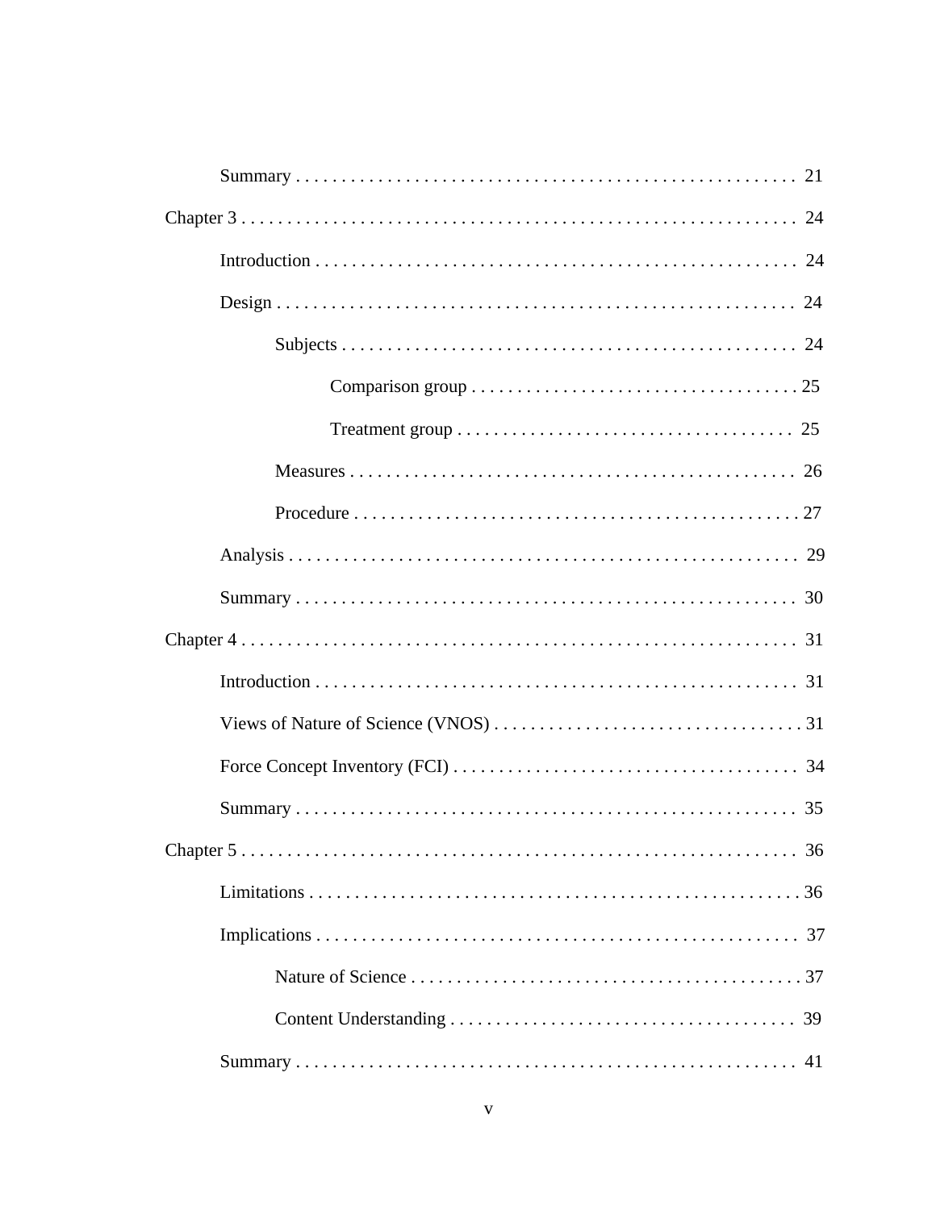Summary . . . . . . . . . . . . . . . . . . . . . . . . . . . . . . . . . . . . . . . . . . . . . . . . . . . . . . 21

Chapter 3 . . . . . . . . . . . . . . . . . . . . . . . . . . . . . . . . . . . . . . . . . . . . . . . . . . . . . . . . . . 24

Introduction . . . . . . . . . . . . . . . . . . . . . . . . . . . . . . . . . . . . . . . . . . . . . . . . . . . . . 24

Design . . . . . . . . . . . . . . . . . . . . . . . . . . . . . . . . . . . . . . . . . . . . . . . . . . . . . . . . . 24

Subjects . . . . . . . . . . . . . . . . . . . . . . . . . . . . . . . . . . . . . . . . . . . . . . . . . 24

Comparison group . . . . . . . . . . . . . . . . . . . . . . . . . . . . . . . . . . . 25

Treatment group . . . . . . . . . . . . . . . . . . . . . . . . . . . . . . . . . . . . 25

Measures . . . . . . . . . . . . . . . . . . . . . . . . . . . . . . . . . . . . . . . . . . . . . . . . 26

Procedure . . . . . . . . . . . . . . . . . . . . . . . . . . . . . . . . . . . . . . . . . . . . . . . . 27

Analysis . . . . . . . . . . . . . . . . . . . . . . . . . . . . . . . . . . . . . . . . . . . . . . . . . . . . . . . . 29

Summary . . . . . . . . . . . . . . . . . . . . . . . . . . . . . . . . . . . . . . . . . . . . . . . . . . . . . . 30

Chapter 4 . . . . . . . . . . . . . . . . . . . . . . . . . . . . . . . . . . . . . . . . . . . . . . . . . . . . . . . . . . 31

Introduction . . . . . . . . . . . . . . . . . . . . . . . . . . . . . . . . . . . . . . . . . . . . . . . . . . . . . 31

Views of Nature of Science (VNOS) . . . . . . . . . . . . . . . . . . . . . . . . . . . . . . . . . 31

Force Concept Inventory (FCI) . . . . . . . . . . . . . . . . . . . . . . . . . . . . . . . . . . . . . 34

Summary . . . . . . . . . . . . . . . . . . . . . . . . . . . . . . . . . . . . . . . . . . . . . . . . . . . . . . 35

Chapter 5 . . . . . . . . . . . . . . . . . . . . . . . . . . . . . . . . . . . . . . . . . . . . . . . . . . . . . . . . . . 36

Limitations . . . . . . . . . . . . . . . . . . . . . . . . . . . . . . . . . . . . . . . . . . . . . . . . . . . . . . 36

Implications . . . . . . . . . . . . . . . . . . . . . . . . . . . . . . . . . . . . . . . . . . . . . . . . . . . . . 37

Nature of Science . . . . . . . . . . . . . . . . . . . . . . . . . . . . . . . . . . . . . . . . . . 37

Content Understanding . . . . . . . . . . . . . . . . . . . . . . . . . . . . . . . . . . . . . 39

Summary . . . . . . . . . . . . . . . . . . . . . . . . . . . . . . . . . . . . . . . . . . . . . . . . . . . . . . 41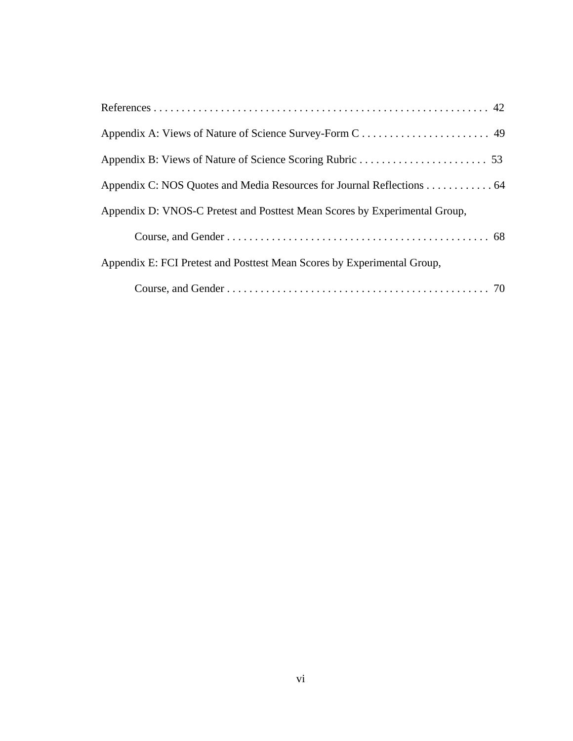References . . . . . . . . . . . . . . . . . . . . . . . . . . . . . . . . . . . . . . . . . . . . . . . . . . . . . . . . . . . . 42

Appendix A: Views of Nature of Science Survey-Form C . . . . . . . . . . . . . . . . . . . . . . . 49

Appendix B: Views of Nature of Science Scoring Rubric . . . . . . . . . . . . . . . . . . . . . . . 53

Appendix C: NOS Quotes and Media Resources for Journal Reflections . . . . . . . . . . . . 64

Appendix D: VNOS-C Pretest and Posttest Mean Scores by Experimental Group, Course, and Gender . . . . . . . . . . . . . . . . . . . . . . . . . . . . . . . . . . . . . . . . . . . . . . . 68

Appendix E: FCI Pretest and Posttest Mean Scores by Experimental Group, Course, and Gender . . . . . . . . . . . . . . . . . . . . . . . . . . . . . . . . . . . . . . . . . . . . . . . 70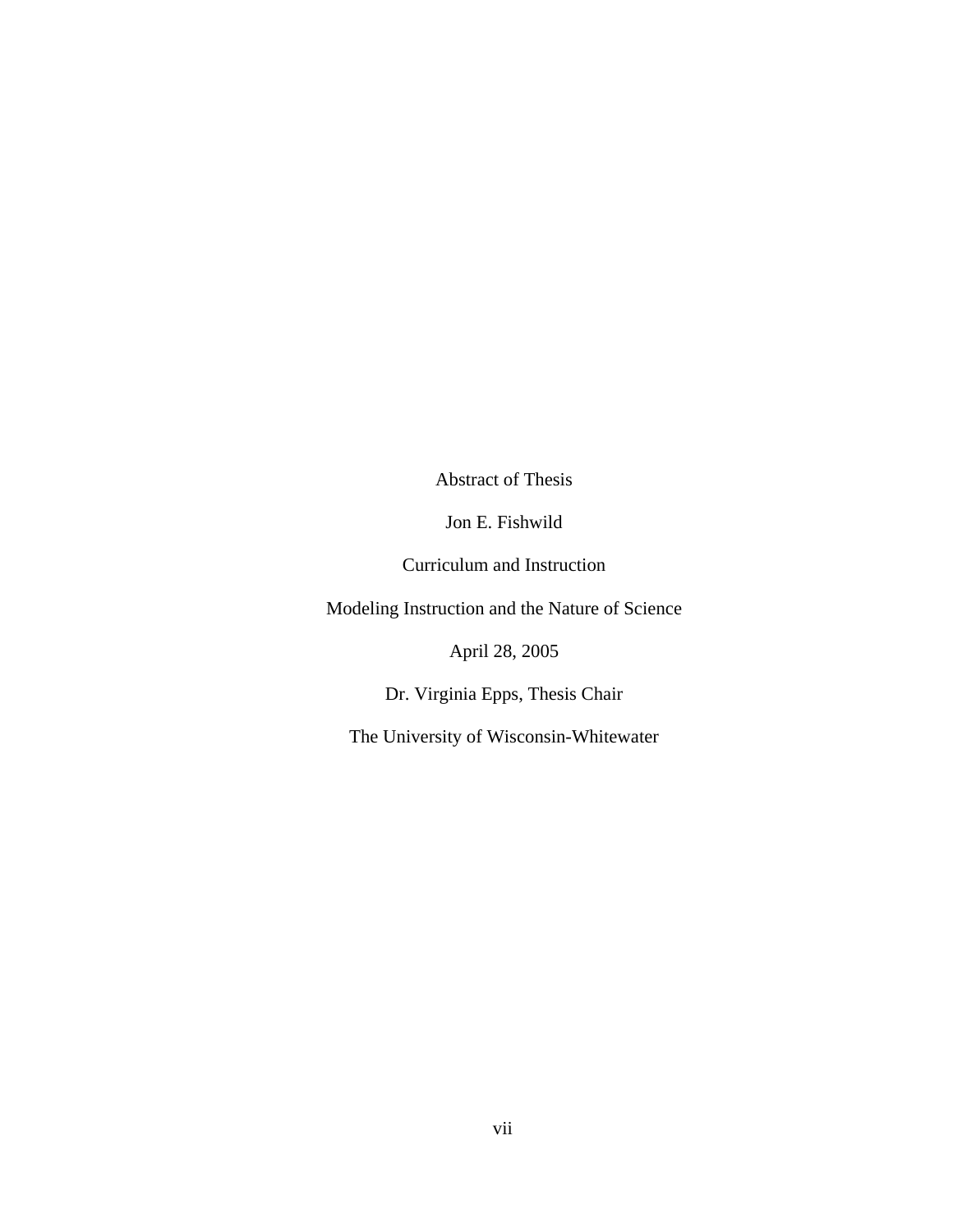Abstract of Thesis

Jon E. Fishwild

Curriculum and Instruction

Modeling Instruction and the Nature of Science

April 28, 2005

Dr. Virginia Epps, Thesis Chair

The University of Wisconsin-Whitewater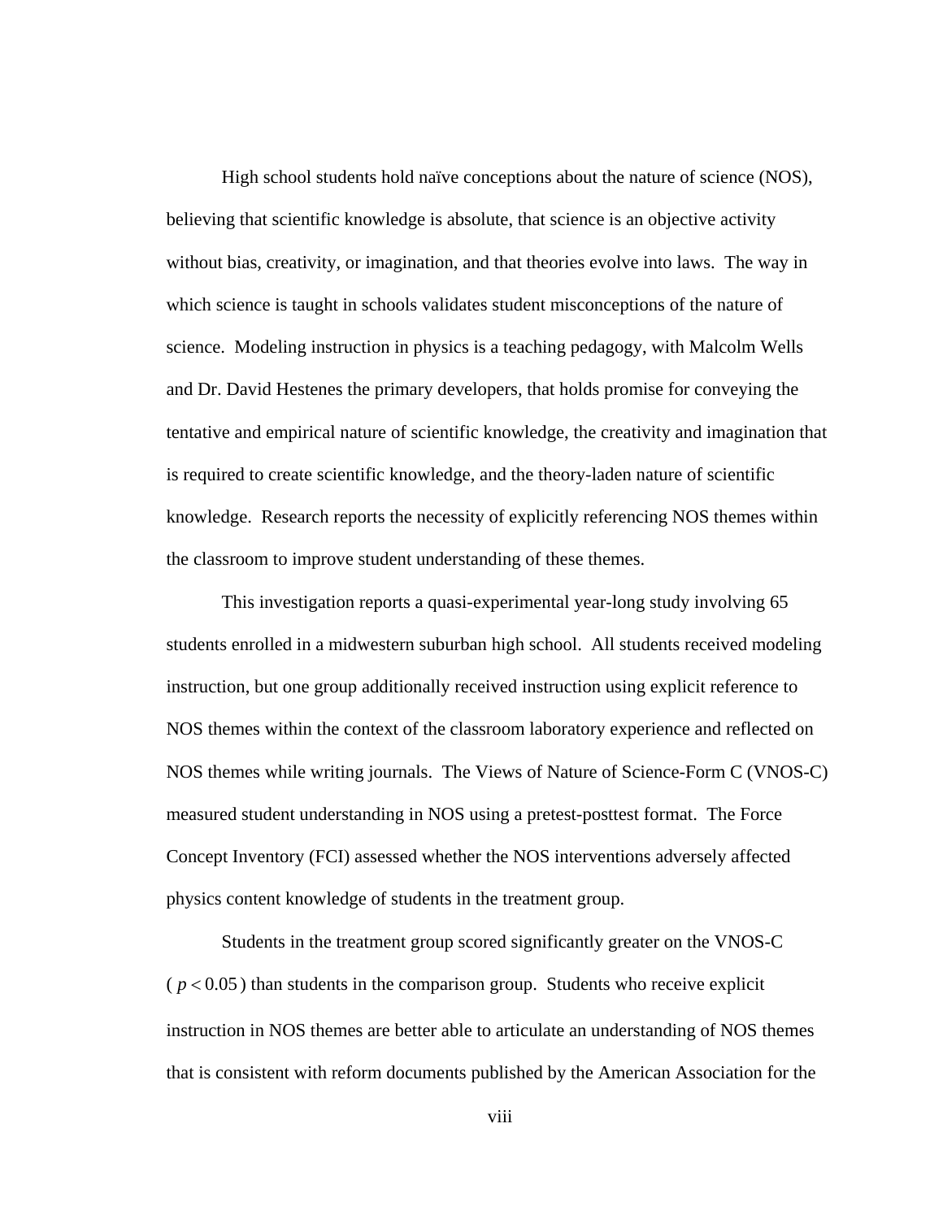High school students hold naïve conceptions about the nature of science (NOS), believing that scientific knowledge is absolute, that science is an objective activity without bias, creativity, or imagination, and that theories evolve into laws. The way in which science is taught in schools validates student misconceptions of the nature of science. Modeling instruction in physics is a teaching pedagogy, with Malcolm Wells and Dr. David Hestenes the primary developers, that holds promise for conveying the tentative and empirical nature of scientific knowledge, the creativity and imagination that is required to create scientific knowledge, and the theory-laden nature of scientific knowledge. Research reports the necessity of explicitly referencing NOS themes within the classroom to improve student understanding of these themes.

This investigation reports a quasi-experimental year-long study involving 65 students enrolled in a midwestern suburban high school. All students received modeling instruction, but one group additionally received instruction using explicit reference to NOS themes within the context of the classroom laboratory experience and reflected on NOS themes while writing journals. The Views of Nature of Science-Form C (VNOS-C) measured student understanding in NOS using a pretest-posttest format. The Force Concept Inventory (FCI) assessed whether the NOS interventions adversely affected physics content knowledge of students in the treatment group.

Students in the treatment group scored significantly greater on the VNOS-C ($p < 0.05$) than students in the comparison group. Students who receive explicit instruction in NOS themes are better able to articulate an understanding of NOS themes that is consistent with reform documents published by the American Association for the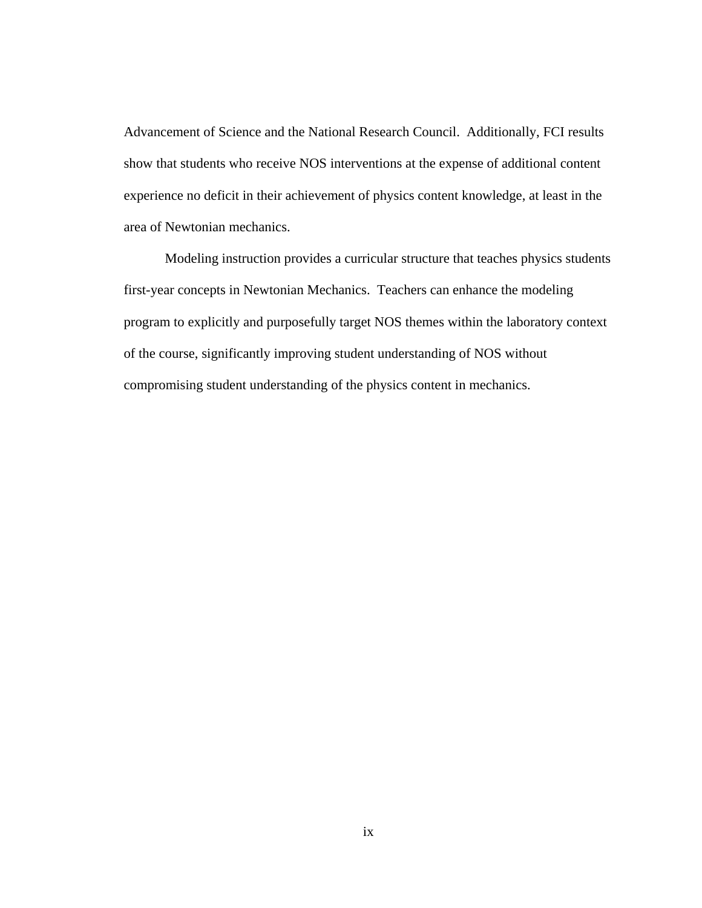Advancement of Science and the National Research Council. Additionally, FCI results show that students who receive NOS interventions at the expense of additional content experience no deficit in their achievement of physics content knowledge, at least in the area of Newtonian mechanics.

Modeling instruction provides a curricular structure that teaches physics students first-year concepts in Newtonian Mechanics. Teachers can enhance the modeling program to explicitly and purposefully target NOS themes within the laboratory context of the course, significantly improving student understanding of NOS without compromising student understanding of the physics content in mechanics.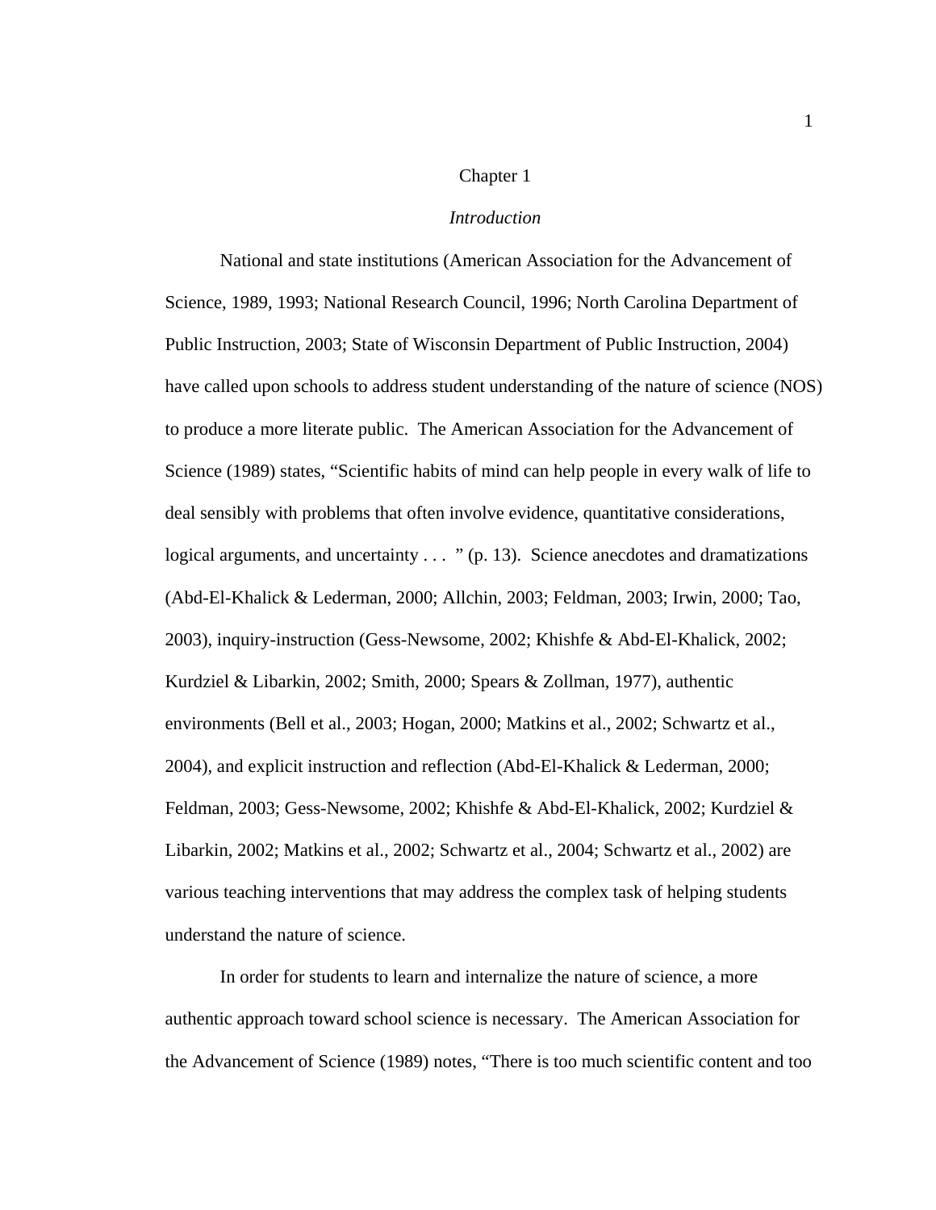# Chapter 1

## *Introduction*

National and state institutions (American Association for the Advancement of Science, 1989, 1993; National Research Council, 1996; North Carolina Department of Public Instruction, 2003; State of Wisconsin Department of Public Instruction, 2004) have called upon schools to address student understanding of the nature of science (NOS) to produce a more literate public. The American Association for the Advancement of Science (1989) states, "Scientific habits of mind can help people in every walk of life to deal sensibly with problems that often involve evidence, quantitative considerations, logical arguments, and uncertainty . . . " (p. 13). Science anecdotes and dramatizations (Abd-El-Khalick & Lederman, 2000; Allchin, 2003; Feldman, 2003; Irwin, 2000; Tao, 2003), inquiry-instruction (Gess-Newsome, 2002; Khishfe & Abd-El-Khalick, 2002; Kurdziel & Libarkin, 2002; Smith, 2000; Spears & Zollman, 1977), authentic environments (Bell et al., 2003; Hogan, 2000; Matkins et al., 2002; Schwartz et al., 2004), and explicit instruction and reflection (Abd-El-Khalick & Lederman, 2000; Feldman, 2003; Gess-Newsome, 2002; Khishfe & Abd-El-Khalick, 2002; Kurdziel & Libarkin, 2002; Matkins et al., 2002; Schwartz et al., 2004; Schwartz et al., 2002) are various teaching interventions that may address the complex task of helping students understand the nature of science.

In order for students to learn and internalize the nature of science, a more authentic approach toward school science is necessary. The American Association for the Advancement of Science (1989) notes, "There is too much scientific content and too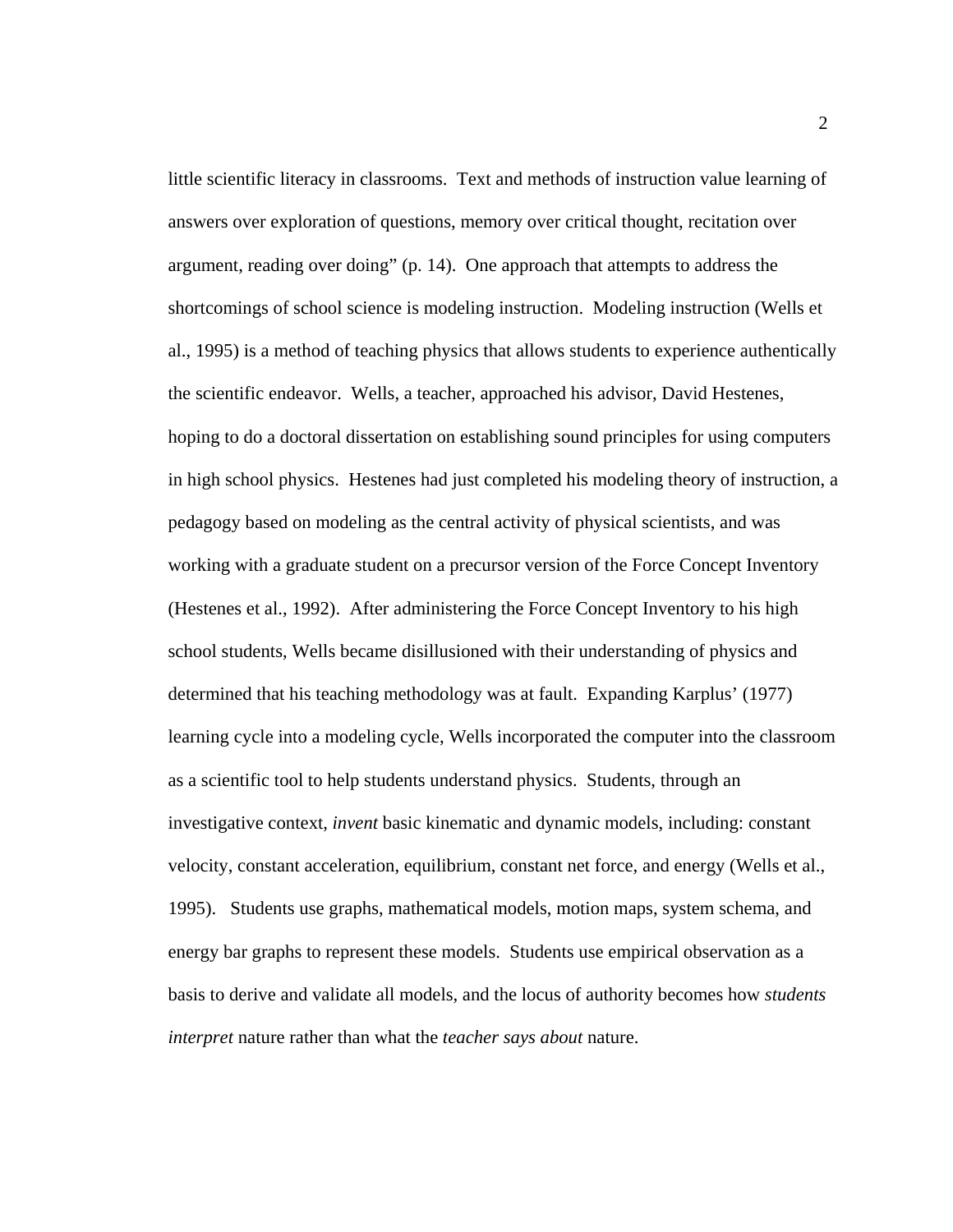little scientific literacy in classrooms. Text and methods of instruction value learning of answers over exploration of questions, memory over critical thought, recitation over argument, reading over doing" (p. 14). One approach that attempts to address the shortcomings of school science is modeling instruction. Modeling instruction (Wells et al., 1995) is a method of teaching physics that allows students to experience authentically the scientific endeavor. Wells, a teacher, approached his advisor, David Hestenes, hoping to do a doctoral dissertation on establishing sound principles for using computers in high school physics. Hestenes had just completed his modeling theory of instruction, a pedagogy based on modeling as the central activity of physical scientists, and was working with a graduate student on a precursor version of the Force Concept Inventory (Hestenes et al., 1992). After administering the Force Concept Inventory to his high school students, Wells became disillusioned with their understanding of physics and determined that his teaching methodology was at fault. Expanding Karplus' (1977) learning cycle into a modeling cycle, Wells incorporated the computer into the classroom as a scientific tool to help students understand physics. Students, through an investigative context, *invent* basic kinematic and dynamic models, including: constant velocity, constant acceleration, equilibrium, constant net force, and energy (Wells et al., 1995). Students use graphs, mathematical models, motion maps, system schema, and energy bar graphs to represent these models. Students use empirical observation as a basis to derive and validate all models, and the locus of authority becomes how *students interpret* nature rather than what the *teacher says about* nature.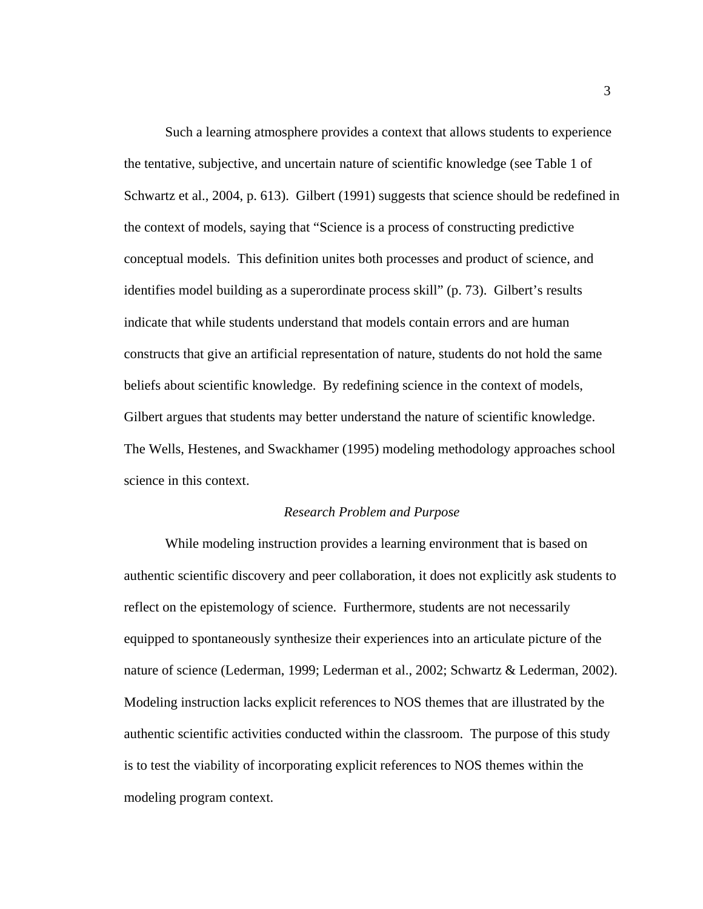Such a learning atmosphere provides a context that allows students to experience the tentative, subjective, and uncertain nature of scientific knowledge (see Table 1 of Schwartz et al., 2004, p. 613). Gilbert (1991) suggests that science should be redefined in the context of models, saying that "Science is a process of constructing predictive conceptual models. This definition unites both processes and product of science, and identifies model building as a superordinate process skill" (p. 73). Gilbert's results indicate that while students understand that models contain errors and are human constructs that give an artificial representation of nature, students do not hold the same beliefs about scientific knowledge. By redefining science in the context of models, Gilbert argues that students may better understand the nature of scientific knowledge. The Wells, Hestenes, and Swackhamer (1995) modeling methodology approaches school science in this context.

### *Research Problem and Purpose*

While modeling instruction provides a learning environment that is based on authentic scientific discovery and peer collaboration, it does not explicitly ask students to reflect on the epistemology of science. Furthermore, students are not necessarily equipped to spontaneously synthesize their experiences into an articulate picture of the nature of science (Lederman, 1999; Lederman et al., 2002; Schwartz & Lederman, 2002). Modeling instruction lacks explicit references to NOS themes that are illustrated by the authentic scientific activities conducted within the classroom. The purpose of this study is to test the viability of incorporating explicit references to NOS themes within the modeling program context.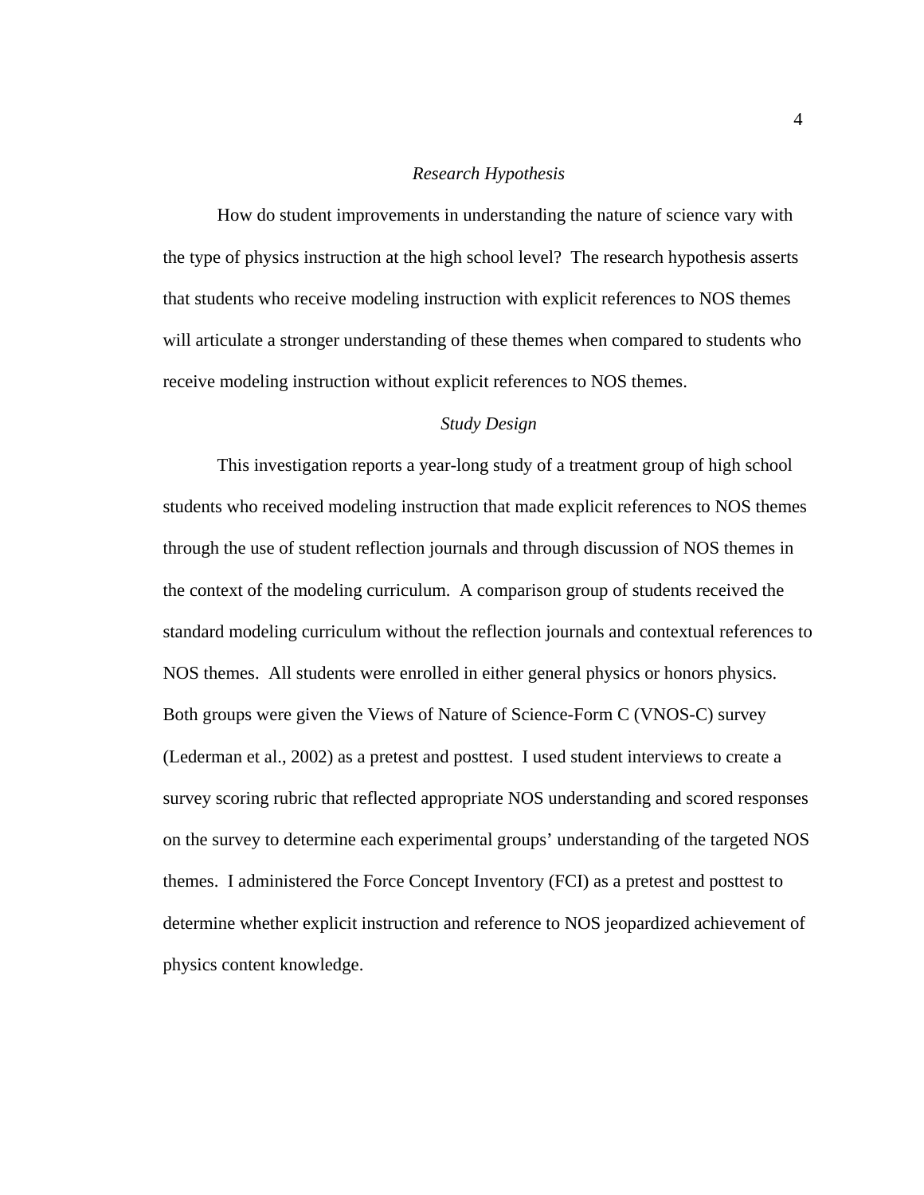### *Research Hypothesis*

How do student improvements in understanding the nature of science vary with the type of physics instruction at the high school level? The research hypothesis asserts that students who receive modeling instruction with explicit references to NOS themes will articulate a stronger understanding of these themes when compared to students who receive modeling instruction without explicit references to NOS themes.

### *Study Design*

This investigation reports a year-long study of a treatment group of high school students who received modeling instruction that made explicit references to NOS themes through the use of student reflection journals and through discussion of NOS themes in the context of the modeling curriculum. A comparison group of students received the standard modeling curriculum without the reflection journals and contextual references to NOS themes. All students were enrolled in either general physics or honors physics. Both groups were given the Views of Nature of Science-Form C (VNOS-C) survey (Lederman et al., 2002) as a pretest and posttest. I used student interviews to create a survey scoring rubric that reflected appropriate NOS understanding and scored responses on the survey to determine each experimental groups' understanding of the targeted NOS themes. I administered the Force Concept Inventory (FCI) as a pretest and posttest to determine whether explicit instruction and reference to NOS jeopardized achievement of physics content knowledge.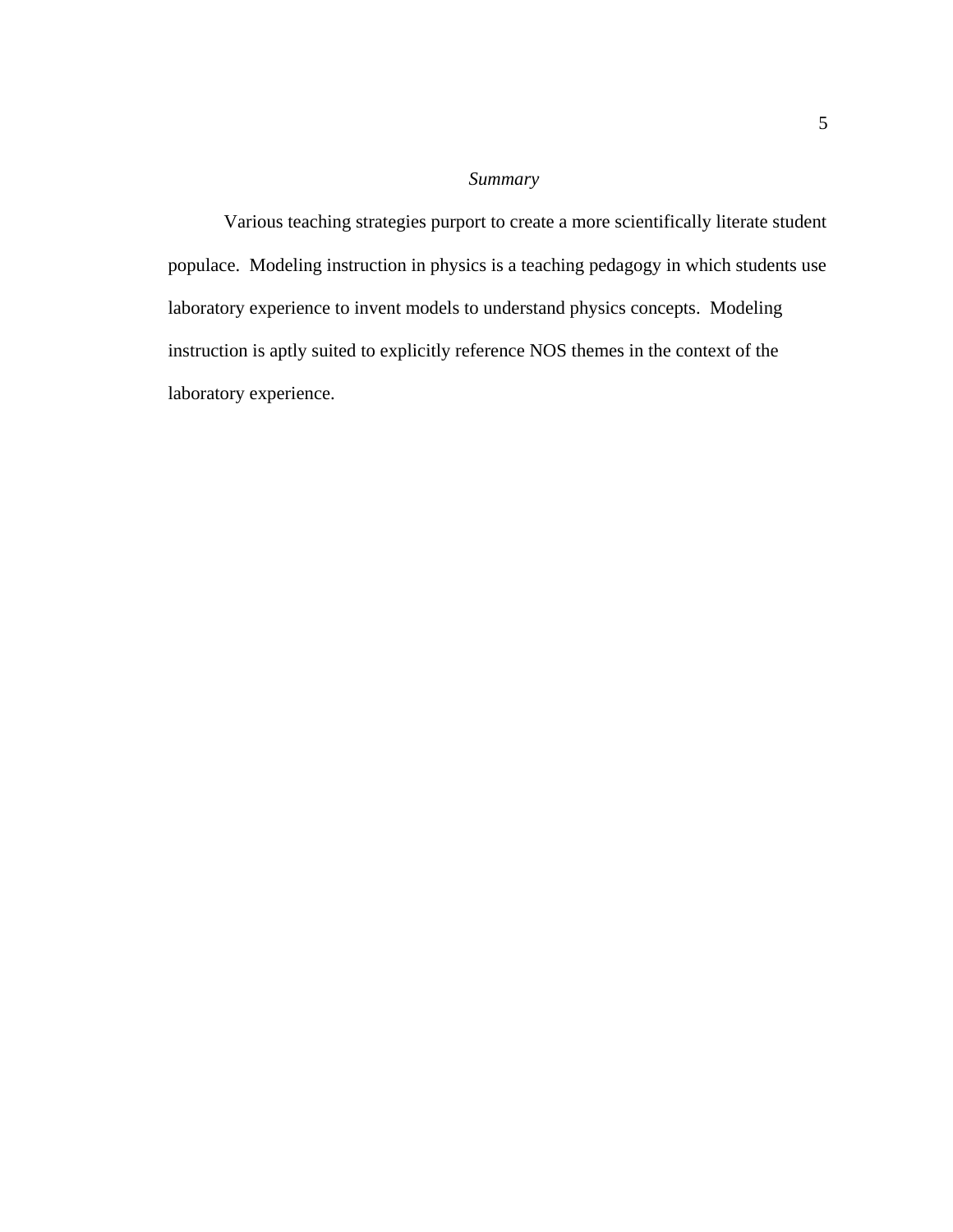### *Summary*

Various teaching strategies purport to create a more scientifically literate student populace. Modeling instruction in physics is a teaching pedagogy in which students use laboratory experience to invent models to understand physics concepts. Modeling instruction is aptly suited to explicitly reference NOS themes in the context of the laboratory experience.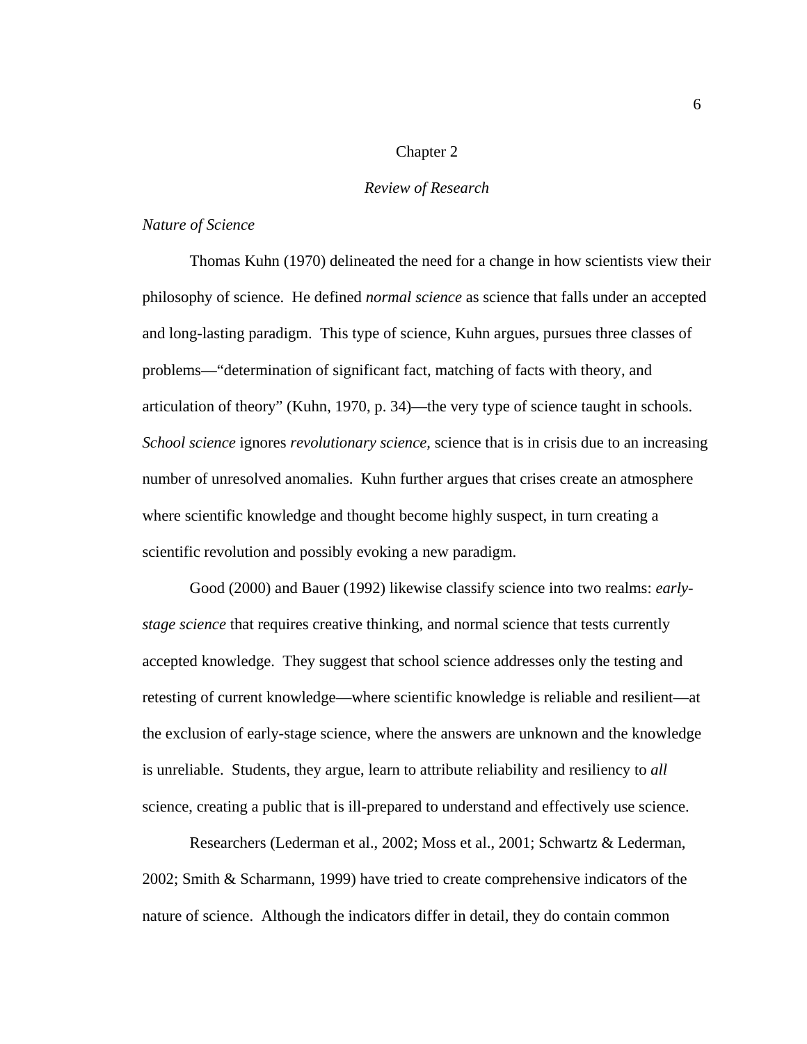# Chapter 2

## *Review of Research*

### *Nature of Science*

Thomas Kuhn (1970) delineated the need for a change in how scientists view their philosophy of science. He defined *normal science* as science that falls under an accepted and long-lasting paradigm. This type of science, Kuhn argues, pursues three classes of problems—"determination of significant fact, matching of facts with theory, and articulation of theory" (Kuhn, 1970, p. 34)—the very type of science taught in schools. *School science* ignores *revolutionary science*, science that is in crisis due to an increasing number of unresolved anomalies. Kuhn further argues that crises create an atmosphere where scientific knowledge and thought become highly suspect, in turn creating a scientific revolution and possibly evoking a new paradigm.

Good (2000) and Bauer (1992) likewise classify science into two realms: *early-stage science* that requires creative thinking, and normal science that tests currently accepted knowledge. They suggest that school science addresses only the testing and retesting of current knowledge—where scientific knowledge is reliable and resilient—at the exclusion of early-stage science, where the answers are unknown and the knowledge is unreliable. Students, they argue, learn to attribute reliability and resiliency to *all* science, creating a public that is ill-prepared to understand and effectively use science.

Researchers (Lederman et al., 2002; Moss et al., 2001; Schwartz & Lederman, 2002; Smith & Scharmann, 1999) have tried to create comprehensive indicators of the nature of science. Although the indicators differ in detail, they do contain common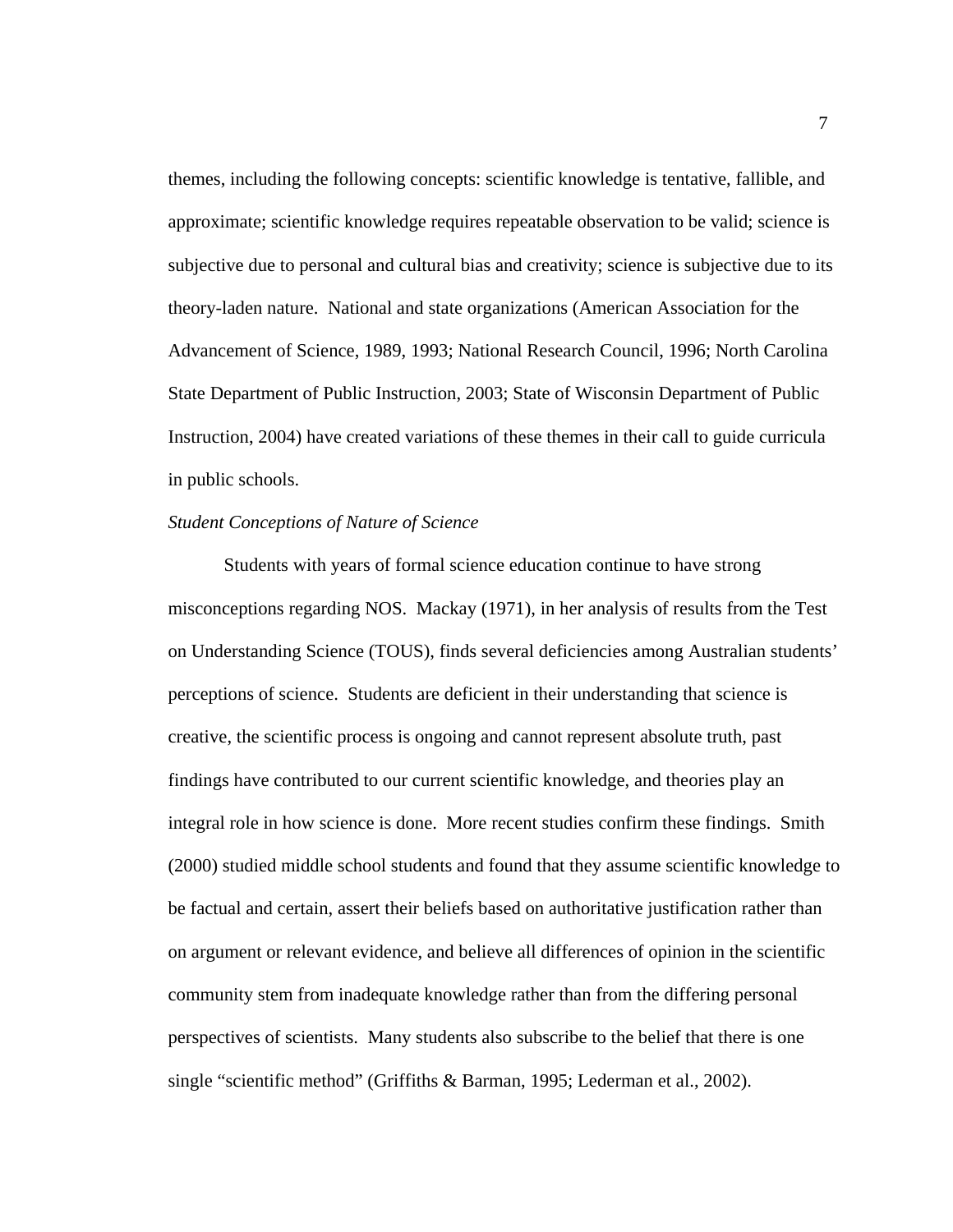themes, including the following concepts: scientific knowledge is tentative, fallible, and approximate; scientific knowledge requires repeatable observation to be valid; science is subjective due to personal and cultural bias and creativity; science is subjective due to its theory-laden nature. National and state organizations (American Association for the Advancement of Science, 1989, 1993; National Research Council, 1996; North Carolina State Department of Public Instruction, 2003; State of Wisconsin Department of Public Instruction, 2004) have created variations of these themes in their call to guide curricula in public schools.

*Student Conceptions of Nature of Science*

Students with years of formal science education continue to have strong misconceptions regarding NOS. Mackay (1971), in her analysis of results from the Test on Understanding Science (TOUS), finds several deficiencies among Australian students' perceptions of science. Students are deficient in their understanding that science is creative, the scientific process is ongoing and cannot represent absolute truth, past findings have contributed to our current scientific knowledge, and theories play an integral role in how science is done. More recent studies confirm these findings. Smith (2000) studied middle school students and found that they assume scientific knowledge to be factual and certain, assert their beliefs based on authoritative justification rather than on argument or relevant evidence, and believe all differences of opinion in the scientific community stem from inadequate knowledge rather than from the differing personal perspectives of scientists. Many students also subscribe to the belief that there is one single "scientific method" (Griffiths & Barman, 1995; Lederman et al., 2002).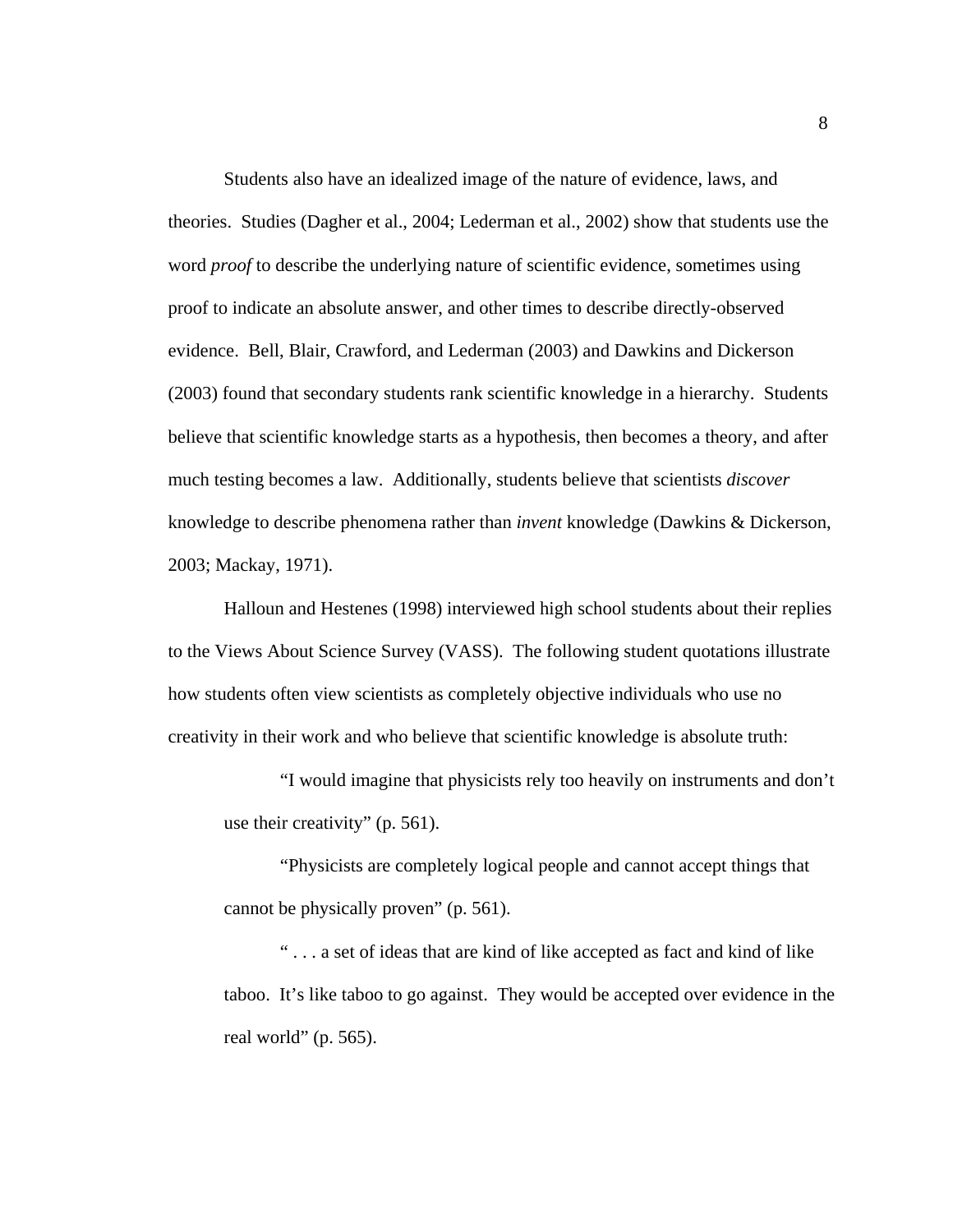Students also have an idealized image of the nature of evidence, laws, and theories. Studies (Dagher et al., 2004; Lederman et al., 2002) show that students use the word *proof* to describe the underlying nature of scientific evidence, sometimes using proof to indicate an absolute answer, and other times to describe directly-observed evidence. Bell, Blair, Crawford, and Lederman (2003) and Dawkins and Dickerson (2003) found that secondary students rank scientific knowledge in a hierarchy. Students believe that scientific knowledge starts as a hypothesis, then becomes a theory, and after much testing becomes a law. Additionally, students believe that scientists *discover* knowledge to describe phenomena rather than *invent* knowledge (Dawkins & Dickerson, 2003; Mackay, 1971).

Halloun and Hestenes (1998) interviewed high school students about their replies to the Views About Science Survey (VASS). The following student quotations illustrate how students often view scientists as completely objective individuals who use no creativity in their work and who believe that scientific knowledge is absolute truth:

> "I would imagine that physicists rely too heavily on instruments and don't use their creativity" (p. 561).
>
> "Physicists are completely logical people and cannot accept things that cannot be physically proven" (p. 561).
>
> " . . . a set of ideas that are kind of like accepted as fact and kind of like taboo. It's like taboo to go against. They would be accepted over evidence in the real world" (p. 565).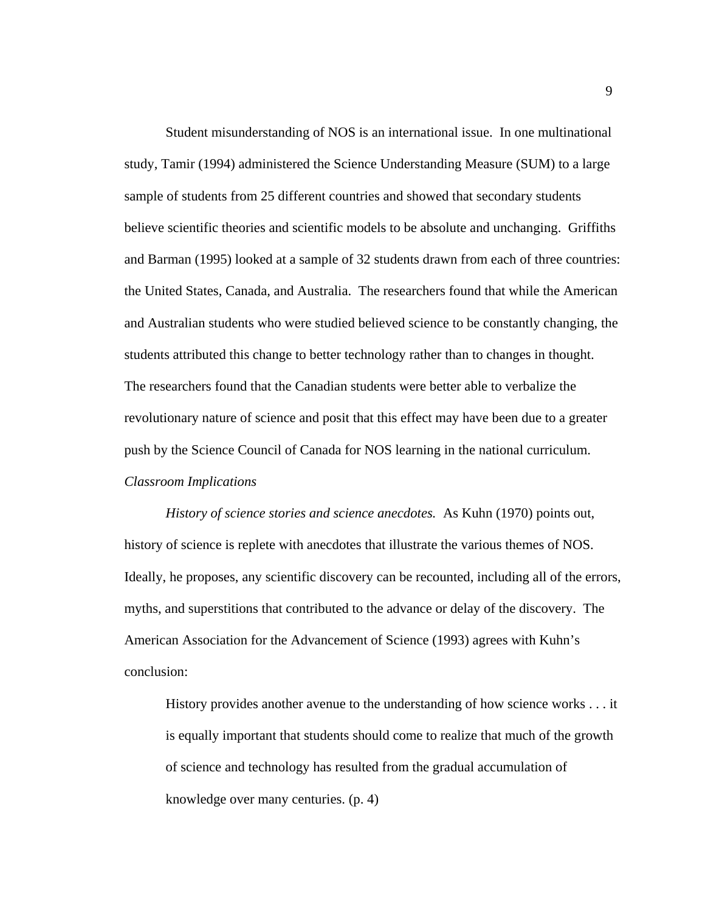Student misunderstanding of NOS is an international issue. In one multinational study, Tamir (1994) administered the Science Understanding Measure (SUM) to a large sample of students from 25 different countries and showed that secondary students believe scientific theories and scientific models to be absolute and unchanging. Griffiths and Barman (1995) looked at a sample of 32 students drawn from each of three countries: the United States, Canada, and Australia. The researchers found that while the American and Australian students who were studied believed science to be constantly changing, the students attributed this change to better technology rather than to changes in thought. The researchers found that the Canadian students were better able to verbalize the revolutionary nature of science and posit that this effect may have been due to a greater push by the Science Council of Canada for NOS learning in the national curriculum.

### *Classroom Implications*

*History of science stories and science anecdotes.* As Kuhn (1970) points out, history of science is replete with anecdotes that illustrate the various themes of NOS. Ideally, he proposes, any scientific discovery can be recounted, including all of the errors, myths, and superstitions that contributed to the advance or delay of the discovery. The American Association for the Advancement of Science (1993) agrees with Kuhn's conclusion:

> History provides another avenue to the understanding of how science works . . . it is equally important that students should come to realize that much of the growth of science and technology has resulted from the gradual accumulation of knowledge over many centuries. (p. 4)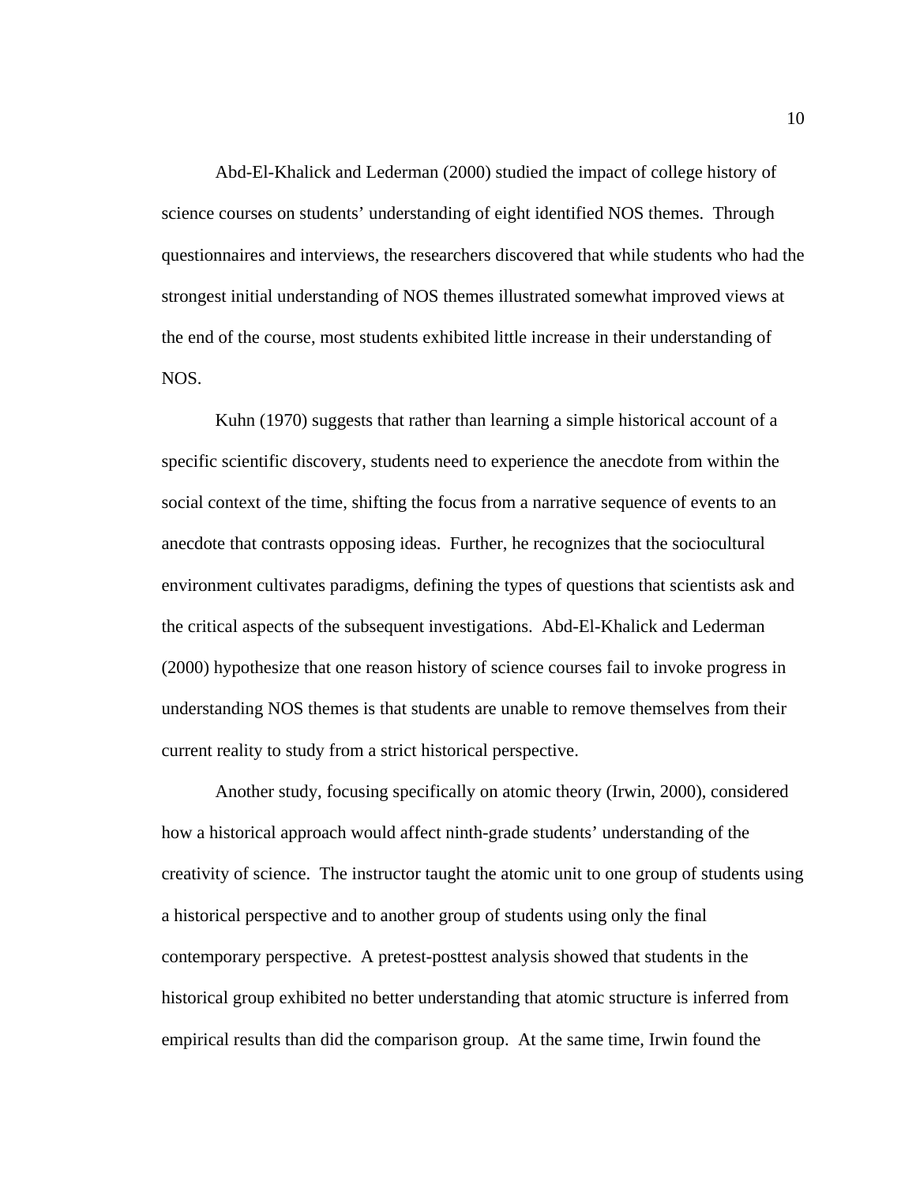Abd-El-Khalick and Lederman (2000) studied the impact of college history of science courses on students' understanding of eight identified NOS themes. Through questionnaires and interviews, the researchers discovered that while students who had the strongest initial understanding of NOS themes illustrated somewhat improved views at the end of the course, most students exhibited little increase in their understanding of NOS.

Kuhn (1970) suggests that rather than learning a simple historical account of a specific scientific discovery, students need to experience the anecdote from within the social context of the time, shifting the focus from a narrative sequence of events to an anecdote that contrasts opposing ideas. Further, he recognizes that the sociocultural environment cultivates paradigms, defining the types of questions that scientists ask and the critical aspects of the subsequent investigations. Abd-El-Khalick and Lederman (2000) hypothesize that one reason history of science courses fail to invoke progress in understanding NOS themes is that students are unable to remove themselves from their current reality to study from a strict historical perspective.

Another study, focusing specifically on atomic theory (Irwin, 2000), considered how a historical approach would affect ninth-grade students' understanding of the creativity of science. The instructor taught the atomic unit to one group of students using a historical perspective and to another group of students using only the final contemporary perspective. A pretest-posttest analysis showed that students in the historical group exhibited no better understanding that atomic structure is inferred from empirical results than did the comparison group. At the same time, Irwin found the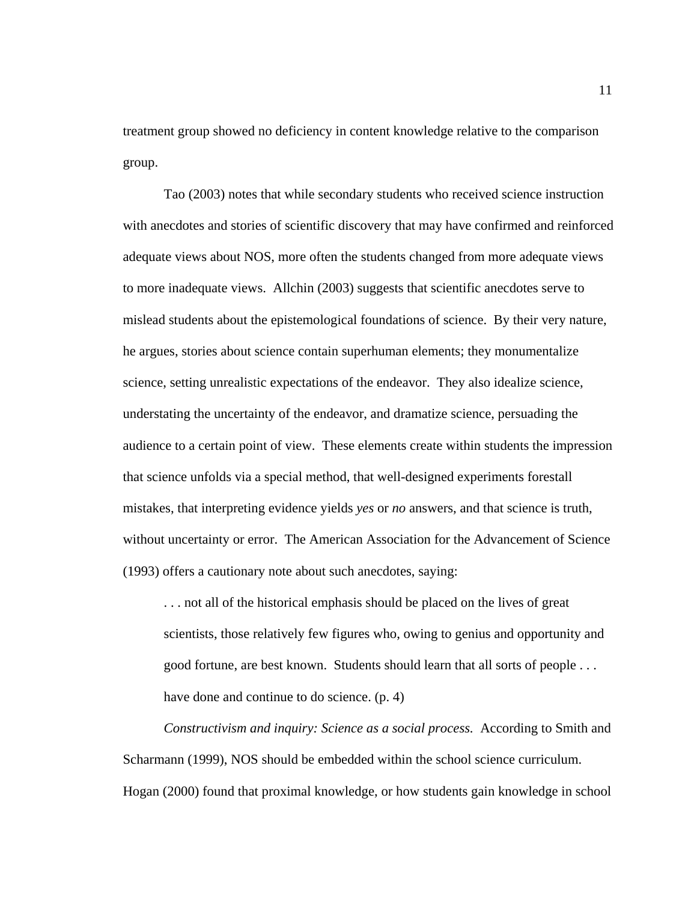treatment group showed no deficiency in content knowledge relative to the comparison group.

Tao (2003) notes that while secondary students who received science instruction with anecdotes and stories of scientific discovery that may have confirmed and reinforced adequate views about NOS, more often the students changed from more adequate views to more inadequate views. Allchin (2003) suggests that scientific anecdotes serve to mislead students about the epistemological foundations of science. By their very nature, he argues, stories about science contain superhuman elements; they monumentalize science, setting unrealistic expectations of the endeavor. They also idealize science, understating the uncertainty of the endeavor, and dramatize science, persuading the audience to a certain point of view. These elements create within students the impression that science unfolds via a special method, that well-designed experiments forestall mistakes, that interpreting evidence yields *yes* or *no* answers, and that science is truth, without uncertainty or error. The American Association for the Advancement of Science (1993) offers a cautionary note about such anecdotes, saying:

> . . . not all of the historical emphasis should be placed on the lives of great scientists, those relatively few figures who, owing to genius and opportunity and good fortune, are best known. Students should learn that all sorts of people . . . have done and continue to do science. (p. 4)

*Constructivism and inquiry: Science as a social process.* According to Smith and Scharmann (1999), NOS should be embedded within the school science curriculum. Hogan (2000) found that proximal knowledge, or how students gain knowledge in school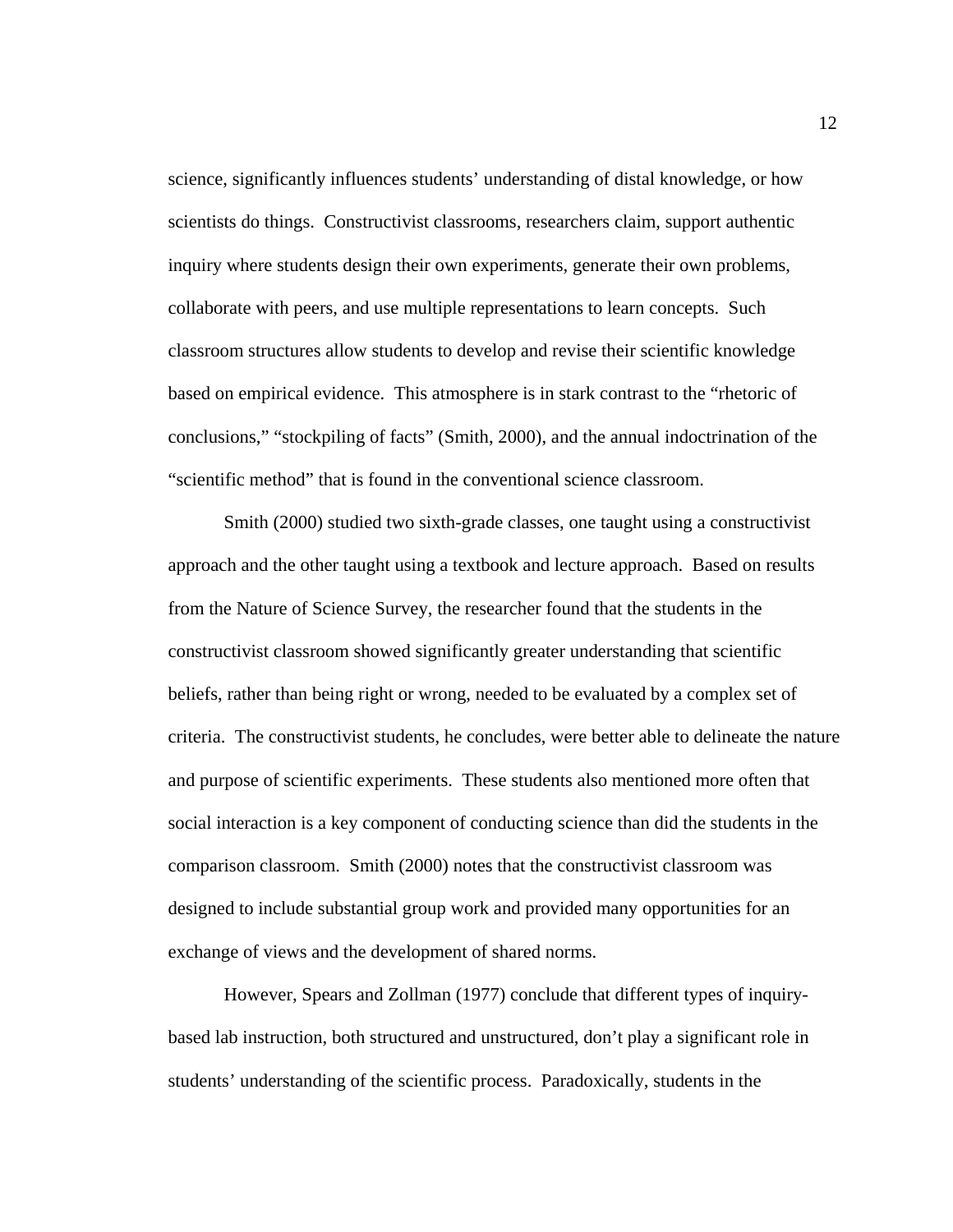science, significantly influences students' understanding of distal knowledge, or how scientists do things. Constructivist classrooms, researchers claim, support authentic inquiry where students design their own experiments, generate their own problems, collaborate with peers, and use multiple representations to learn concepts. Such classroom structures allow students to develop and revise their scientific knowledge based on empirical evidence. This atmosphere is in stark contrast to the "rhetoric of conclusions," "stockpiling of facts" (Smith, 2000), and the annual indoctrination of the "scientific method" that is found in the conventional science classroom.

Smith (2000) studied two sixth-grade classes, one taught using a constructivist approach and the other taught using a textbook and lecture approach. Based on results from the Nature of Science Survey, the researcher found that the students in the constructivist classroom showed significantly greater understanding that scientific beliefs, rather than being right or wrong, needed to be evaluated by a complex set of criteria. The constructivist students, he concludes, were better able to delineate the nature and purpose of scientific experiments. These students also mentioned more often that social interaction is a key component of conducting science than did the students in the comparison classroom. Smith (2000) notes that the constructivist classroom was designed to include substantial group work and provided many opportunities for an exchange of views and the development of shared norms.

However, Spears and Zollman (1977) conclude that different types of inquiry-based lab instruction, both structured and unstructured, don't play a significant role in students' understanding of the scientific process. Paradoxically, students in the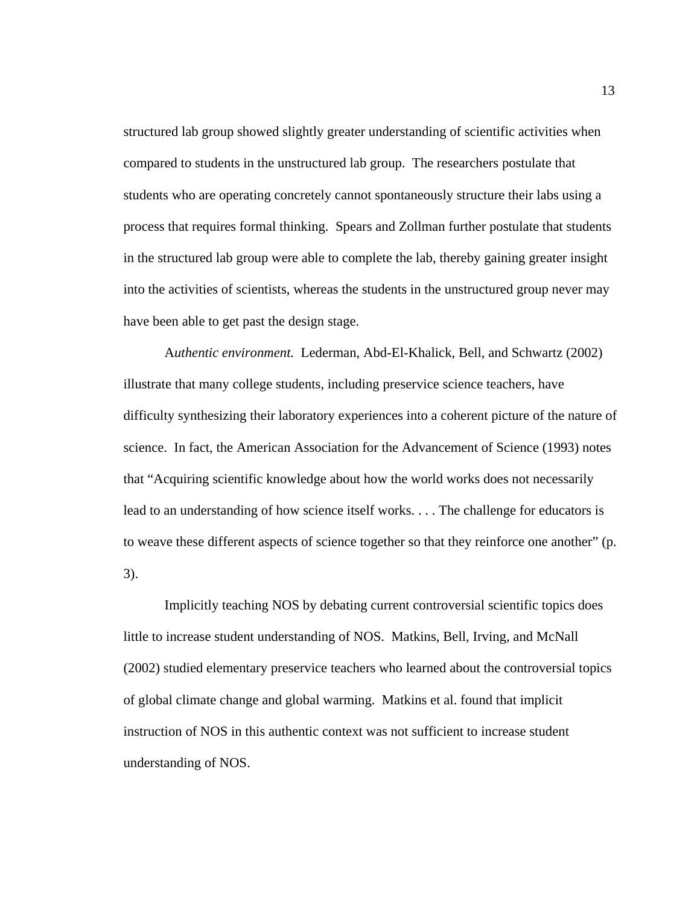structured lab group showed slightly greater understanding of scientific activities when compared to students in the unstructured lab group. The researchers postulate that students who are operating concretely cannot spontaneously structure their labs using a process that requires formal thinking. Spears and Zollman further postulate that students in the structured lab group were able to complete the lab, thereby gaining greater insight into the activities of scientists, whereas the students in the unstructured group never may have been able to get past the design stage.

A*uthentic environment.* Lederman, Abd-El-Khalick, Bell, and Schwartz (2002) illustrate that many college students, including preservice science teachers, have difficulty synthesizing their laboratory experiences into a coherent picture of the nature of science. In fact, the American Association for the Advancement of Science (1993) notes that "Acquiring scientific knowledge about how the world works does not necessarily lead to an understanding of how science itself works. . . . The challenge for educators is to weave these different aspects of science together so that they reinforce one another" (p. 3).

Implicitly teaching NOS by debating current controversial scientific topics does little to increase student understanding of NOS. Matkins, Bell, Irving, and McNall (2002) studied elementary preservice teachers who learned about the controversial topics of global climate change and global warming. Matkins et al. found that implicit instruction of NOS in this authentic context was not sufficient to increase student understanding of NOS.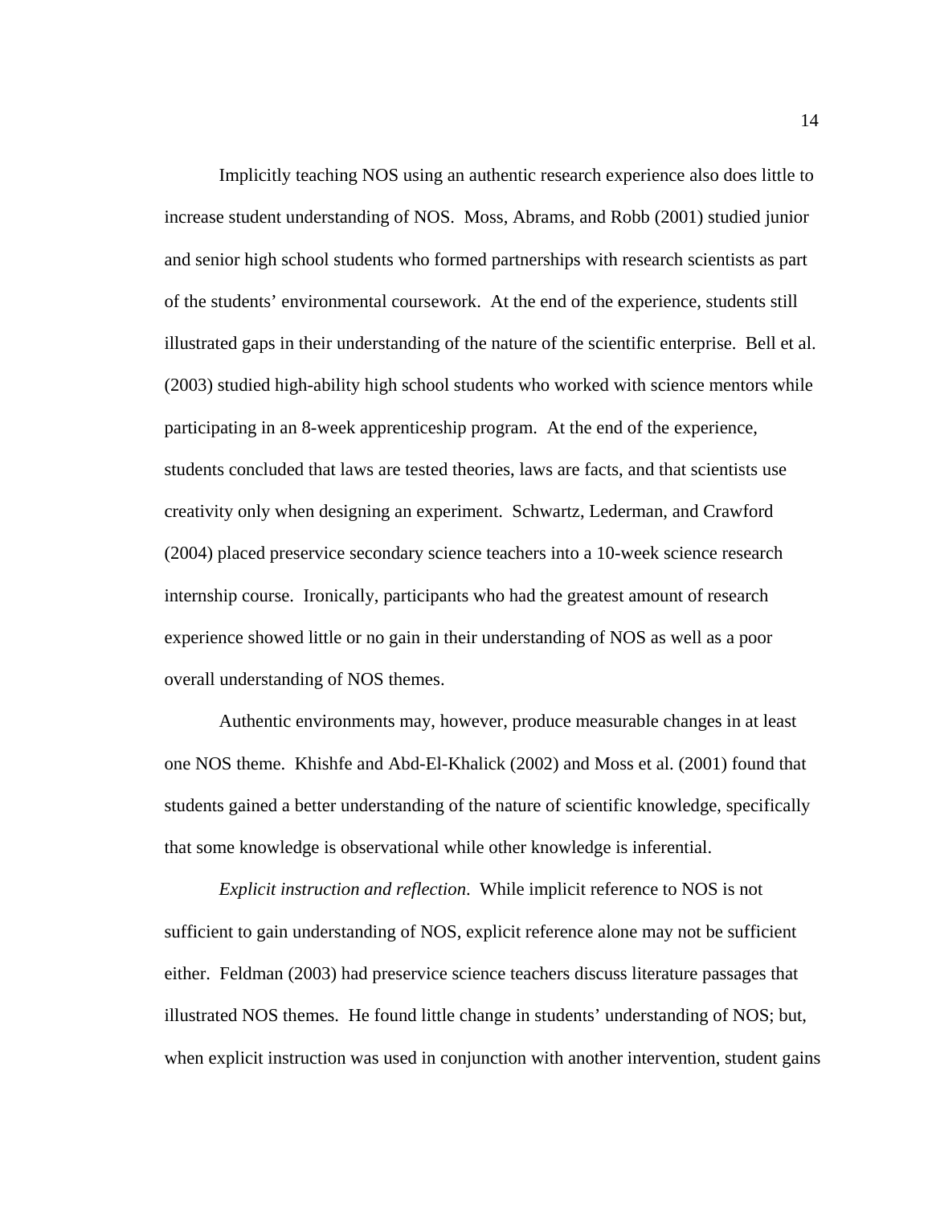Implicitly teaching NOS using an authentic research experience also does little to increase student understanding of NOS. Moss, Abrams, and Robb (2001) studied junior and senior high school students who formed partnerships with research scientists as part of the students' environmental coursework. At the end of the experience, students still illustrated gaps in their understanding of the nature of the scientific enterprise. Bell et al. (2003) studied high-ability high school students who worked with science mentors while participating in an 8-week apprenticeship program. At the end of the experience, students concluded that laws are tested theories, laws are facts, and that scientists use creativity only when designing an experiment. Schwartz, Lederman, and Crawford (2004) placed preservice secondary science teachers into a 10-week science research internship course. Ironically, participants who had the greatest amount of research experience showed little or no gain in their understanding of NOS as well as a poor overall understanding of NOS themes.

Authentic environments may, however, produce measurable changes in at least one NOS theme. Khishfe and Abd-El-Khalick (2002) and Moss et al. (2001) found that students gained a better understanding of the nature of scientific knowledge, specifically that some knowledge is observational while other knowledge is inferential.

*Explicit instruction and reflection*. While implicit reference to NOS is not sufficient to gain understanding of NOS, explicit reference alone may not be sufficient either. Feldman (2003) had preservice science teachers discuss literature passages that illustrated NOS themes. He found little change in students' understanding of NOS; but, when explicit instruction was used in conjunction with another intervention, student gains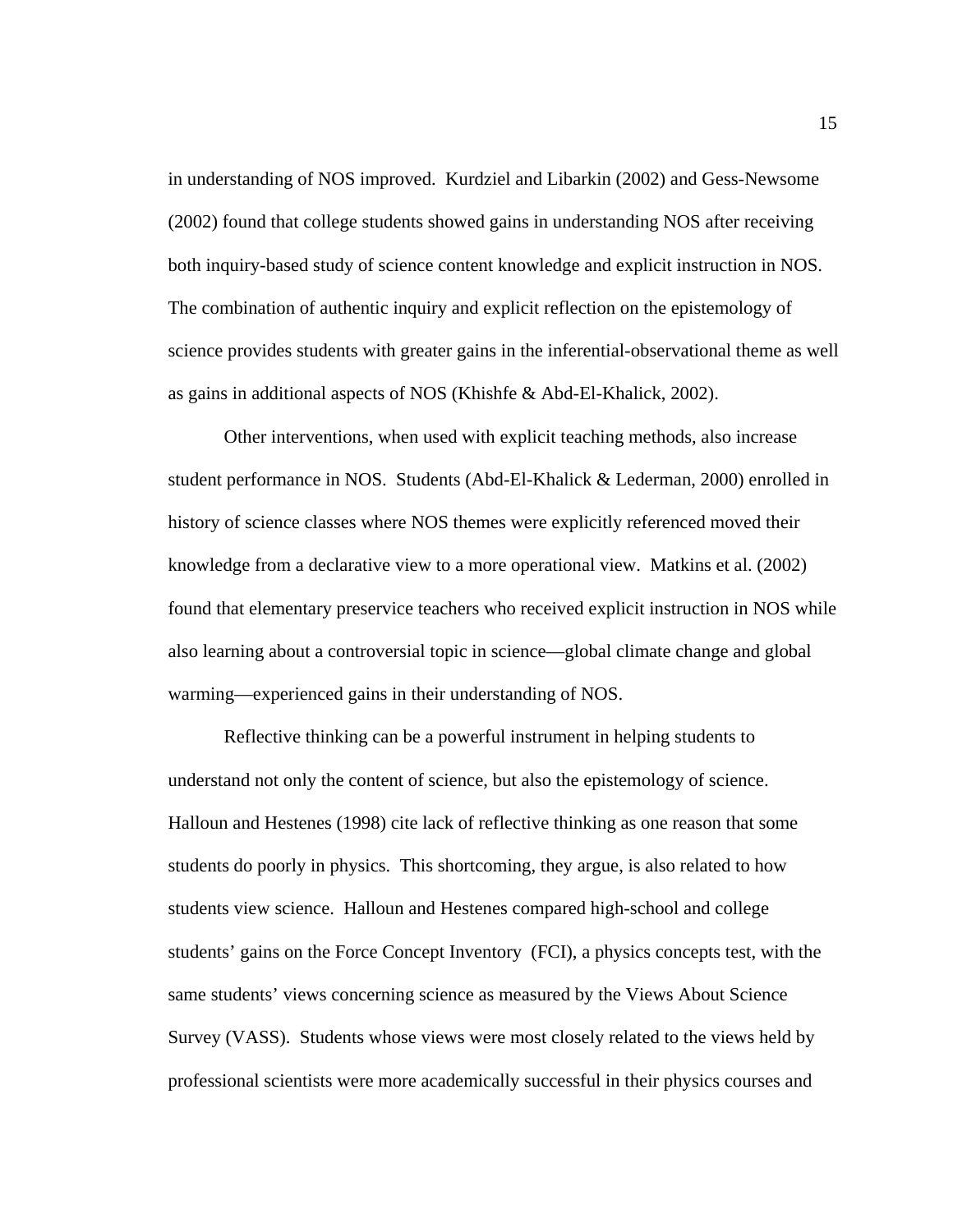in understanding of NOS improved. Kurdziel and Libarkin (2002) and Gess-Newsome (2002) found that college students showed gains in understanding NOS after receiving both inquiry-based study of science content knowledge and explicit instruction in NOS. The combination of authentic inquiry and explicit reflection on the epistemology of science provides students with greater gains in the inferential-observational theme as well as gains in additional aspects of NOS (Khishfe & Abd-El-Khalick, 2002).

Other interventions, when used with explicit teaching methods, also increase student performance in NOS. Students (Abd-El-Khalick & Lederman, 2000) enrolled in history of science classes where NOS themes were explicitly referenced moved their knowledge from a declarative view to a more operational view. Matkins et al. (2002) found that elementary preservice teachers who received explicit instruction in NOS while also learning about a controversial topic in science—global climate change and global warming—experienced gains in their understanding of NOS.

Reflective thinking can be a powerful instrument in helping students to understand not only the content of science, but also the epistemology of science. Halloun and Hestenes (1998) cite lack of reflective thinking as one reason that some students do poorly in physics. This shortcoming, they argue, is also related to how students view science. Halloun and Hestenes compared high-school and college students' gains on the Force Concept Inventory (FCI), a physics concepts test, with the same students' views concerning science as measured by the Views About Science Survey (VASS). Students whose views were most closely related to the views held by professional scientists were more academically successful in their physics courses and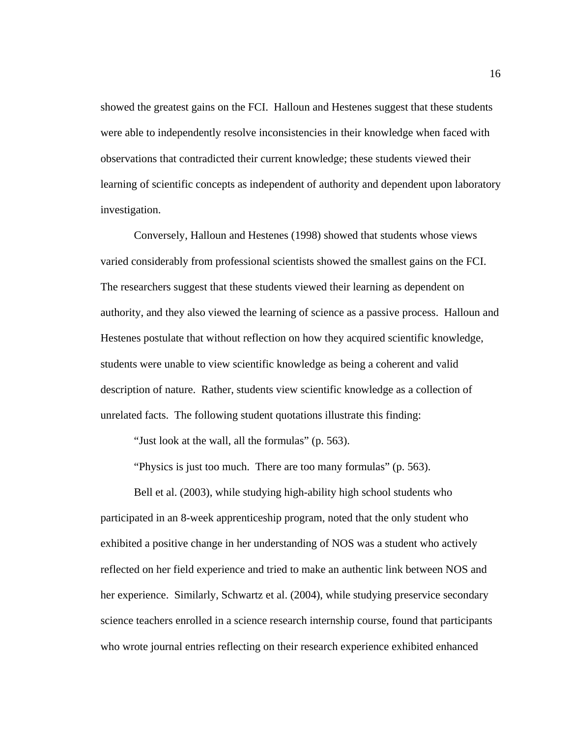showed the greatest gains on the FCI. Halloun and Hestenes suggest that these students were able to independently resolve inconsistencies in their knowledge when faced with observations that contradicted their current knowledge; these students viewed their learning of scientific concepts as independent of authority and dependent upon laboratory investigation.

Conversely, Halloun and Hestenes (1998) showed that students whose views varied considerably from professional scientists showed the smallest gains on the FCI. The researchers suggest that these students viewed their learning as dependent on authority, and they also viewed the learning of science as a passive process. Halloun and Hestenes postulate that without reflection on how they acquired scientific knowledge, students were unable to view scientific knowledge as being a coherent and valid description of nature. Rather, students view scientific knowledge as a collection of unrelated facts. The following student quotations illustrate this finding:

"Just look at the wall, all the formulas" (p. 563).

"Physics is just too much. There are too many formulas" (p. 563).

Bell et al. (2003), while studying high-ability high school students who participated in an 8-week apprenticeship program, noted that the only student who exhibited a positive change in her understanding of NOS was a student who actively reflected on her field experience and tried to make an authentic link between NOS and her experience. Similarly, Schwartz et al. (2004), while studying preservice secondary science teachers enrolled in a science research internship course, found that participants who wrote journal entries reflecting on their research experience exhibited enhanced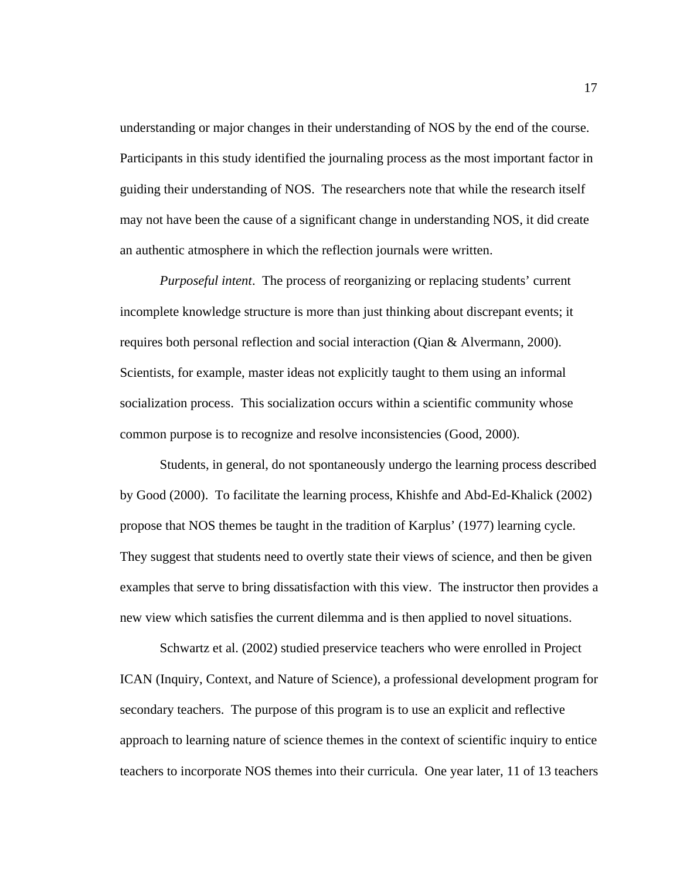understanding or major changes in their understanding of NOS by the end of the course. Participants in this study identified the journaling process as the most important factor in guiding their understanding of NOS. The researchers note that while the research itself may not have been the cause of a significant change in understanding NOS, it did create an authentic atmosphere in which the reflection journals were written.

*Purposeful intent*. The process of reorganizing or replacing students' current incomplete knowledge structure is more than just thinking about discrepant events; it requires both personal reflection and social interaction (Qian & Alvermann, 2000). Scientists, for example, master ideas not explicitly taught to them using an informal socialization process. This socialization occurs within a scientific community whose common purpose is to recognize and resolve inconsistencies (Good, 2000).

Students, in general, do not spontaneously undergo the learning process described by Good (2000). To facilitate the learning process, Khishfe and Abd-Ed-Khalick (2002) propose that NOS themes be taught in the tradition of Karplus' (1977) learning cycle. They suggest that students need to overtly state their views of science, and then be given examples that serve to bring dissatisfaction with this view. The instructor then provides a new view which satisfies the current dilemma and is then applied to novel situations.

Schwartz et al. (2002) studied preservice teachers who were enrolled in Project ICAN (Inquiry, Context, and Nature of Science), a professional development program for secondary teachers. The purpose of this program is to use an explicit and reflective approach to learning nature of science themes in the context of scientific inquiry to entice teachers to incorporate NOS themes into their curricula. One year later, 11 of 13 teachers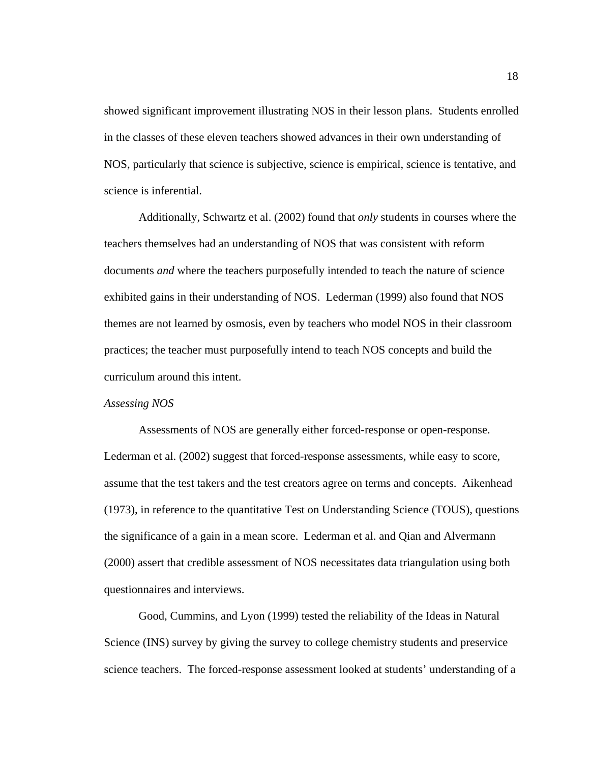showed significant improvement illustrating NOS in their lesson plans. Students enrolled in the classes of these eleven teachers showed advances in their own understanding of NOS, particularly that science is subjective, science is empirical, science is tentative, and science is inferential.

Additionally, Schwartz et al. (2002) found that *only* students in courses where the teachers themselves had an understanding of NOS that was consistent with reform documents *and* where the teachers purposefully intended to teach the nature of science exhibited gains in their understanding of NOS. Lederman (1999) also found that NOS themes are not learned by osmosis, even by teachers who model NOS in their classroom practices; the teacher must purposefully intend to teach NOS concepts and build the curriculum around this intent.

*Assessing NOS*

Assessments of NOS are generally either forced-response or open-response. Lederman et al. (2002) suggest that forced-response assessments, while easy to score, assume that the test takers and the test creators agree on terms and concepts. Aikenhead (1973), in reference to the quantitative Test on Understanding Science (TOUS), questions the significance of a gain in a mean score. Lederman et al. and Qian and Alvermann (2000) assert that credible assessment of NOS necessitates data triangulation using both questionnaires and interviews.

Good, Cummins, and Lyon (1999) tested the reliability of the Ideas in Natural Science (INS) survey by giving the survey to college chemistry students and preservice science teachers. The forced-response assessment looked at students' understanding of a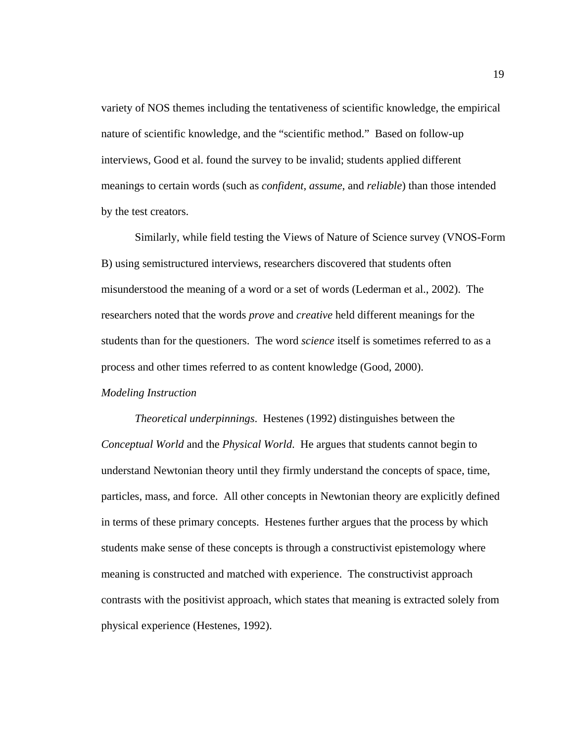variety of NOS themes including the tentativeness of scientific knowledge, the empirical nature of scientific knowledge, and the "scientific method." Based on follow-up interviews, Good et al. found the survey to be invalid; students applied different meanings to certain words (such as *confident*, *assume*, and *reliable*) than those intended by the test creators.

Similarly, while field testing the Views of Nature of Science survey (VNOS-Form B) using semistructured interviews, researchers discovered that students often misunderstood the meaning of a word or a set of words (Lederman et al., 2002). The researchers noted that the words *prove* and *creative* held different meanings for the students than for the questioners. The word *science* itself is sometimes referred to as a process and other times referred to as content knowledge (Good, 2000).

*Modeling Instruction*

*Theoretical underpinnings*. Hestenes (1992) distinguishes between the *Conceptual World* and the *Physical World*. He argues that students cannot begin to understand Newtonian theory until they firmly understand the concepts of space, time, particles, mass, and force. All other concepts in Newtonian theory are explicitly defined in terms of these primary concepts. Hestenes further argues that the process by which students make sense of these concepts is through a constructivist epistemology where meaning is constructed and matched with experience. The constructivist approach contrasts with the positivist approach, which states that meaning is extracted solely from physical experience (Hestenes, 1992).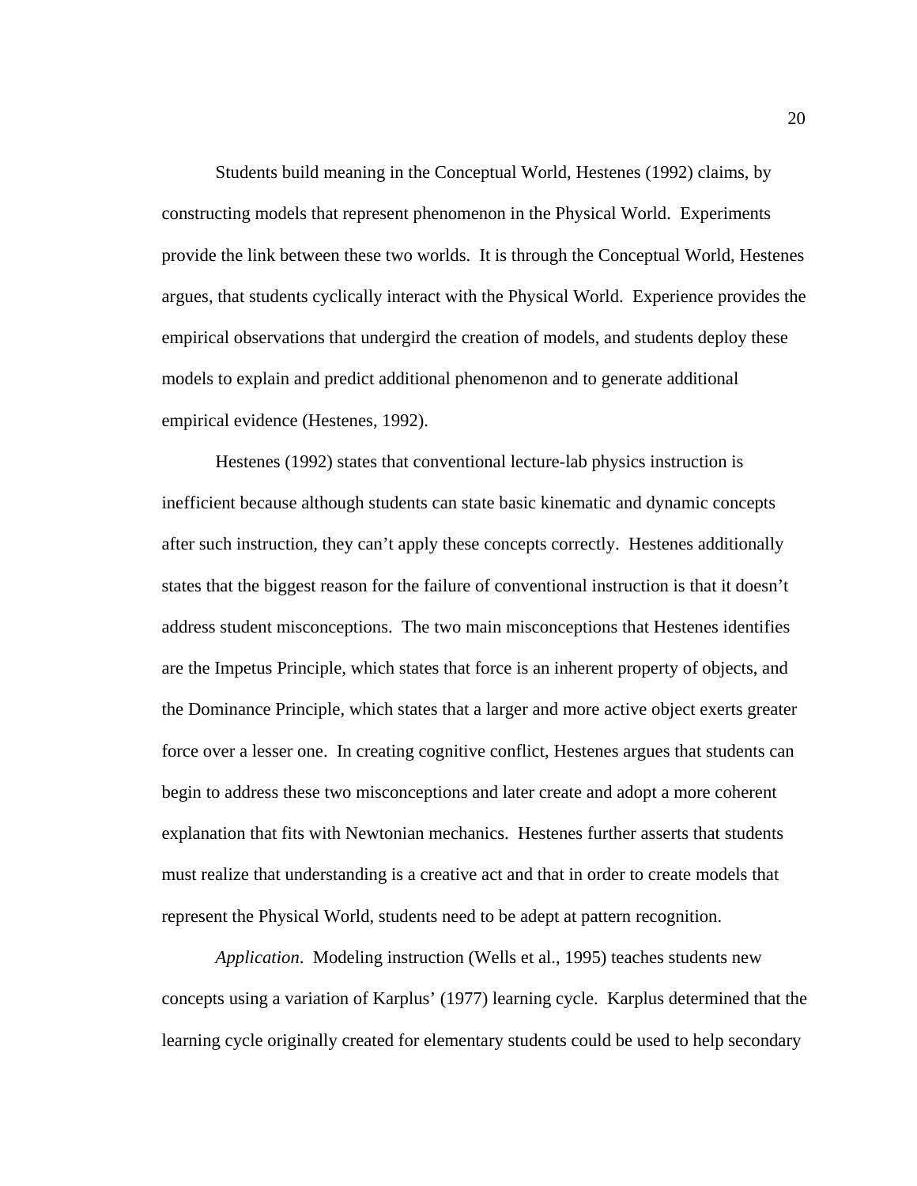Students build meaning in the Conceptual World, Hestenes (1992) claims, by constructing models that represent phenomenon in the Physical World. Experiments provide the link between these two worlds. It is through the Conceptual World, Hestenes argues, that students cyclically interact with the Physical World. Experience provides the empirical observations that undergird the creation of models, and students deploy these models to explain and predict additional phenomenon and to generate additional empirical evidence (Hestenes, 1992).

Hestenes (1992) states that conventional lecture-lab physics instruction is inefficient because although students can state basic kinematic and dynamic concepts after such instruction, they can't apply these concepts correctly. Hestenes additionally states that the biggest reason for the failure of conventional instruction is that it doesn't address student misconceptions. The two main misconceptions that Hestenes identifies are the Impetus Principle, which states that force is an inherent property of objects, and the Dominance Principle, which states that a larger and more active object exerts greater force over a lesser one. In creating cognitive conflict, Hestenes argues that students can begin to address these two misconceptions and later create and adopt a more coherent explanation that fits with Newtonian mechanics. Hestenes further asserts that students must realize that understanding is a creative act and that in order to create models that represent the Physical World, students need to be adept at pattern recognition.

*Application*. Modeling instruction (Wells et al., 1995) teaches students new concepts using a variation of Karplus' (1977) learning cycle. Karplus determined that the learning cycle originally created for elementary students could be used to help secondary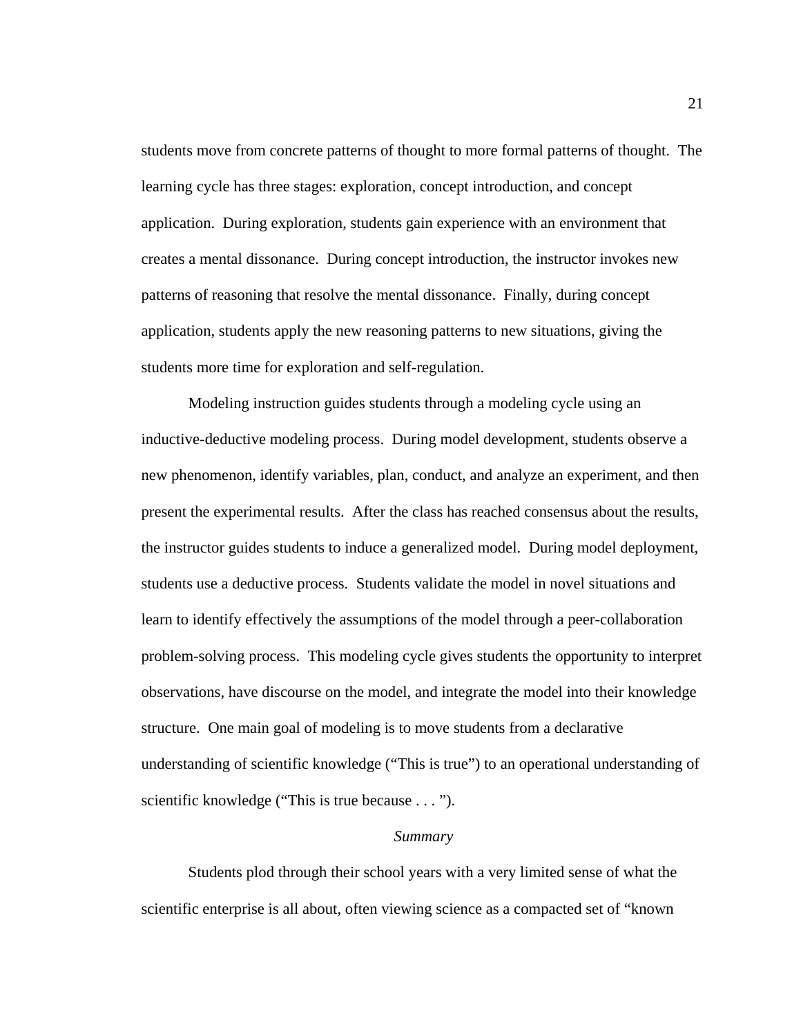students move from concrete patterns of thought to more formal patterns of thought. The learning cycle has three stages: exploration, concept introduction, and concept application. During exploration, students gain experience with an environment that creates a mental dissonance. During concept introduction, the instructor invokes new patterns of reasoning that resolve the mental dissonance. Finally, during concept application, students apply the new reasoning patterns to new situations, giving the students more time for exploration and self-regulation.

Modeling instruction guides students through a modeling cycle using an inductive-deductive modeling process. During model development, students observe a new phenomenon, identify variables, plan, conduct, and analyze an experiment, and then present the experimental results. After the class has reached consensus about the results, the instructor guides students to induce a generalized model. During model deployment, students use a deductive process. Students validate the model in novel situations and learn to identify effectively the assumptions of the model through a peer-collaboration problem-solving process. This modeling cycle gives students the opportunity to interpret observations, have discourse on the model, and integrate the model into their knowledge structure. One main goal of modeling is to move students from a declarative understanding of scientific knowledge (“This is true”) to an operational understanding of scientific knowledge (“This is true because . . . ”).

### *Summary*

Students plod through their school years with a very limited sense of what the scientific enterprise is all about, often viewing science as a compacted set of “known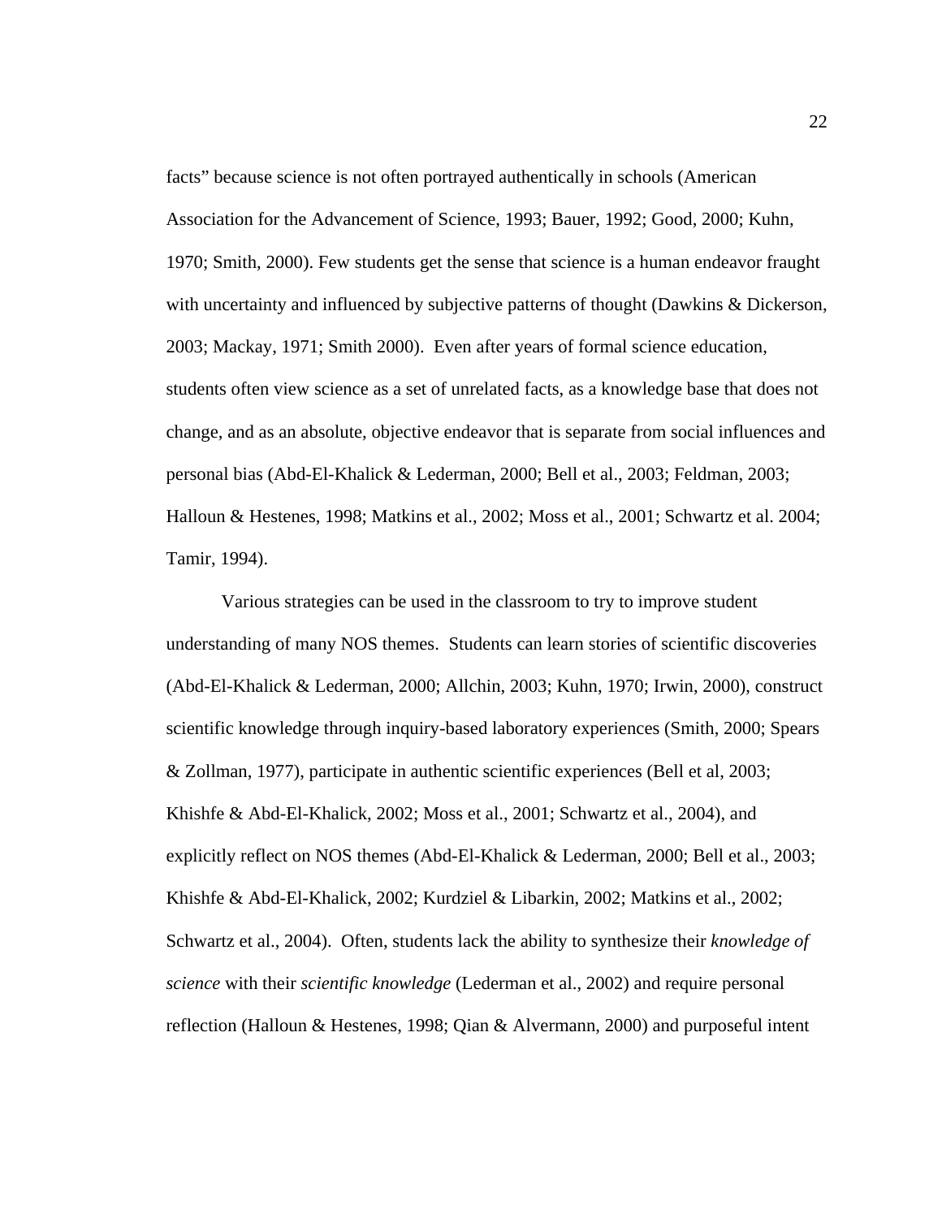facts” because science is not often portrayed authentically in schools (American Association for the Advancement of Science, 1993; Bauer, 1992; Good, 2000; Kuhn, 1970; Smith, 2000). Few students get the sense that science is a human endeavor fraught with uncertainty and influenced by subjective patterns of thought (Dawkins & Dickerson, 2003; Mackay, 1971; Smith 2000). Even after years of formal science education, students often view science as a set of unrelated facts, as a knowledge base that does not change, and as an absolute, objective endeavor that is separate from social influences and personal bias (Abd-El-Khalick & Lederman, 2000; Bell et al., 2003; Feldman, 2003; Halloun & Hestenes, 1998; Matkins et al., 2002; Moss et al., 2001; Schwartz et al. 2004; Tamir, 1994).

Various strategies can be used in the classroom to try to improve student understanding of many NOS themes. Students can learn stories of scientific discoveries (Abd-El-Khalick & Lederman, 2000; Allchin, 2003; Kuhn, 1970; Irwin, 2000), construct scientific knowledge through inquiry-based laboratory experiences (Smith, 2000; Spears & Zollman, 1977), participate in authentic scientific experiences (Bell et al, 2003; Khishfe & Abd-El-Khalick, 2002; Moss et al., 2001; Schwartz et al., 2004), and explicitly reflect on NOS themes (Abd-El-Khalick & Lederman, 2000; Bell et al., 2003; Khishfe & Abd-El-Khalick, 2002; Kurdziel & Libarkin, 2002; Matkins et al., 2002; Schwartz et al., 2004). Often, students lack the ability to synthesize their *knowledge of science* with their *scientific knowledge* (Lederman et al., 2002) and require personal reflection (Halloun & Hestenes, 1998; Qian & Alvermann, 2000) and purposeful intent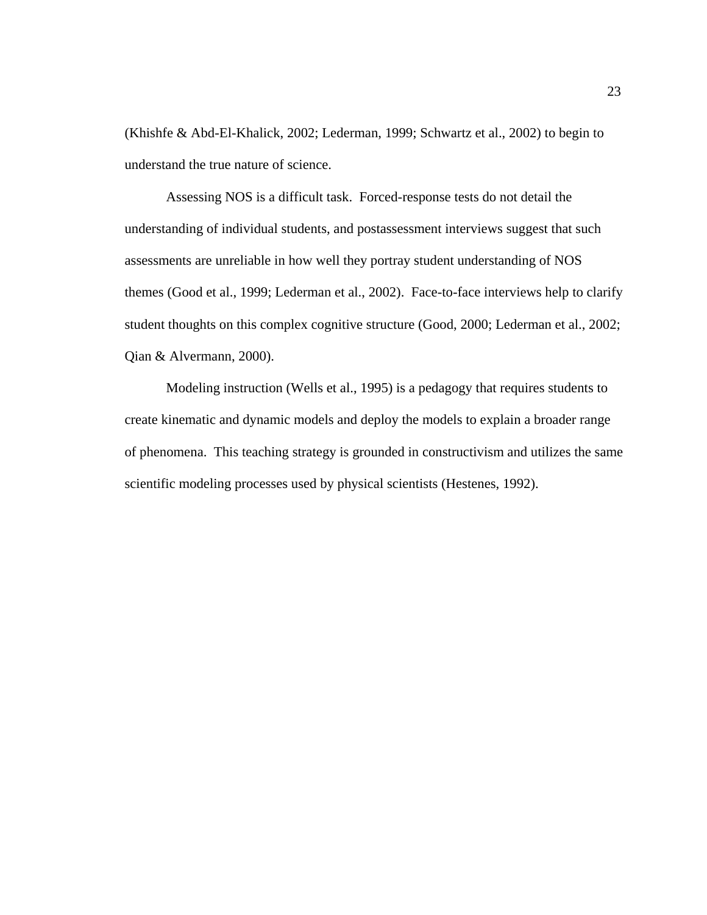(Khishfe & Abd-El-Khalick, 2002; Lederman, 1999; Schwartz et al., 2002) to begin to understand the true nature of science.

Assessing NOS is a difficult task. Forced-response tests do not detail the understanding of individual students, and postassessment interviews suggest that such assessments are unreliable in how well they portray student understanding of NOS themes (Good et al., 1999; Lederman et al., 2002). Face-to-face interviews help to clarify student thoughts on this complex cognitive structure (Good, 2000; Lederman et al., 2002; Qian & Alvermann, 2000).

Modeling instruction (Wells et al., 1995) is a pedagogy that requires students to create kinematic and dynamic models and deploy the models to explain a broader range of phenomena. This teaching strategy is grounded in constructivism and utilizes the same scientific modeling processes used by physical scientists (Hestenes, 1992).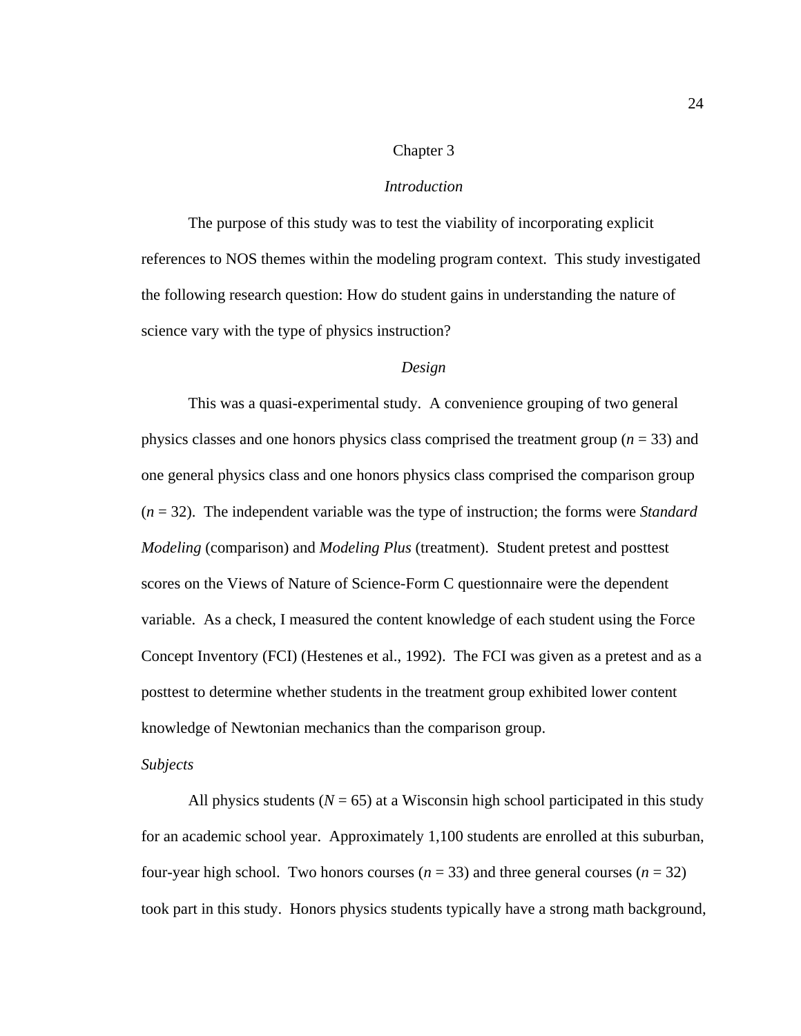# Chapter 3

## *Introduction*

The purpose of this study was to test the viability of incorporating explicit references to NOS themes within the modeling program context. This study investigated the following research question: How do student gains in understanding the nature of science vary with the type of physics instruction?

## *Design*

This was a quasi-experimental study. A convenience grouping of two general physics classes and one honors physics class comprised the treatment group ($n$ = 33) and one general physics class and one honors physics class comprised the comparison group ($n$ = 32). The independent variable was the type of instruction; the forms were *Standard Modeling* (comparison) and *Modeling Plus* (treatment). Student pretest and posttest scores on the Views of Nature of Science-Form C questionnaire were the dependent variable. As a check, I measured the content knowledge of each student using the Force Concept Inventory (FCI) (Hestenes et al., 1992). The FCI was given as a pretest and as a posttest to determine whether students in the treatment group exhibited lower content knowledge of Newtonian mechanics than the comparison group.

### *Subjects*

All physics students ($N$ = 65) at a Wisconsin high school participated in this study for an academic school year. Approximately 1,100 students are enrolled at this suburban, four-year high school. Two honors courses ($n$ = 33) and three general courses ($n$ = 32) took part in this study. Honors physics students typically have a strong math background,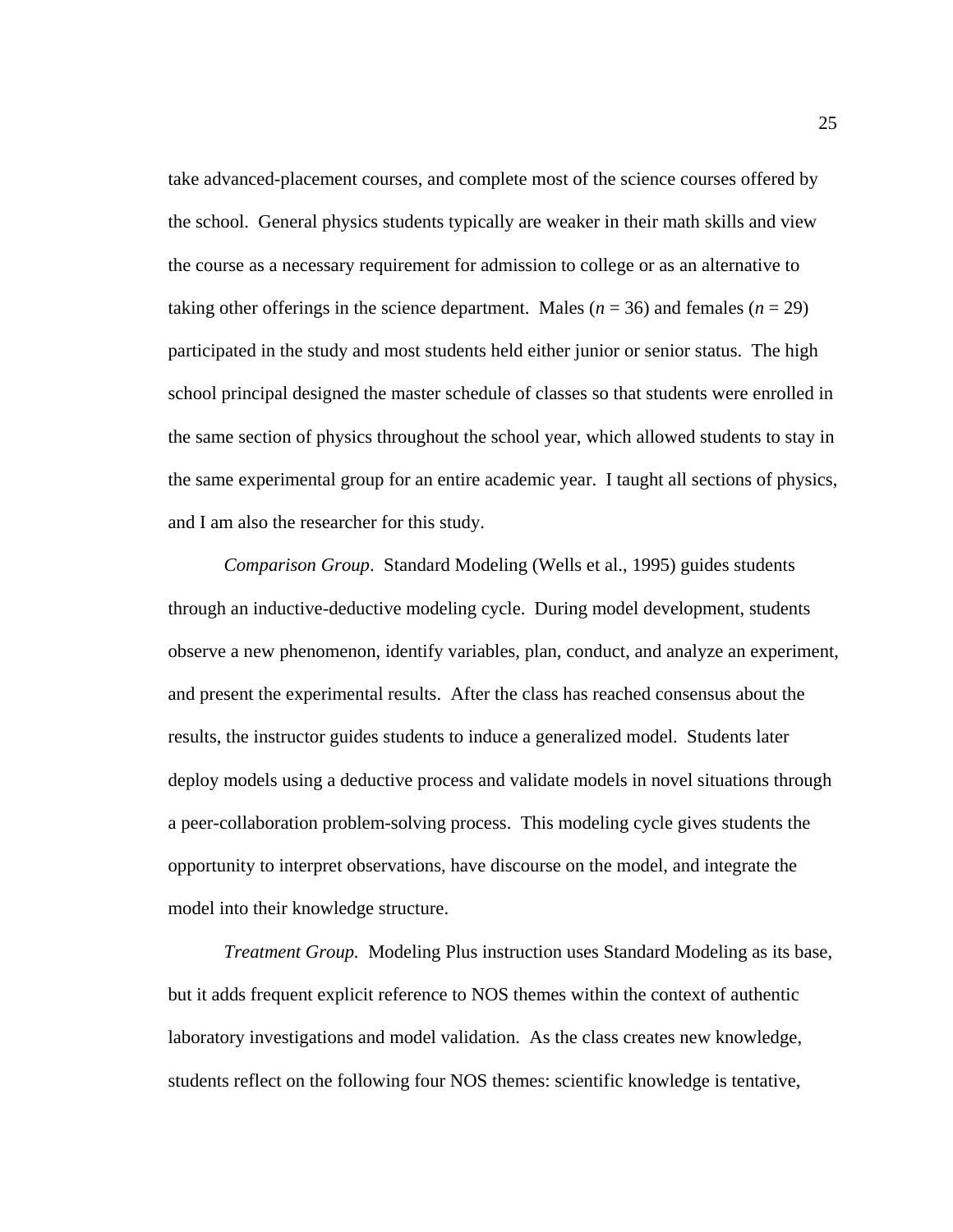take advanced-placement courses, and complete most of the science courses offered by the school. General physics students typically are weaker in their math skills and view the course as a necessary requirement for admission to college or as an alternative to taking other offerings in the science department. Males ($n$ = 36) and females ($n$ = 29) participated in the study and most students held either junior or senior status. The high school principal designed the master schedule of classes so that students were enrolled in the same section of physics throughout the school year, which allowed students to stay in the same experimental group for an entire academic year. I taught all sections of physics, and I am also the researcher for this study.

*Comparison Group*. Standard Modeling (Wells et al., 1995) guides students through an inductive-deductive modeling cycle. During model development, students observe a new phenomenon, identify variables, plan, conduct, and analyze an experiment, and present the experimental results. After the class has reached consensus about the results, the instructor guides students to induce a generalized model. Students later deploy models using a deductive process and validate models in novel situations through a peer-collaboration problem-solving process. This modeling cycle gives students the opportunity to interpret observations, have discourse on the model, and integrate the model into their knowledge structure.

*Treatment Group.* Modeling Plus instruction uses Standard Modeling as its base, but it adds frequent explicit reference to NOS themes within the context of authentic laboratory investigations and model validation. As the class creates new knowledge, students reflect on the following four NOS themes: scientific knowledge is tentative,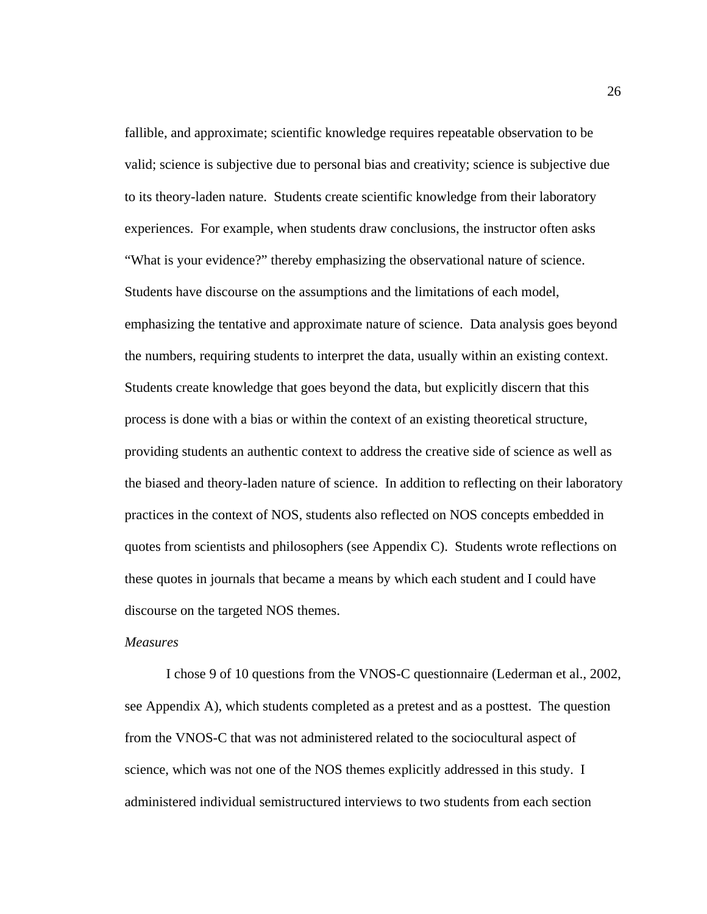fallible, and approximate; scientific knowledge requires repeatable observation to be valid; science is subjective due to personal bias and creativity; science is subjective due to its theory-laden nature. Students create scientific knowledge from their laboratory experiences. For example, when students draw conclusions, the instructor often asks "What is your evidence?" thereby emphasizing the observational nature of science. Students have discourse on the assumptions and the limitations of each model, emphasizing the tentative and approximate nature of science. Data analysis goes beyond the numbers, requiring students to interpret the data, usually within an existing context. Students create knowledge that goes beyond the data, but explicitly discern that this process is done with a bias or within the context of an existing theoretical structure, providing students an authentic context to address the creative side of science as well as the biased and theory-laden nature of science. In addition to reflecting on their laboratory practices in the context of NOS, students also reflected on NOS concepts embedded in quotes from scientists and philosophers (see Appendix C). Students wrote reflections on these quotes in journals that became a means by which each student and I could have discourse on the targeted NOS themes.

*Measures*

I chose 9 of 10 questions from the VNOS-C questionnaire (Lederman et al., 2002, see Appendix A), which students completed as a pretest and as a posttest. The question from the VNOS-C that was not administered related to the sociocultural aspect of science, which was not one of the NOS themes explicitly addressed in this study. I administered individual semistructured interviews to two students from each section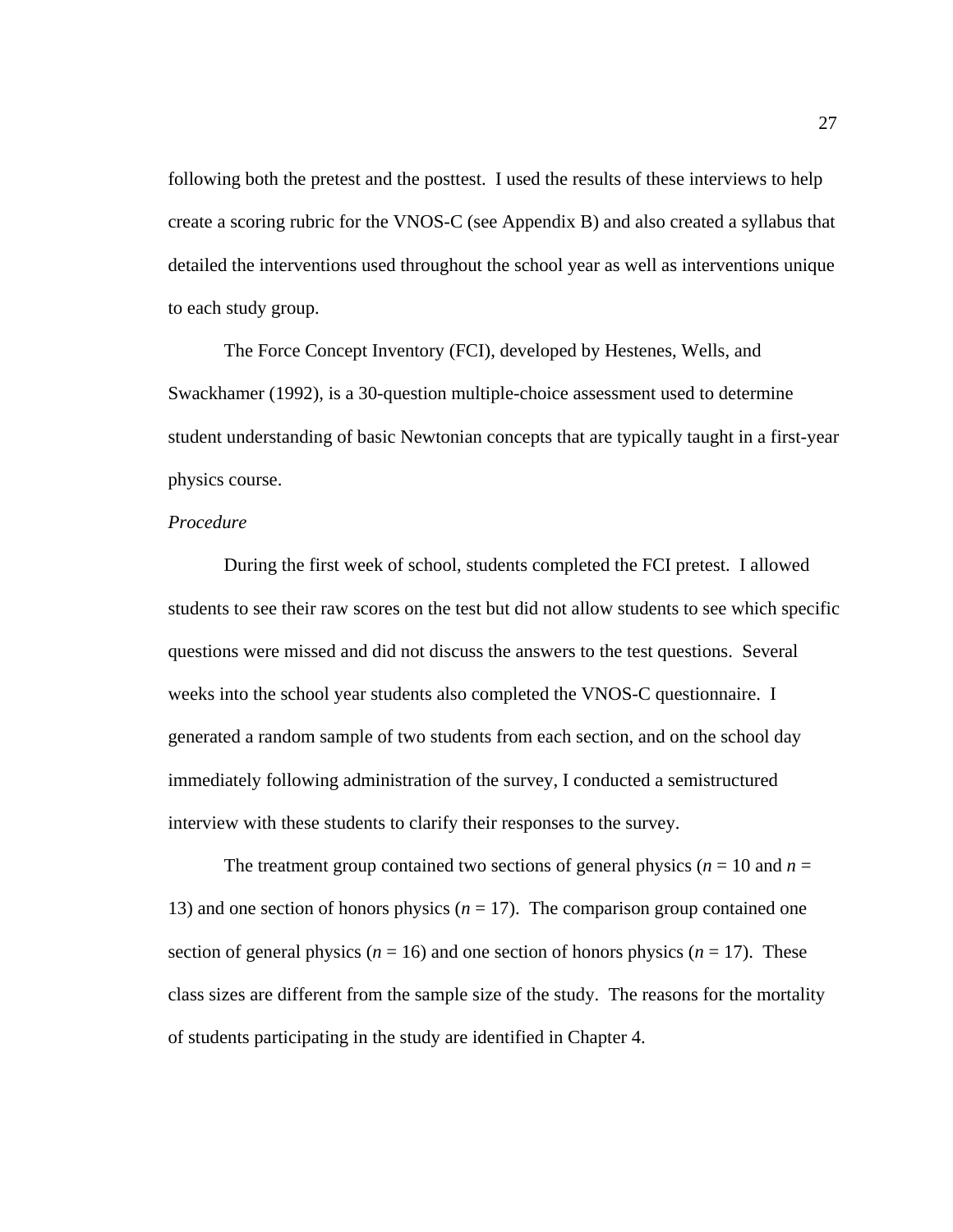following both the pretest and the posttest. I used the results of these interviews to help create a scoring rubric for the VNOS-C (see Appendix B) and also created a syllabus that detailed the interventions used throughout the school year as well as interventions unique to each study group.

The Force Concept Inventory (FCI), developed by Hestenes, Wells, and Swackhamer (1992), is a 30-question multiple-choice assessment used to determine student understanding of basic Newtonian concepts that are typically taught in a first-year physics course.

*Procedure*

During the first week of school, students completed the FCI pretest. I allowed students to see their raw scores on the test but did not allow students to see which specific questions were missed and did not discuss the answers to the test questions. Several weeks into the school year students also completed the VNOS-C questionnaire. I generated a random sample of two students from each section, and on the school day immediately following administration of the survey, I conducted a semistructured interview with these students to clarify their responses to the survey.

The treatment group contained two sections of general physics ($n$ = 10 and $n$ = 13) and one section of honors physics ($n$ = 17). The comparison group contained one section of general physics ($n$ = 16) and one section of honors physics ($n$ = 17). These class sizes are different from the sample size of the study. The reasons for the mortality of students participating in the study are identified in Chapter 4.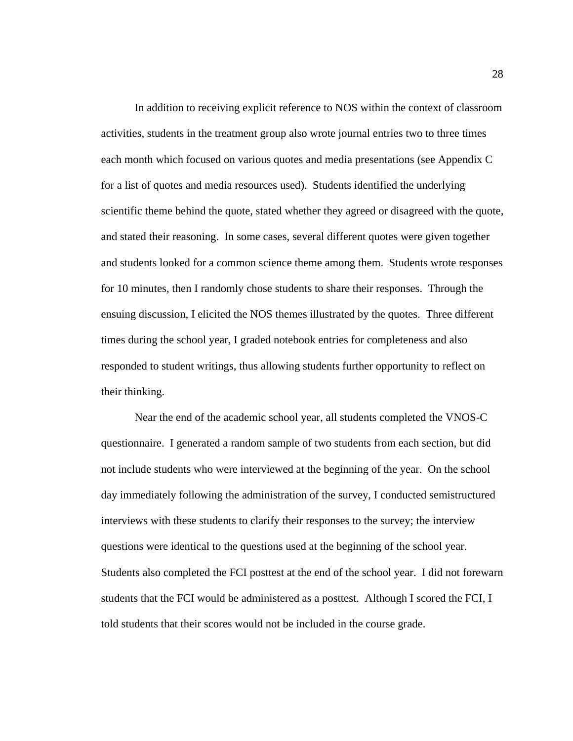In addition to receiving explicit reference to NOS within the context of classroom activities, students in the treatment group also wrote journal entries two to three times each month which focused on various quotes and media presentations (see Appendix C for a list of quotes and media resources used). Students identified the underlying scientific theme behind the quote, stated whether they agreed or disagreed with the quote, and stated their reasoning. In some cases, several different quotes were given together and students looked for a common science theme among them. Students wrote responses for 10 minutes, then I randomly chose students to share their responses. Through the ensuing discussion, I elicited the NOS themes illustrated by the quotes. Three different times during the school year, I graded notebook entries for completeness and also responded to student writings, thus allowing students further opportunity to reflect on their thinking.

Near the end of the academic school year, all students completed the VNOS-C questionnaire. I generated a random sample of two students from each section, but did not include students who were interviewed at the beginning of the year. On the school day immediately following the administration of the survey, I conducted semistructured interviews with these students to clarify their responses to the survey; the interview questions were identical to the questions used at the beginning of the school year. Students also completed the FCI posttest at the end of the school year. I did not forewarn students that the FCI would be administered as a posttest. Although I scored the FCI, I told students that their scores would not be included in the course grade.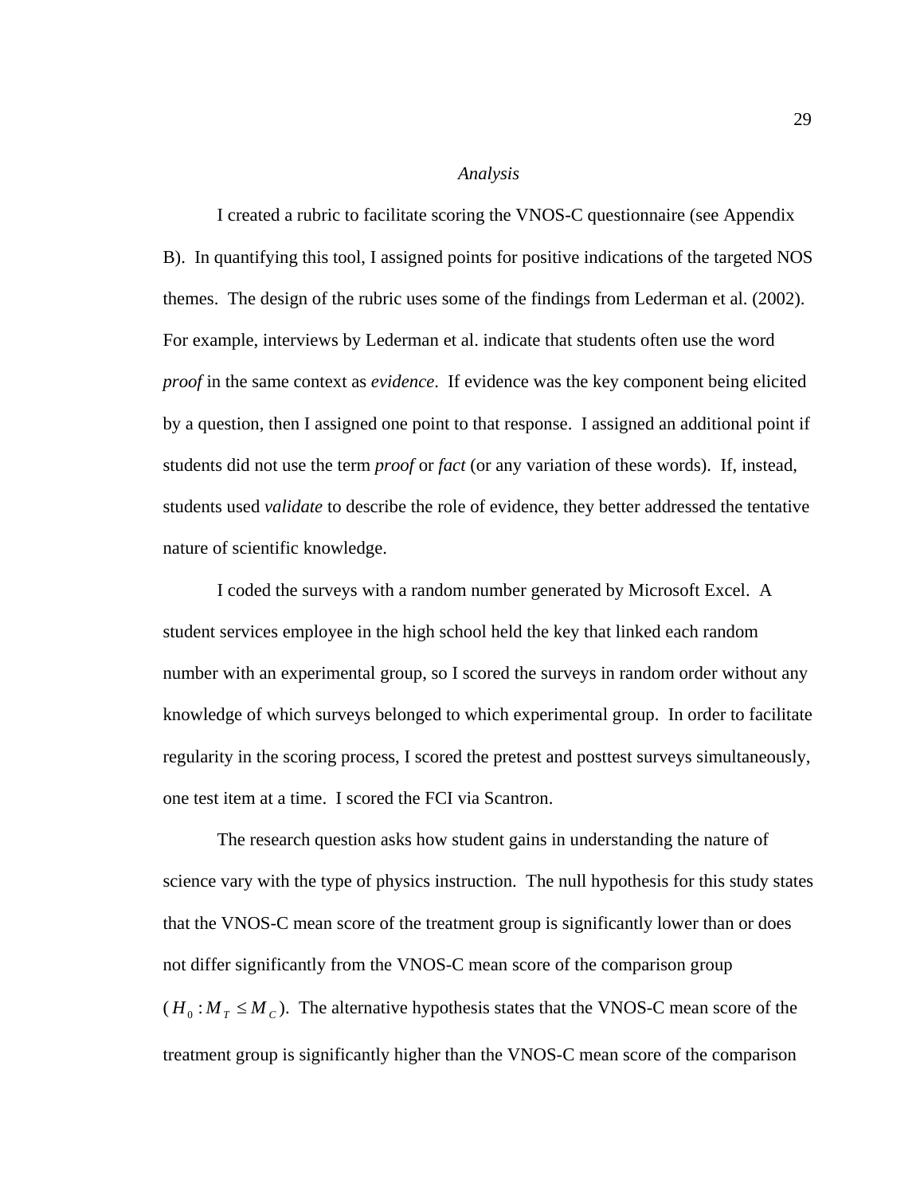*Analysis*

I created a rubric to facilitate scoring the VNOS-C questionnaire (see Appendix B). In quantifying this tool, I assigned points for positive indications of the targeted NOS themes. The design of the rubric uses some of the findings from Lederman et al. (2002). For example, interviews by Lederman et al. indicate that students often use the word *proof* in the same context as *evidence*. If evidence was the key component being elicited by a question, then I assigned one point to that response. I assigned an additional point if students did not use the term *proof* or *fact* (or any variation of these words). If, instead, students used *validate* to describe the role of evidence, they better addressed the tentative nature of scientific knowledge.

I coded the surveys with a random number generated by Microsoft Excel. A student services employee in the high school held the key that linked each random number with an experimental group, so I scored the surveys in random order without any knowledge of which surveys belonged to which experimental group. In order to facilitate regularity in the scoring process, I scored the pretest and posttest surveys simultaneously, one test item at a time. I scored the FCI via Scantron.

The research question asks how student gains in understanding the nature of science vary with the type of physics instruction. The null hypothesis for this study states that the VNOS-C mean score of the treatment group is significantly lower than or does not differ significantly from the VNOS-C mean score of the comparison group ($H_0 : M_T \leq M_C$). The alternative hypothesis states that the VNOS-C mean score of the treatment group is significantly higher than the VNOS-C mean score of the comparison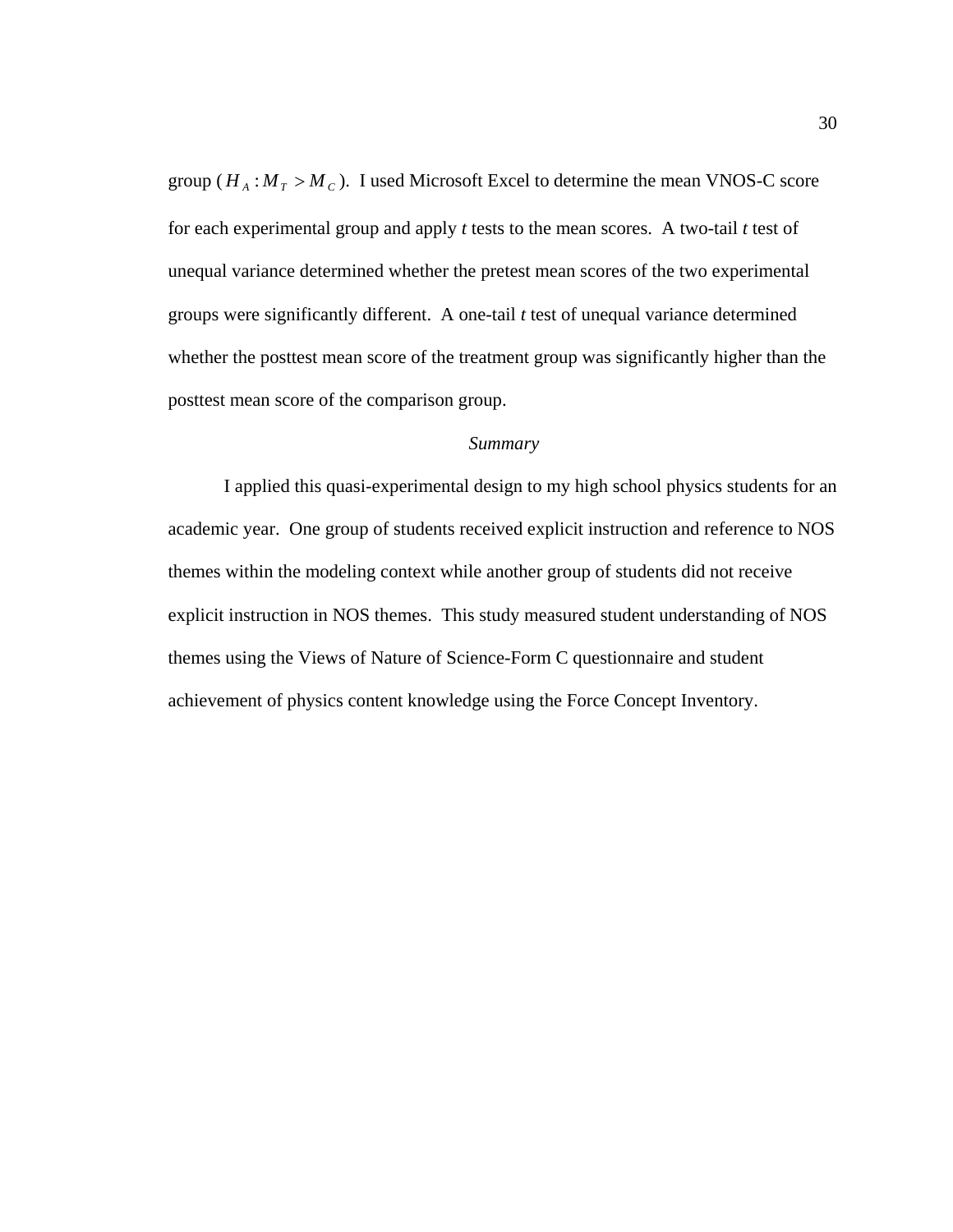group ($H_A : M_T > M_C$). I used Microsoft Excel to determine the mean VNOS-C score for each experimental group and apply *t* tests to the mean scores. A two-tail *t* test of unequal variance determined whether the pretest mean scores of the two experimental groups were significantly different. A one-tail *t* test of unequal variance determined whether the posttest mean score of the treatment group was significantly higher than the posttest mean score of the comparison group.

### *Summary*

I applied this quasi-experimental design to my high school physics students for an academic year. One group of students received explicit instruction and reference to NOS themes within the modeling context while another group of students did not receive explicit instruction in NOS themes. This study measured student understanding of NOS themes using the Views of Nature of Science-Form C questionnaire and student achievement of physics content knowledge using the Force Concept Inventory.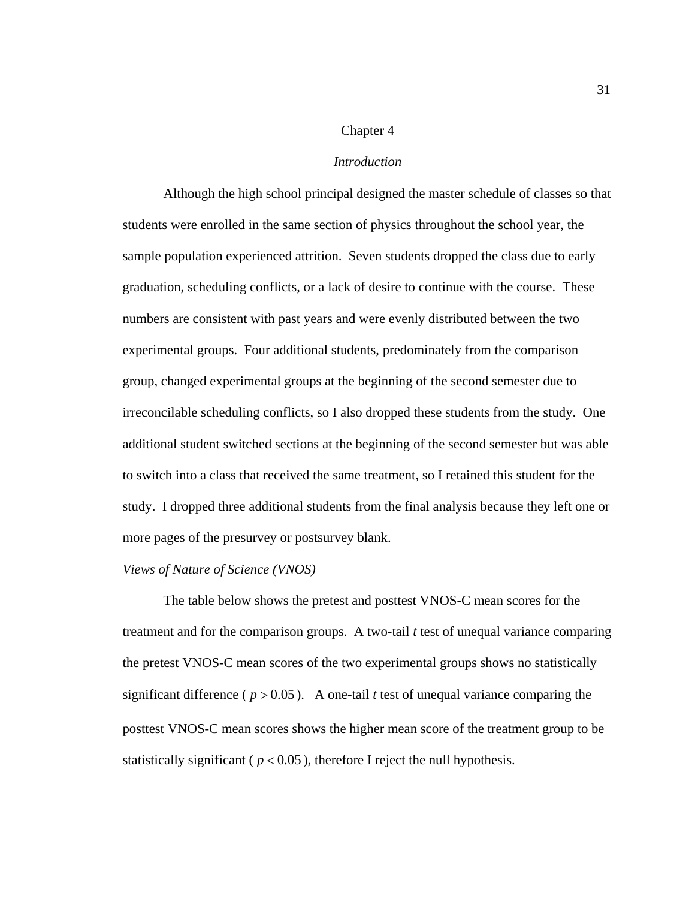# Chapter 4

## *Introduction*

Although the high school principal designed the master schedule of classes so that students were enrolled in the same section of physics throughout the school year, the sample population experienced attrition. Seven students dropped the class due to early graduation, scheduling conflicts, or a lack of desire to continue with the course. These numbers are consistent with past years and were evenly distributed between the two experimental groups. Four additional students, predominately from the comparison group, changed experimental groups at the beginning of the second semester due to irreconcilable scheduling conflicts, so I also dropped these students from the study. One additional student switched sections at the beginning of the second semester but was able to switch into a class that received the same treatment, so I retained this student for the study. I dropped three additional students from the final analysis because they left one or more pages of the presurvey or postsurvey blank.

### *Views of Nature of Science (VNOS)*

The table below shows the pretest and posttest VNOS-C mean scores for the treatment and for the comparison groups. A two-tail *t* test of unequal variance comparing the pretest VNOS-C mean scores of the two experimental groups shows no statistically significant difference ( $p > 0.05$ ). A one-tail *t* test of unequal variance comparing the posttest VNOS-C mean scores shows the higher mean score of the treatment group to be statistically significant ( $p < 0.05$ ), therefore I reject the null hypothesis.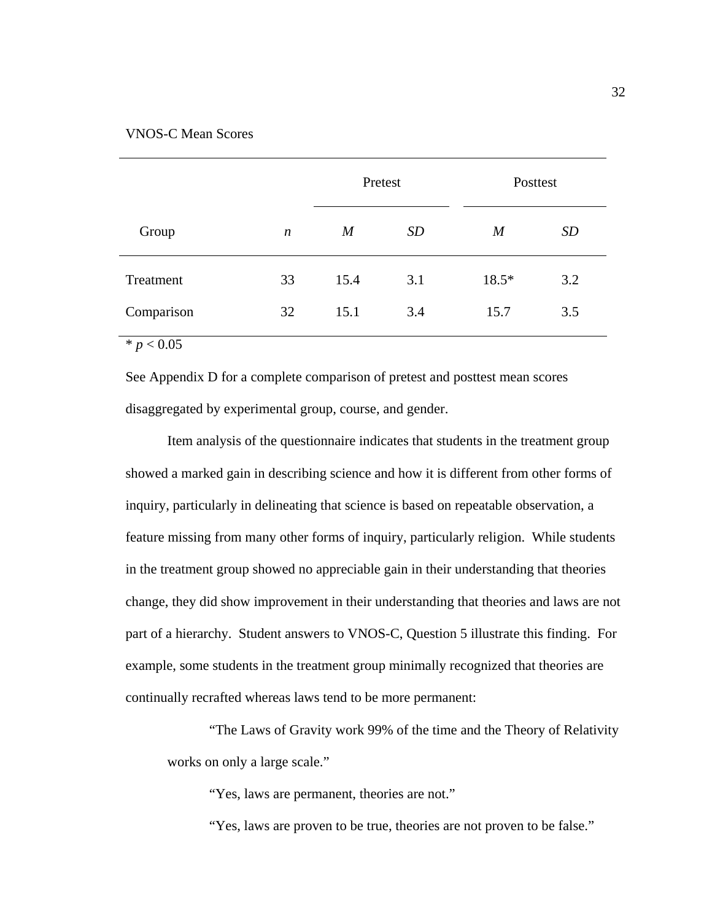VNOS-C Mean Scores

| Group | *n* | Pretest | | Posttest | |
|---|---|---|---|---|---|
| | | *M* | *SD* | *M* | *SD* |
| Treatment | 33 | 15.4 | 3.1 | 18.5* | 3.2 |
| Comparison | 32 | 15.1 | 3.4 | 15.7 | 3.5 |

* $p < 0.05$

See Appendix D for a complete comparison of pretest and posttest mean scores disaggregated by experimental group, course, and gender.

Item analysis of the questionnaire indicates that students in the treatment group showed a marked gain in describing science and how it is different from other forms of inquiry, particularly in delineating that science is based on repeatable observation, a feature missing from many other forms of inquiry, particularly religion. While students in the treatment group showed no appreciable gain in their understanding that theories change, they did show improvement in their understanding that theories and laws are not part of a hierarchy. Student answers to VNOS-C, Question 5 illustrate this finding. For example, some students in the treatment group minimally recognized that theories are continually recrafted whereas laws tend to be more permanent:

> "The Laws of Gravity work 99% of the time and the Theory of Relativity works on only a large scale."
>
> "Yes, laws are permanent, theories are not."
>
> "Yes, laws are proven to be true, theories are not proven to be false."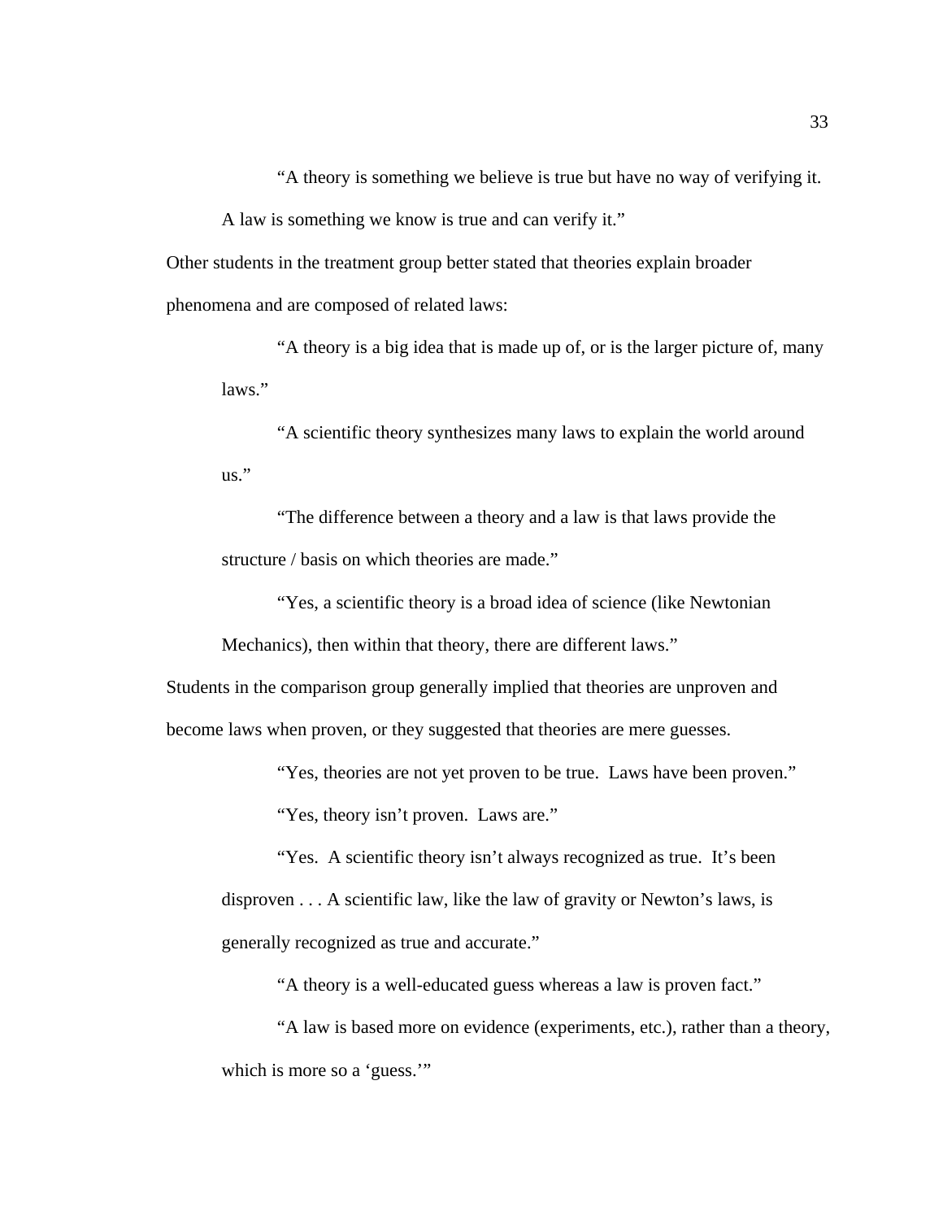> "A theory is something we believe is true but have no way of verifying it. A law is something we know is true and can verify it."

Other students in the treatment group better stated that theories explain broader phenomena and are composed of related laws:

> "A theory is a big idea that is made up of, or is the larger picture of, many laws."
>
> "A scientific theory synthesizes many laws to explain the world around us."
>
> "The difference between a theory and a law is that laws provide the structure / basis on which theories are made."
>
> "Yes, a scientific theory is a broad idea of science (like Newtonian Mechanics), then within that theory, there are different laws."

Students in the comparison group generally implied that theories are unproven and become laws when proven, or they suggested that theories are mere guesses.

> "Yes, theories are not yet proven to be true. Laws have been proven."
>
> "Yes, theory isn't proven. Laws are."
>
> "Yes. A scientific theory isn't always recognized as true. It's been disproven . . . A scientific law, like the law of gravity or Newton's laws, is generally recognized as true and accurate."
>
> "A theory is a well-educated guess whereas a law is proven fact."
>
> "A law is based more on evidence (experiments, etc.), rather than a theory, which is more so a 'guess.'"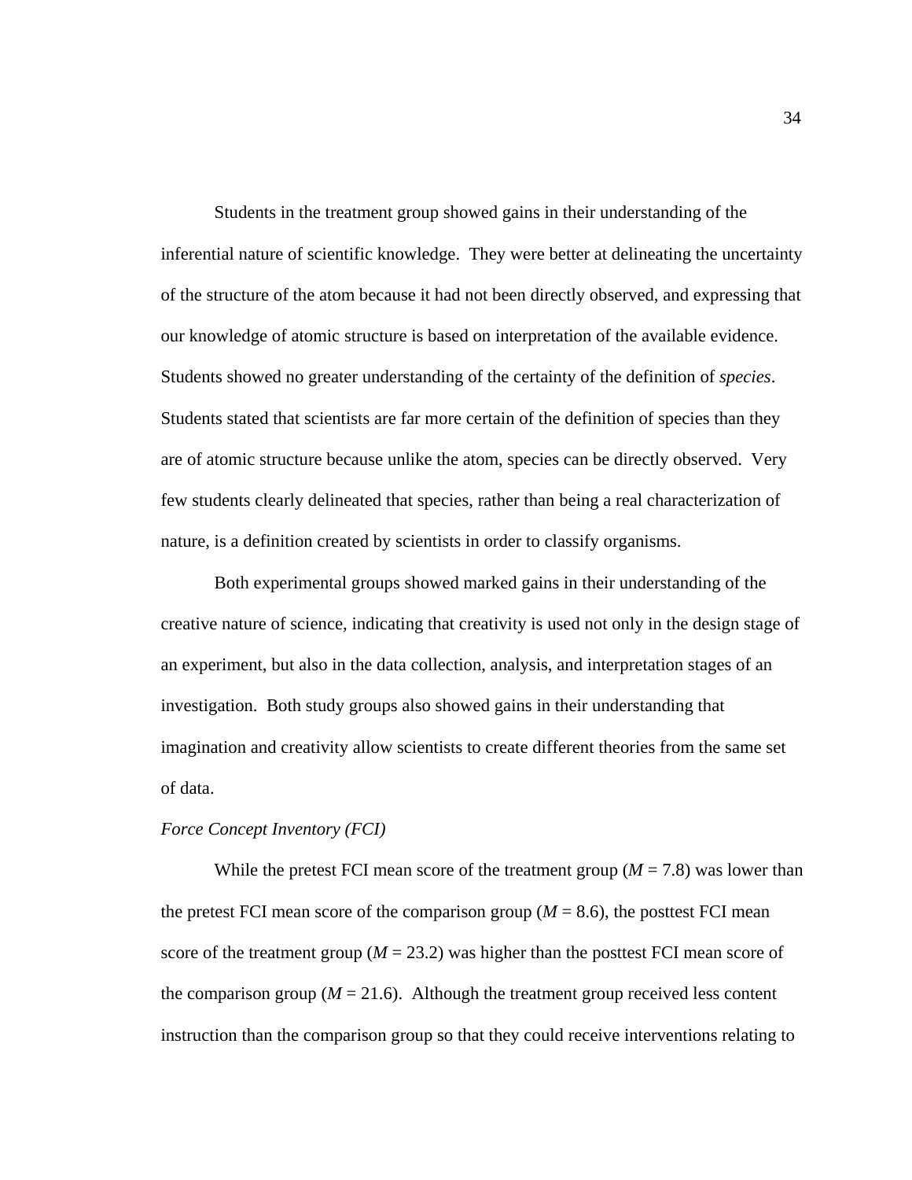Students in the treatment group showed gains in their understanding of the inferential nature of scientific knowledge. They were better at delineating the uncertainty of the structure of the atom because it had not been directly observed, and expressing that our knowledge of atomic structure is based on interpretation of the available evidence. Students showed no greater understanding of the certainty of the definition of *species*. Students stated that scientists are far more certain of the definition of species than they are of atomic structure because unlike the atom, species can be directly observed. Very few students clearly delineated that species, rather than being a real characterization of nature, is a definition created by scientists in order to classify organisms.

Both experimental groups showed marked gains in their understanding of the creative nature of science, indicating that creativity is used not only in the design stage of an experiment, but also in the data collection, analysis, and interpretation stages of an investigation. Both study groups also showed gains in their understanding that imagination and creativity allow scientists to create different theories from the same set of data.

*Force Concept Inventory (FCI)*

While the pretest FCI mean score of the treatment group ($M$ = 7.8) was lower than the pretest FCI mean score of the comparison group ($M$ = 8.6), the posttest FCI mean score of the treatment group ($M$ = 23.2) was higher than the posttest FCI mean score of the comparison group ($M$ = 21.6). Although the treatment group received less content instruction than the comparison group so that they could receive interventions relating to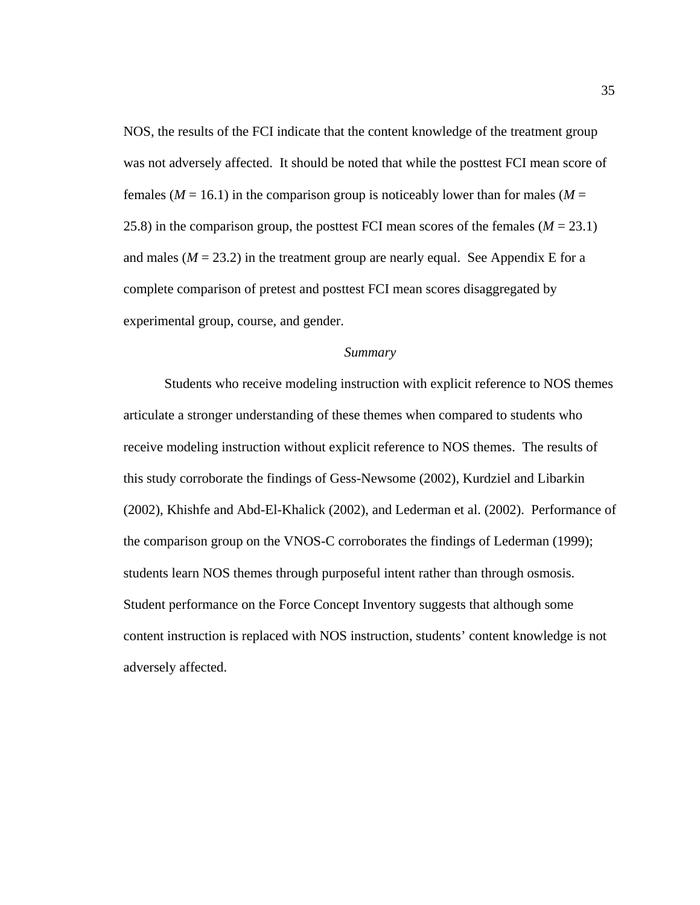NOS, the results of the FCI indicate that the content knowledge of the treatment group was not adversely affected. It should be noted that while the posttest FCI mean score of females (*M* = 16.1) in the comparison group is noticeably lower than for males (*M* = 25.8) in the comparison group, the posttest FCI mean scores of the females (*M* = 23.1) and males (*M* = 23.2) in the treatment group are nearly equal. See Appendix E for a complete comparison of pretest and posttest FCI mean scores disaggregated by experimental group, course, and gender.

### *Summary*

Students who receive modeling instruction with explicit reference to NOS themes articulate a stronger understanding of these themes when compared to students who receive modeling instruction without explicit reference to NOS themes. The results of this study corroborate the findings of Gess-Newsome (2002), Kurdziel and Libarkin (2002), Khishfe and Abd-El-Khalick (2002), and Lederman et al. (2002). Performance of the comparison group on the VNOS-C corroborates the findings of Lederman (1999); students learn NOS themes through purposeful intent rather than through osmosis. Student performance on the Force Concept Inventory suggests that although some content instruction is replaced with NOS instruction, students' content knowledge is not adversely affected.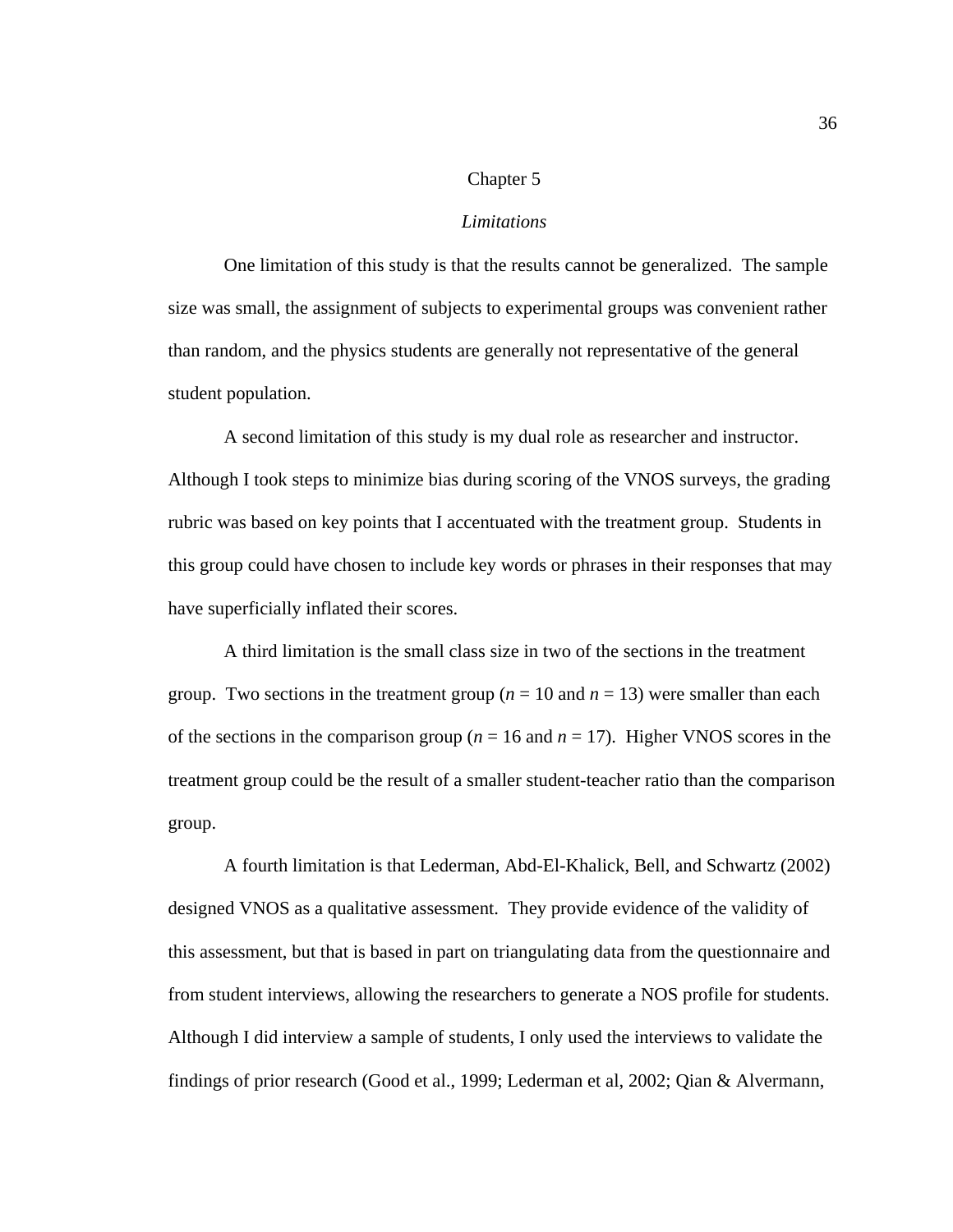# Chapter 5

## *Limitations*

One limitation of this study is that the results cannot be generalized. The sample size was small, the assignment of subjects to experimental groups was convenient rather than random, and the physics students are generally not representative of the general student population.

A second limitation of this study is my dual role as researcher and instructor. Although I took steps to minimize bias during scoring of the VNOS surveys, the grading rubric was based on key points that I accentuated with the treatment group. Students in this group could have chosen to include key words or phrases in their responses that may have superficially inflated their scores.

A third limitation is the small class size in two of the sections in the treatment group. Two sections in the treatment group ($n$ = 10 and $n$ = 13) were smaller than each of the sections in the comparison group ($n$ = 16 and $n$ = 17). Higher VNOS scores in the treatment group could be the result of a smaller student-teacher ratio than the comparison group.

A fourth limitation is that Lederman, Abd-El-Khalick, Bell, and Schwartz (2002) designed VNOS as a qualitative assessment. They provide evidence of the validity of this assessment, but that is based in part on triangulating data from the questionnaire and from student interviews, allowing the researchers to generate a NOS profile for students. Although I did interview a sample of students, I only used the interviews to validate the findings of prior research (Good et al., 1999; Lederman et al, 2002; Qian & Alvermann,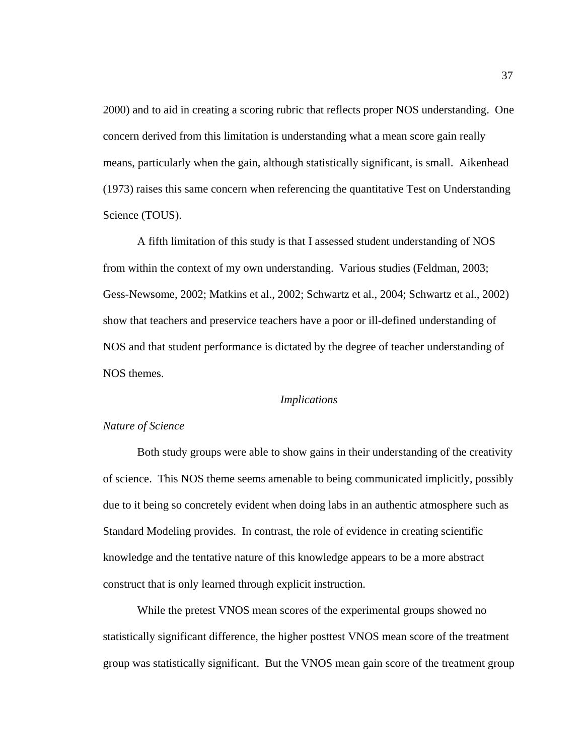2000) and to aid in creating a scoring rubric that reflects proper NOS understanding. One concern derived from this limitation is understanding what a mean score gain really means, particularly when the gain, although statistically significant, is small. Aikenhead (1973) raises this same concern when referencing the quantitative Test on Understanding Science (TOUS).

A fifth limitation of this study is that I assessed student understanding of NOS from within the context of my own understanding. Various studies (Feldman, 2003; Gess-Newsome, 2002; Matkins et al., 2002; Schwartz et al., 2004; Schwartz et al., 2002) show that teachers and preservice teachers have a poor or ill-defined understanding of NOS and that student performance is dictated by the degree of teacher understanding of NOS themes.

## *Implications*

### *Nature of Science*

Both study groups were able to show gains in their understanding of the creativity of science. This NOS theme seems amenable to being communicated implicitly, possibly due to it being so concretely evident when doing labs in an authentic atmosphere such as Standard Modeling provides. In contrast, the role of evidence in creating scientific knowledge and the tentative nature of this knowledge appears to be a more abstract construct that is only learned through explicit instruction.

While the pretest VNOS mean scores of the experimental groups showed no statistically significant difference, the higher posttest VNOS mean score of the treatment group was statistically significant. But the VNOS mean gain score of the treatment group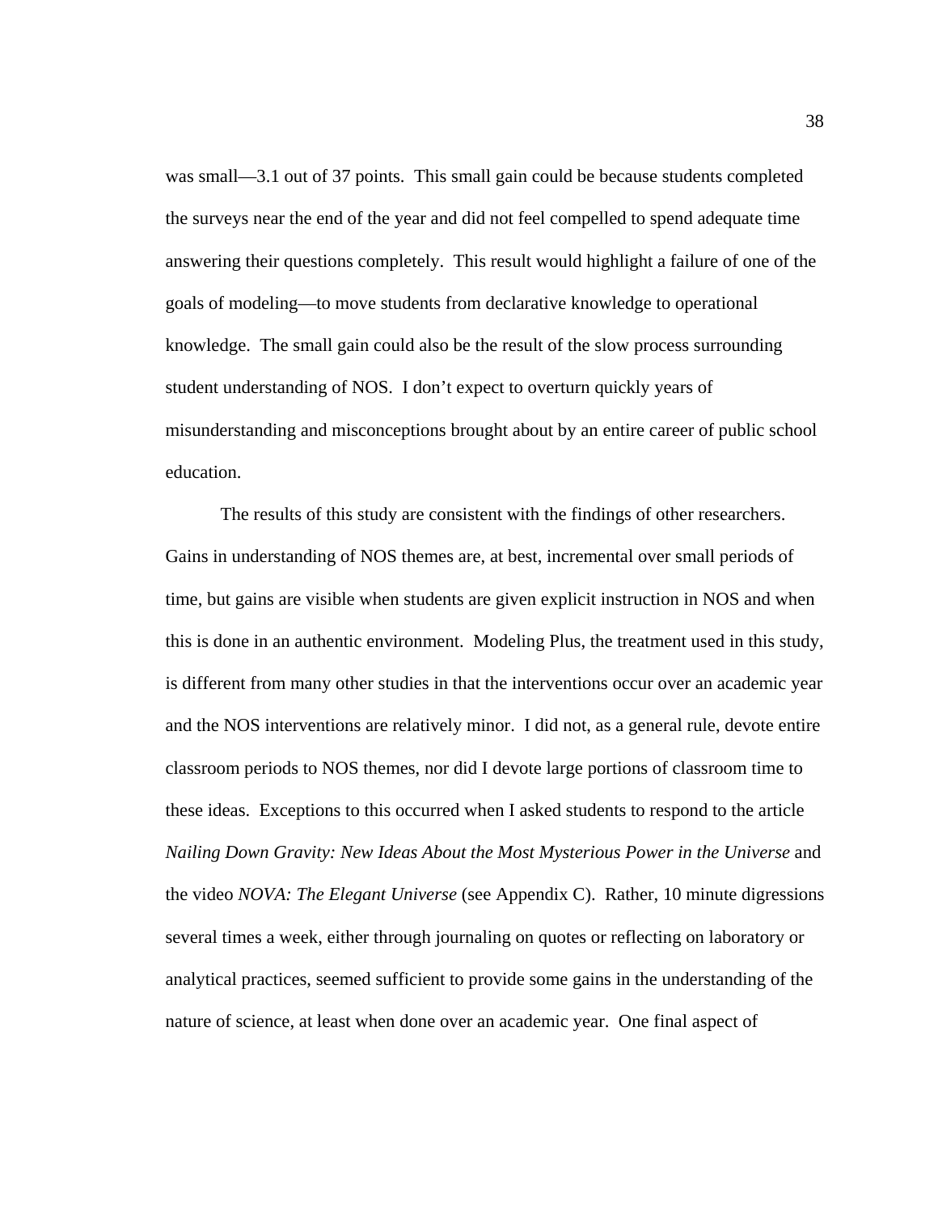was small—3.1 out of 37 points.  This small gain could be because students completed the surveys near the end of the year and did not feel compelled to spend adequate time answering their questions completely.  This result would highlight a failure of one of the goals of modeling—to move students from declarative knowledge to operational knowledge.  The small gain could also be the result of the slow process surrounding student understanding of NOS.  I don't expect to overturn quickly years of misunderstanding and misconceptions brought about by an entire career of public school education.

The results of this study are consistent with the findings of other researchers. Gains in understanding of NOS themes are, at best, incremental over small periods of time, but gains are visible when students are given explicit instruction in NOS and when this is done in an authentic environment.  Modeling Plus, the treatment used in this study, is different from many other studies in that the interventions occur over an academic year and the NOS interventions are relatively minor.  I did not, as a general rule, devote entire classroom periods to NOS themes, nor did I devote large portions of classroom time to these ideas.  Exceptions to this occurred when I asked students to respond to the article *Nailing Down Gravity: New Ideas About the Most Mysterious Power in the Universe* and the video *NOVA: The Elegant Universe* (see Appendix C).  Rather, 10 minute digressions several times a week, either through journaling on quotes or reflecting on laboratory or analytical practices, seemed sufficient to provide some gains in the understanding of the nature of science, at least when done over an academic year.  One final aspect of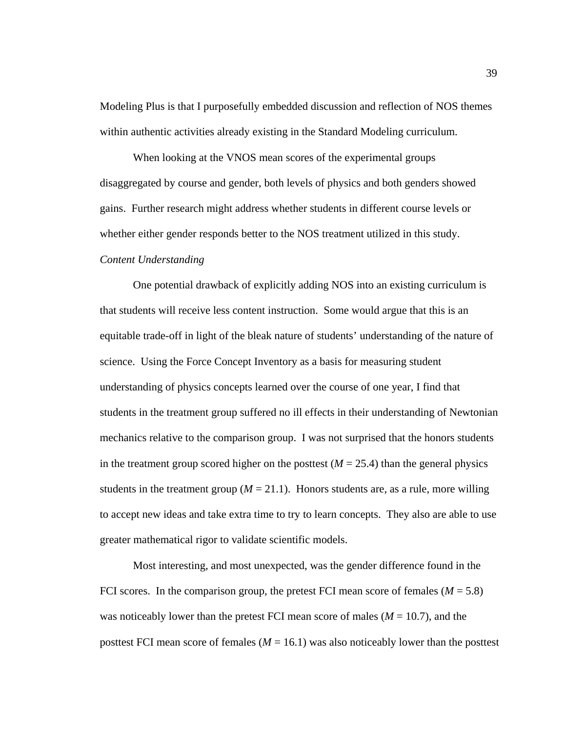Modeling Plus is that I purposefully embedded discussion and reflection of NOS themes within authentic activities already existing in the Standard Modeling curriculum.

When looking at the VNOS mean scores of the experimental groups disaggregated by course and gender, both levels of physics and both genders showed gains. Further research might address whether students in different course levels or whether either gender responds better to the NOS treatment utilized in this study.

*Content Understanding*

One potential drawback of explicitly adding NOS into an existing curriculum is that students will receive less content instruction. Some would argue that this is an equitable trade-off in light of the bleak nature of students' understanding of the nature of science. Using the Force Concept Inventory as a basis for measuring student understanding of physics concepts learned over the course of one year, I find that students in the treatment group suffered no ill effects in their understanding of Newtonian mechanics relative to the comparison group. I was not surprised that the honors students in the treatment group scored higher on the posttest ($M$ = 25.4) than the general physics students in the treatment group ($M$ = 21.1). Honors students are, as a rule, more willing to accept new ideas and take extra time to try to learn concepts. They also are able to use greater mathematical rigor to validate scientific models.

Most interesting, and most unexpected, was the gender difference found in the FCI scores. In the comparison group, the pretest FCI mean score of females ($M$ = 5.8) was noticeably lower than the pretest FCI mean score of males ($M$ = 10.7), and the posttest FCI mean score of females ($M$ = 16.1) was also noticeably lower than the posttest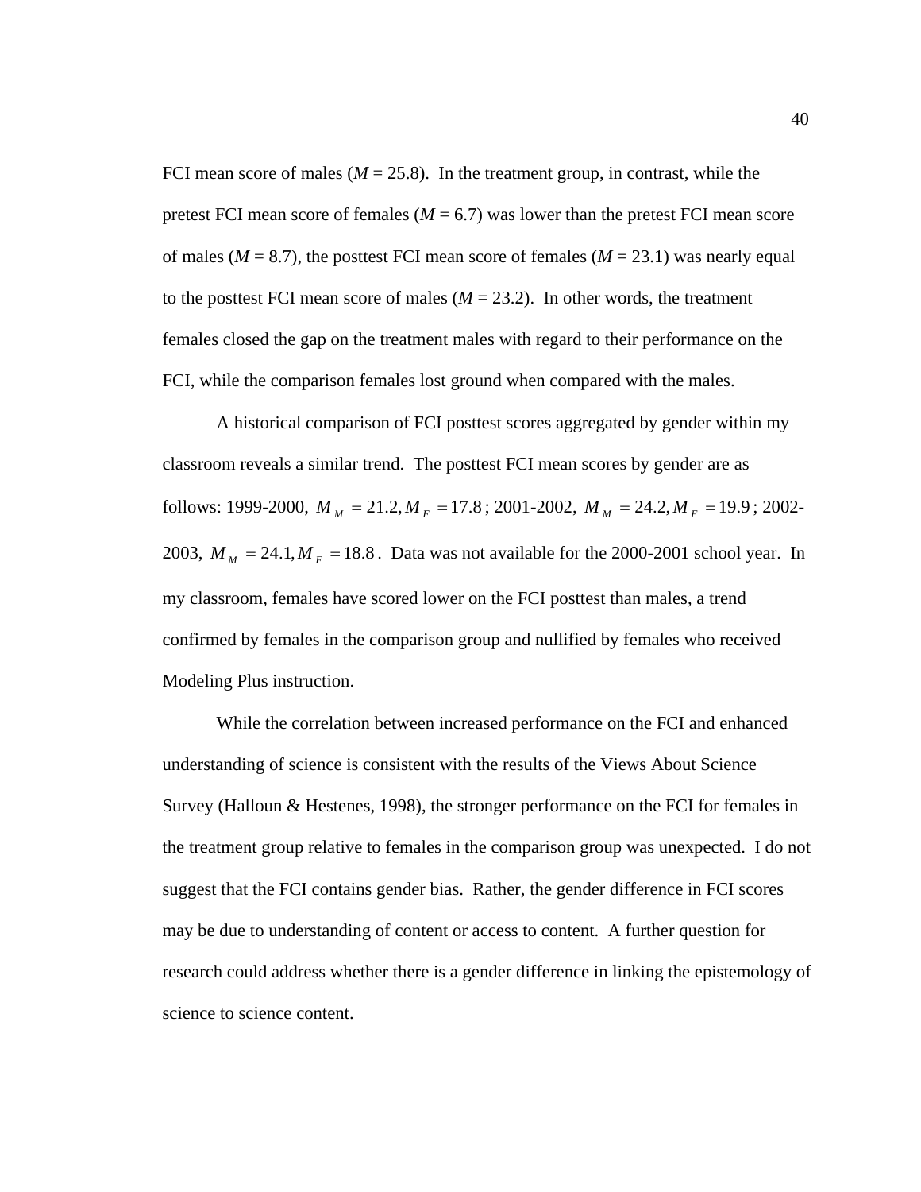FCI mean score of males (*M* = 25.8). In the treatment group, in contrast, while the pretest FCI mean score of females (*M* = 6.7) was lower than the pretest FCI mean score of males (*M* = 8.7), the posttest FCI mean score of females (*M* = 23.1) was nearly equal to the posttest FCI mean score of males (*M* = 23.2). In other words, the treatment females closed the gap on the treatment males with regard to their performance on the FCI, while the comparison females lost ground when compared with the males.

A historical comparison of FCI posttest scores aggregated by gender within my classroom reveals a similar trend. The posttest FCI mean scores by gender are as follows: 1999-2000, $M_M = 21.2, M_F = 17.8$; 2001-2002, $M_M = 24.2, M_F = 19.9$; 2002-2003, $M_M = 24.1, M_F = 18.8$. Data was not available for the 2000-2001 school year. In my classroom, females have scored lower on the FCI posttest than males, a trend confirmed by females in the comparison group and nullified by females who received Modeling Plus instruction.

While the correlation between increased performance on the FCI and enhanced understanding of science is consistent with the results of the Views About Science Survey (Halloun & Hestenes, 1998), the stronger performance on the FCI for females in the treatment group relative to females in the comparison group was unexpected. I do not suggest that the FCI contains gender bias. Rather, the gender difference in FCI scores may be due to understanding of content or access to content. A further question for research could address whether there is a gender difference in linking the epistemology of science to science content.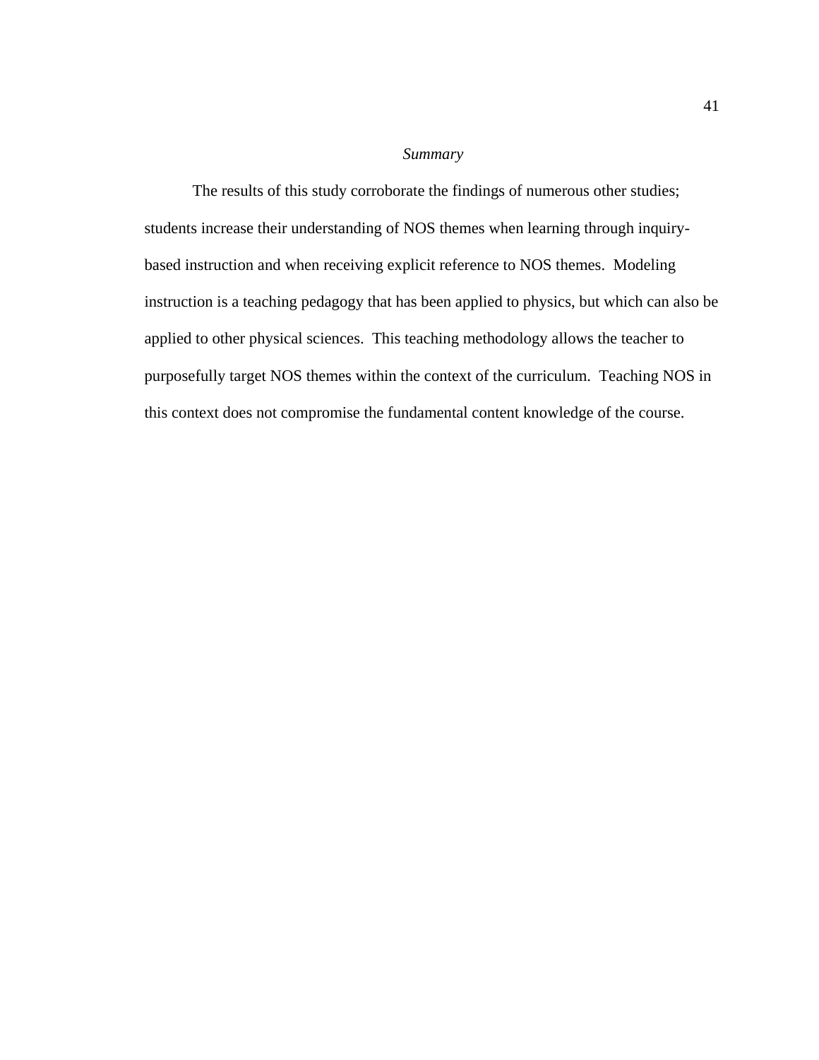### *Summary*

The results of this study corroborate the findings of numerous other studies; students increase their understanding of NOS themes when learning through inquiry-based instruction and when receiving explicit reference to NOS themes. Modeling instruction is a teaching pedagogy that has been applied to physics, but which can also be applied to other physical sciences. This teaching methodology allows the teacher to purposefully target NOS themes within the context of the curriculum. Teaching NOS in this context does not compromise the fundamental content knowledge of the course.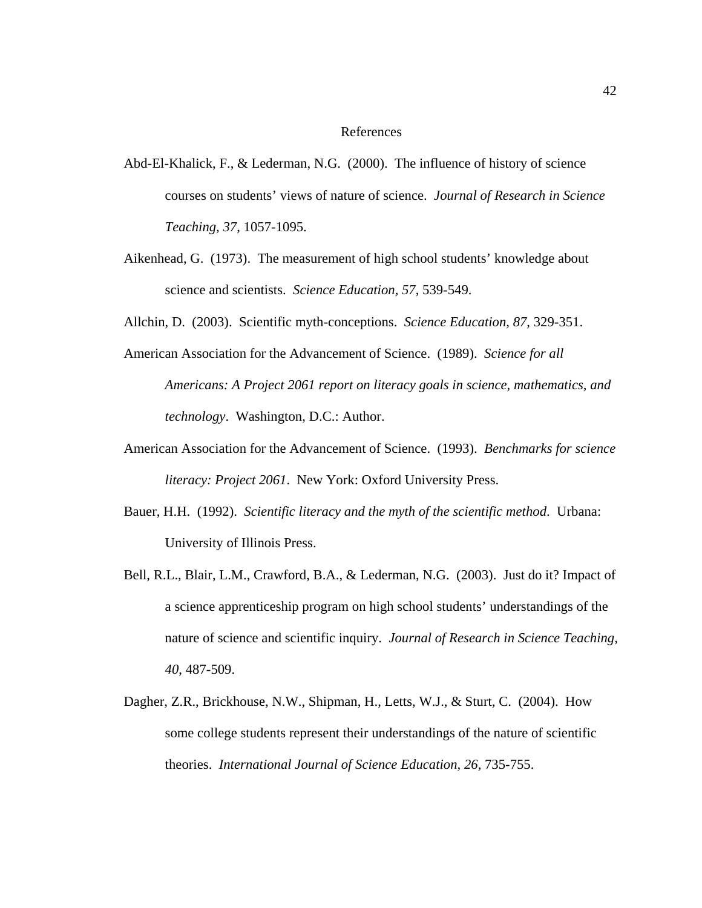# References

Abd-El-Khalick, F., & Lederman, N.G. (2000). The influence of history of science courses on students' views of nature of science. *Journal of Research in Science Teaching, 37*, 1057-1095.

Aikenhead, G. (1973). The measurement of high school students' knowledge about science and scientists. *Science Education, 57*, 539-549.

Allchin, D. (2003). Scientific myth-conceptions. *Science Education, 87*, 329-351.

American Association for the Advancement of Science. (1989). *Science for all Americans: A Project 2061 report on literacy goals in science, mathematics, and technology*. Washington, D.C.: Author.

American Association for the Advancement of Science. (1993). *Benchmarks for science literacy: Project 2061*. New York: Oxford University Press.

Bauer, H.H. (1992). *Scientific literacy and the myth of the scientific method*. Urbana: University of Illinois Press.

Bell, R.L., Blair, L.M., Crawford, B.A., & Lederman, N.G. (2003). Just do it? Impact of a science apprenticeship program on high school students' understandings of the nature of science and scientific inquiry. *Journal of Research in Science Teaching, 40*, 487-509.

Dagher, Z.R., Brickhouse, N.W., Shipman, H., Letts, W.J., & Sturt, C. (2004). How some college students represent their understandings of the nature of scientific theories. *International Journal of Science Education, 26*, 735-755.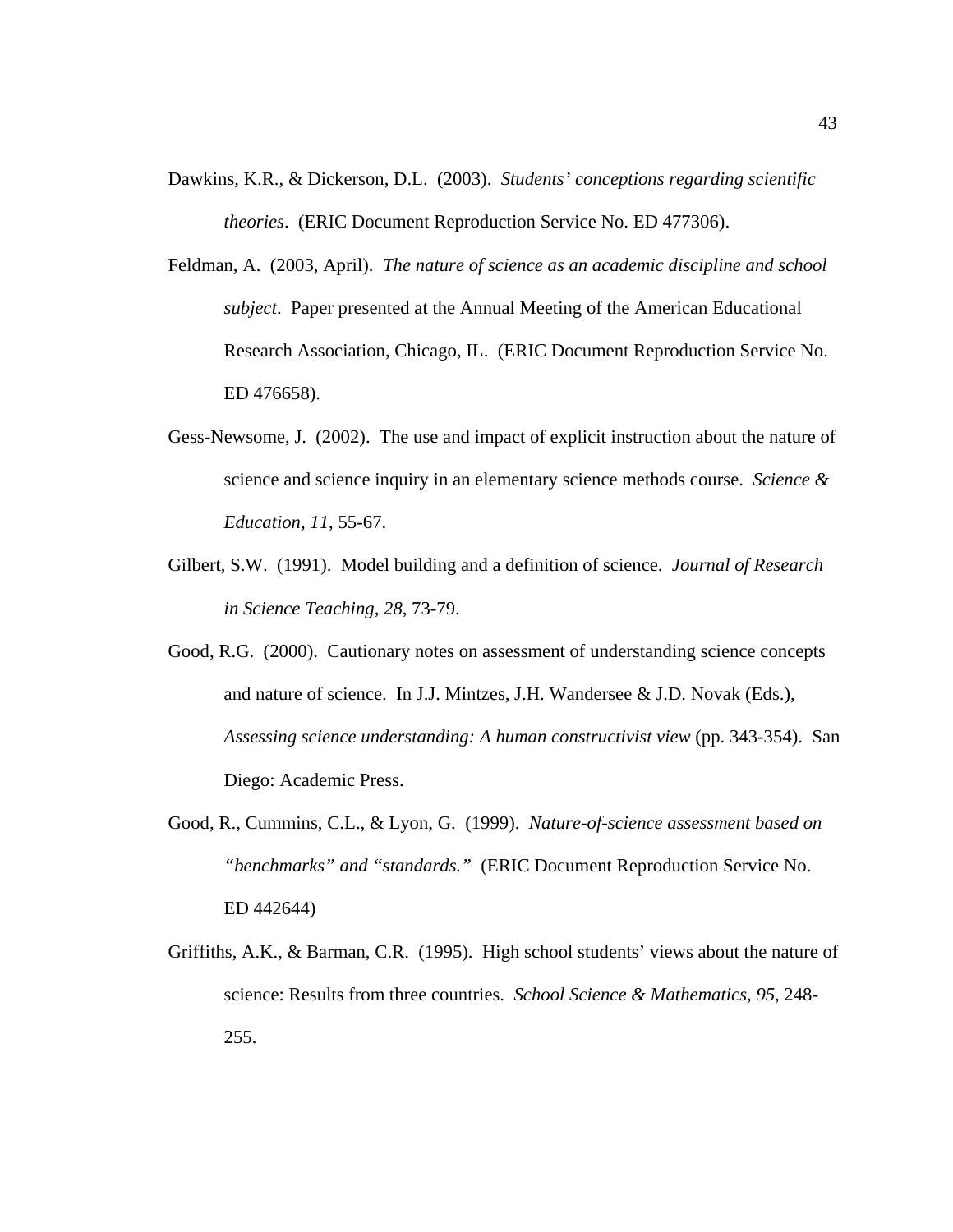Dawkins, K.R., & Dickerson, D.L. (2003). *Students' conceptions regarding scientific theories*. (ERIC Document Reproduction Service No. ED 477306).

Feldman, A. (2003, April). *The nature of science as an academic discipline and school subject*. Paper presented at the Annual Meeting of the American Educational Research Association, Chicago, IL. (ERIC Document Reproduction Service No. ED 476658).

Gess-Newsome, J. (2002). The use and impact of explicit instruction about the nature of science and science inquiry in an elementary science methods course. *Science & Education, 11*, 55-67.

Gilbert, S.W. (1991). Model building and a definition of science. *Journal of Research in Science Teaching, 28*, 73-79.

Good, R.G. (2000). Cautionary notes on assessment of understanding science concepts and nature of science. In J.J. Mintzes, J.H. Wandersee & J.D. Novak (Eds.), *Assessing science understanding: A human constructivist view* (pp. 343-354). San Diego: Academic Press.

Good, R., Cummins, C.L., & Lyon, G. (1999). *Nature-of-science assessment based on "benchmarks" and "standards."* (ERIC Document Reproduction Service No. ED 442644)

Griffiths, A.K., & Barman, C.R. (1995). High school students' views about the nature of science: Results from three countries. *School Science & Mathematics, 95*, 248-255.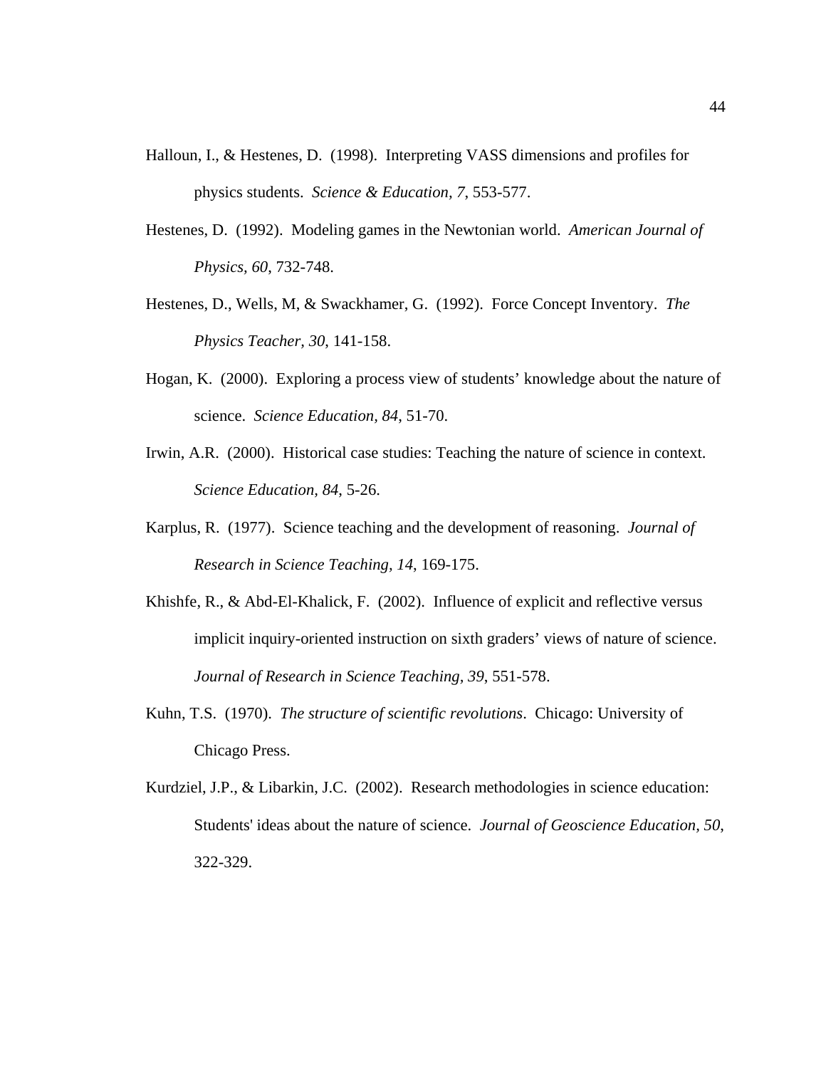Halloun, I., & Hestenes, D. (1998). Interpreting VASS dimensions and profiles for physics students. *Science & Education, 7*, 553-577.

Hestenes, D. (1992). Modeling games in the Newtonian world. *American Journal of Physics, 60*, 732-748.

Hestenes, D., Wells, M, & Swackhamer, G. (1992). Force Concept Inventory. *The Physics Teacher, 30*, 141-158.

Hogan, K. (2000). Exploring a process view of students' knowledge about the nature of science. *Science Education, 84*, 51-70.

Irwin, A.R. (2000). Historical case studies: Teaching the nature of science in context. *Science Education, 84*, 5-26.

Karplus, R. (1977). Science teaching and the development of reasoning. *Journal of Research in Science Teaching, 14*, 169-175.

Khishfe, R., & Abd-El-Khalick, F. (2002). Influence of explicit and reflective versus implicit inquiry-oriented instruction on sixth graders' views of nature of science. *Journal of Research in Science Teaching, 39*, 551-578.

Kuhn, T.S. (1970). *The structure of scientific revolutions*. Chicago: University of Chicago Press.

Kurdziel, J.P., & Libarkin, J.C. (2002). Research methodologies in science education: Students' ideas about the nature of science. *Journal of Geoscience Education, 50*, 322-329.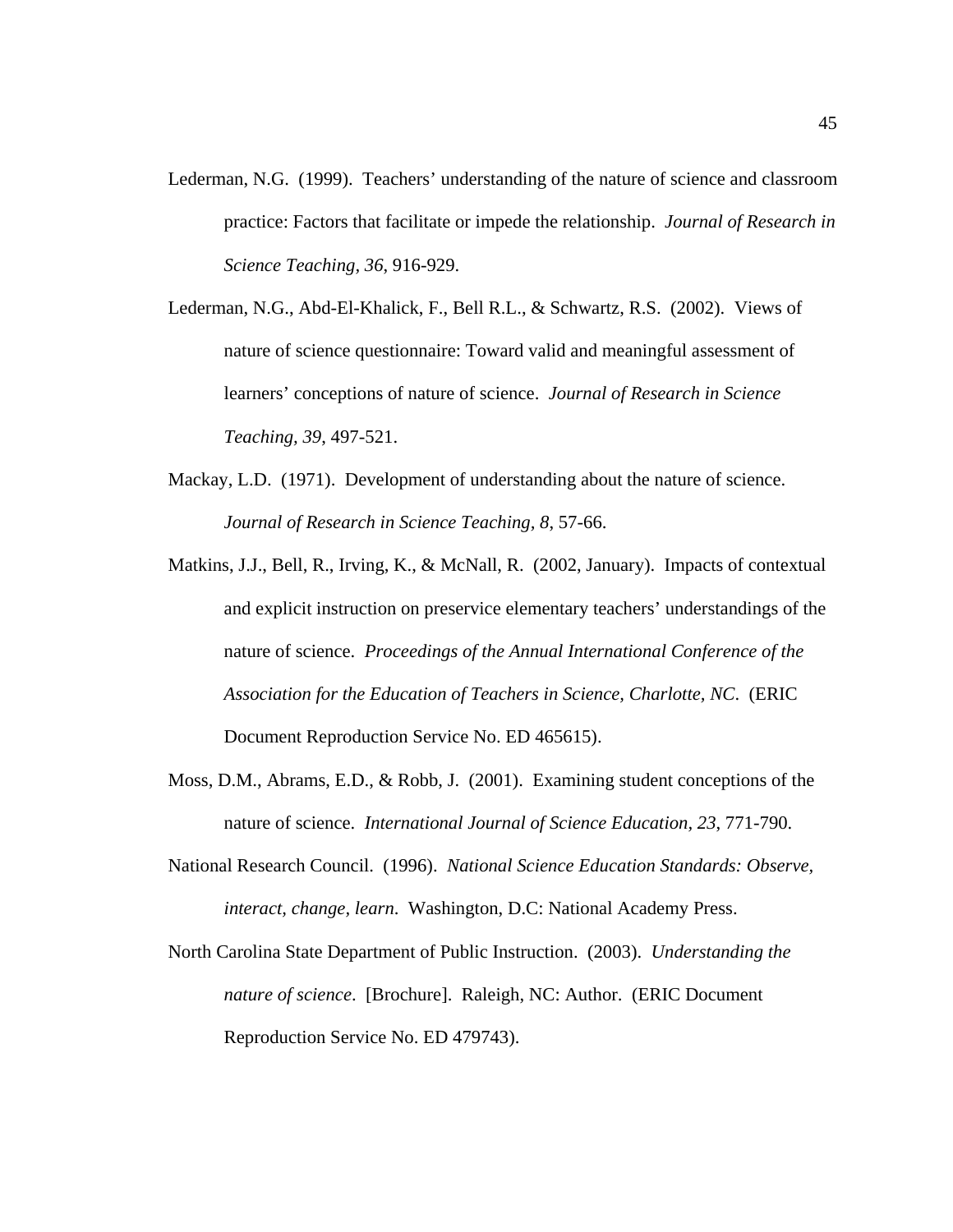Lederman, N.G. (1999). Teachers' understanding of the nature of science and classroom practice: Factors that facilitate or impede the relationship. *Journal of Research in Science Teaching, 36*, 916-929.

Lederman, N.G., Abd-El-Khalick, F., Bell R.L., & Schwartz, R.S. (2002). Views of nature of science questionnaire: Toward valid and meaningful assessment of learners' conceptions of nature of science. *Journal of Research in Science Teaching, 39*, 497-521.

Mackay, L.D. (1971). Development of understanding about the nature of science. *Journal of Research in Science Teaching, 8*, 57-66.

Matkins, J.J., Bell, R., Irving, K., & McNall, R. (2002, January). Impacts of contextual and explicit instruction on preservice elementary teachers' understandings of the nature of science. *Proceedings of the Annual International Conference of the Association for the Education of Teachers in Science, Charlotte, NC*. (ERIC Document Reproduction Service No. ED 465615).

Moss, D.M., Abrams, E.D., & Robb, J. (2001). Examining student conceptions of the nature of science. *International Journal of Science Education, 23*, 771-790.

National Research Council. (1996). *National Science Education Standards: Observe, interact, change, learn*. Washington, D.C: National Academy Press.

North Carolina State Department of Public Instruction. (2003). *Understanding the nature of science*. [Brochure]. Raleigh, NC: Author. (ERIC Document Reproduction Service No. ED 479743).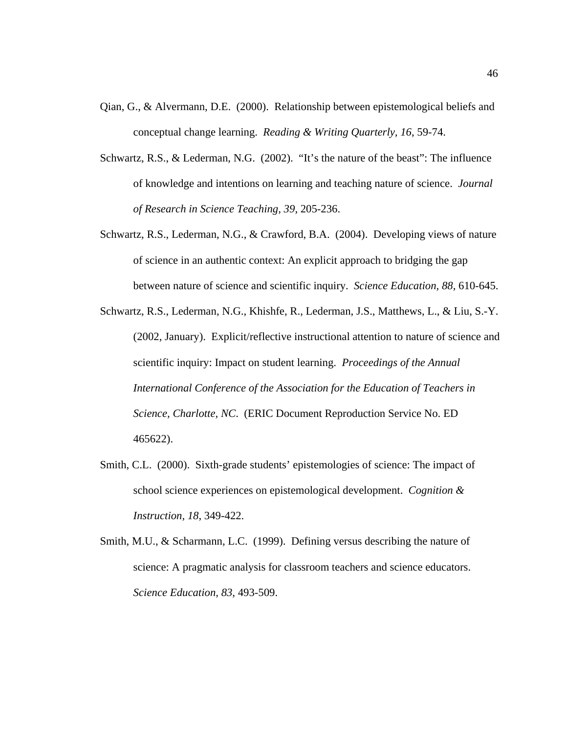Qian, G., & Alvermann, D.E. (2000). Relationship between epistemological beliefs and conceptual change learning. *Reading & Writing Quarterly, 16*, 59-74.

Schwartz, R.S., & Lederman, N.G. (2002). "It's the nature of the beast": The influence of knowledge and intentions on learning and teaching nature of science. *Journal of Research in Science Teaching, 39*, 205-236.

Schwartz, R.S., Lederman, N.G., & Crawford, B.A. (2004). Developing views of nature of science in an authentic context: An explicit approach to bridging the gap between nature of science and scientific inquiry. *Science Education, 88*, 610-645.

Schwartz, R.S., Lederman, N.G., Khishfe, R., Lederman, J.S., Matthews, L., & Liu, S.-Y. (2002, January). Explicit/reflective instructional attention to nature of science and scientific inquiry: Impact on student learning. *Proceedings of the Annual International Conference of the Association for the Education of Teachers in Science, Charlotte, NC*. (ERIC Document Reproduction Service No. ED 465622).

Smith, C.L. (2000). Sixth-grade students' epistemologies of science: The impact of school science experiences on epistemological development. *Cognition & Instruction, 18*, 349-422.

Smith, M.U., & Scharmann, L.C. (1999). Defining versus describing the nature of science: A pragmatic analysis for classroom teachers and science educators. *Science Education, 83*, 493-509.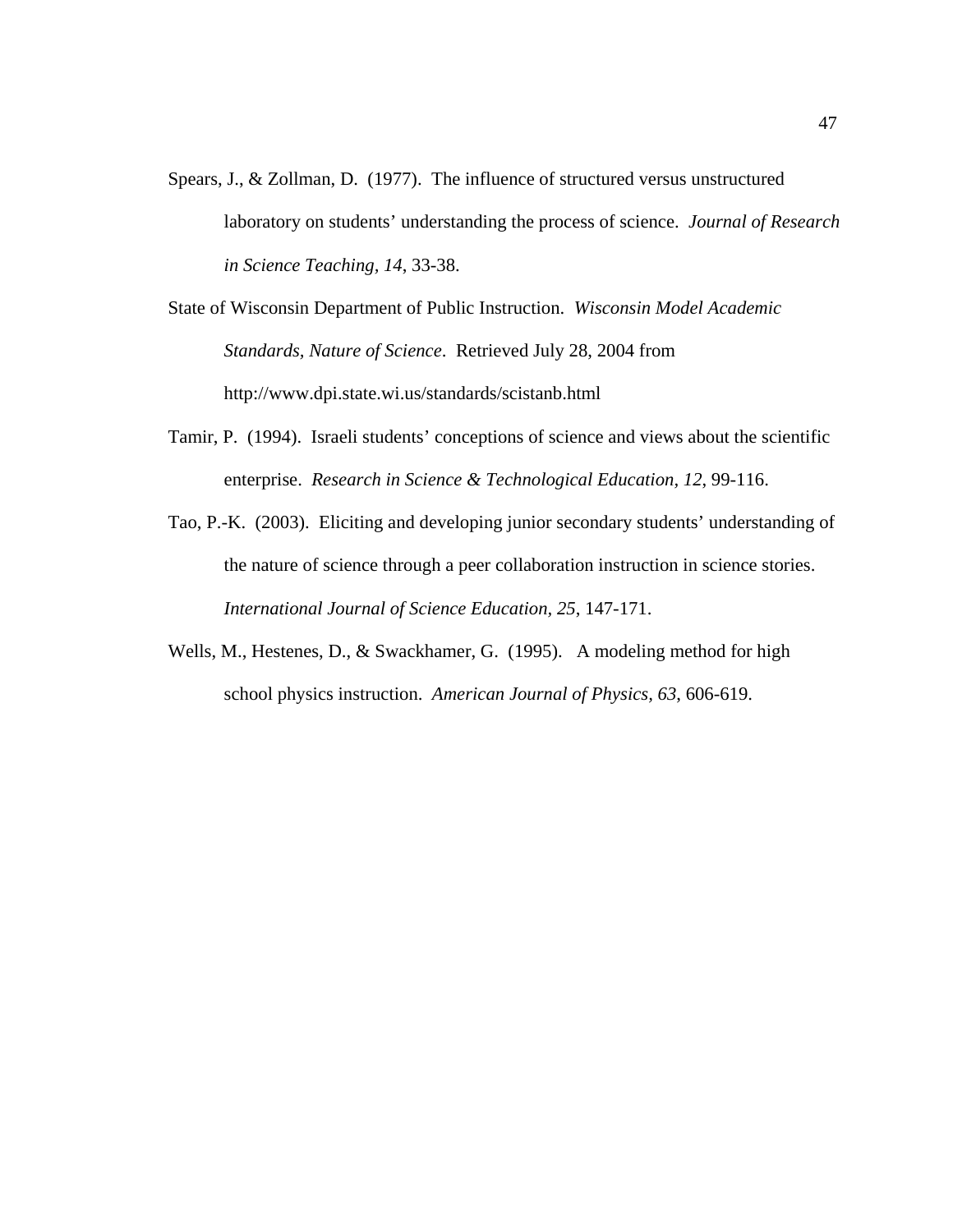Spears, J., & Zollman, D. (1977). The influence of structured versus unstructured laboratory on students' understanding the process of science. *Journal of Research in Science Teaching, 14*, 33-38.

State of Wisconsin Department of Public Instruction. *Wisconsin Model Academic Standards, Nature of Science*. Retrieved July 28, 2004 from http://www.dpi.state.wi.us/standards/scistanb.html

Tamir, P. (1994). Israeli students' conceptions of science and views about the scientific enterprise. *Research in Science & Technological Education, 12*, 99-116.

Tao, P.-K. (2003). Eliciting and developing junior secondary students' understanding of the nature of science through a peer collaboration instruction in science stories. *International Journal of Science Education, 25*, 147-171.

Wells, M., Hestenes, D., & Swackhamer, G. (1995). A modeling method for high school physics instruction. *American Journal of Physics, 63*, 606-619.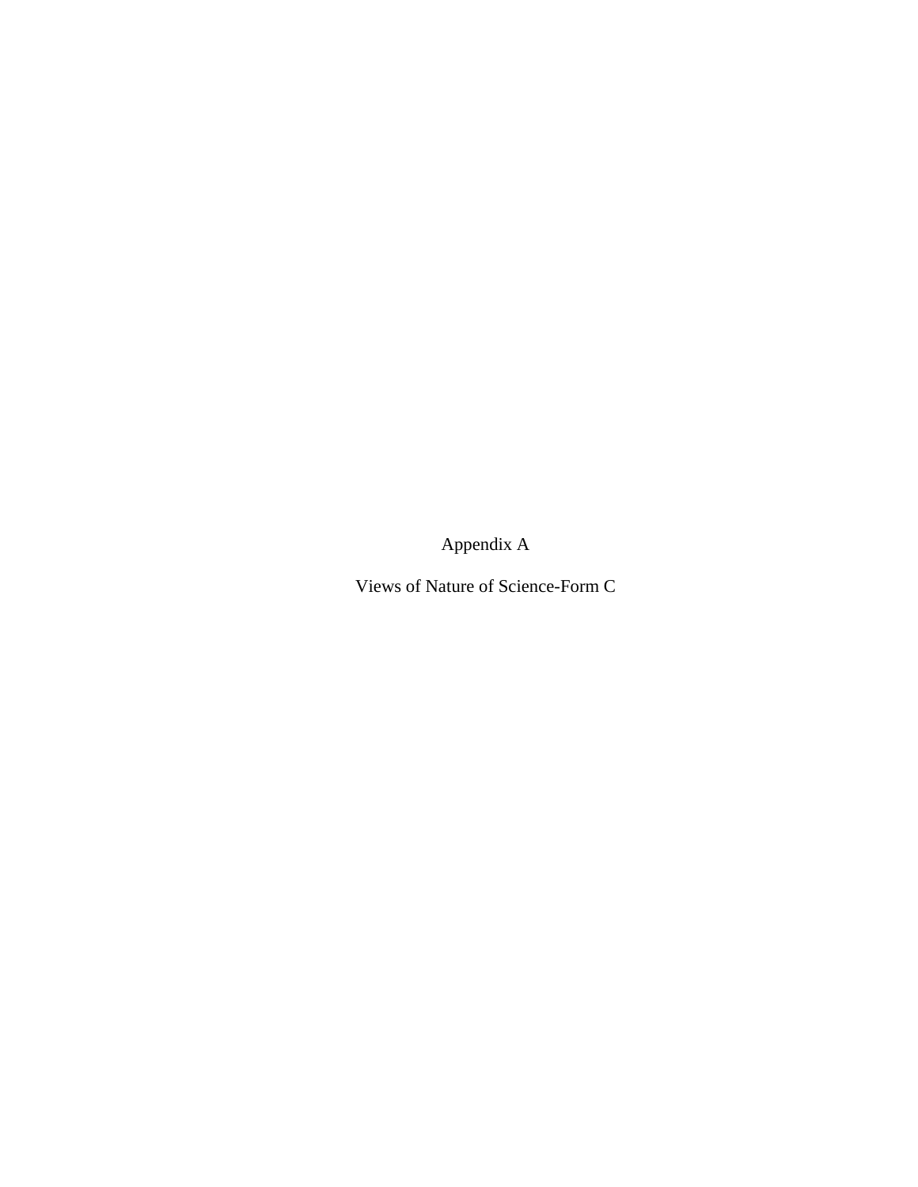# Appendix A

## Views of Nature of Science-Form C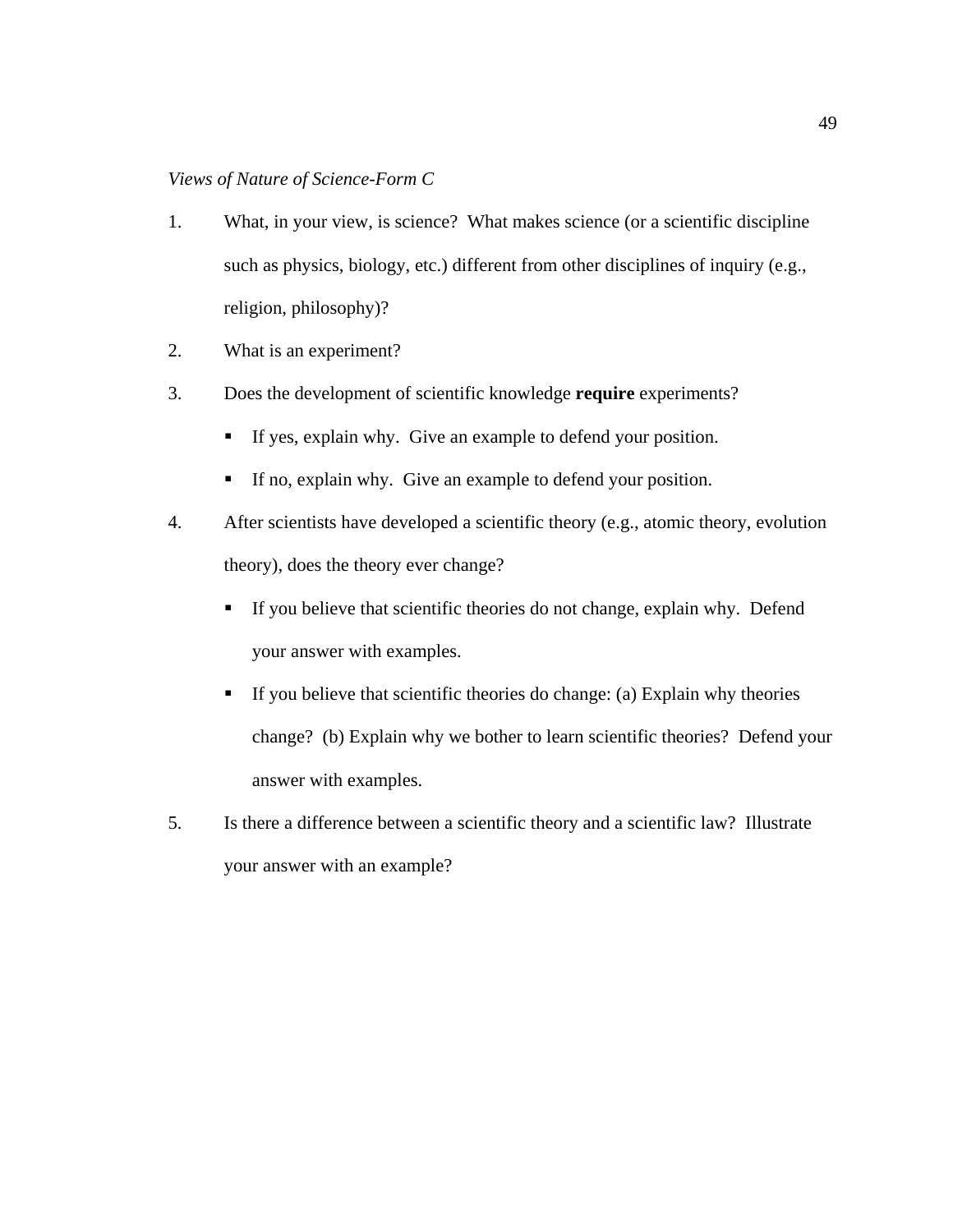*Views of Nature of Science-Form C*

1. What, in your view, is science? What makes science (or a scientific discipline such as physics, biology, etc.) different from other disciplines of inquiry (e.g., religion, philosophy)?
2. What is an experiment?
3. Does the development of scientific knowledge **require** experiments?
   - If yes, explain why. Give an example to defend your position.
   - If no, explain why. Give an example to defend your position.
4. After scientists have developed a scientific theory (e.g., atomic theory, evolution theory), does the theory ever change?
   - If you believe that scientific theories do not change, explain why. Defend your answer with examples.
   - If you believe that scientific theories do change: (a) Explain why theories change? (b) Explain why we bother to learn scientific theories? Defend your answer with examples.
5. Is there a difference between a scientific theory and a scientific law? Illustrate your answer with an example?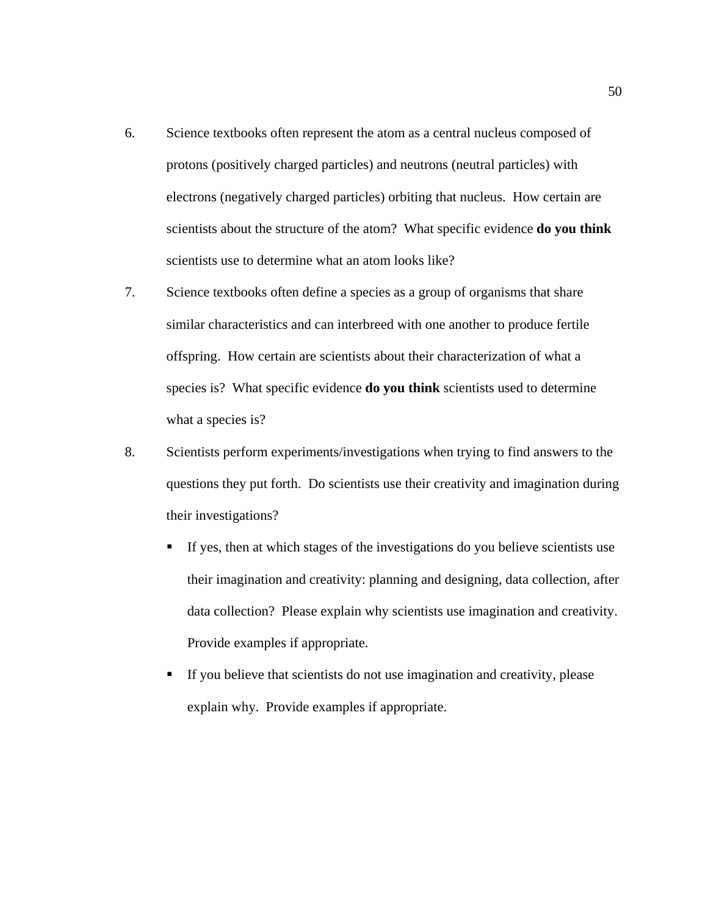6. Science textbooks often represent the atom as a central nucleus composed of protons (positively charged particles) and neutrons (neutral particles) with electrons (negatively charged particles) orbiting that nucleus. How certain are scientists about the structure of the atom? What specific evidence **do you think** scientists use to determine what an atom looks like?

7. Science textbooks often define a species as a group of organisms that share similar characteristics and can interbreed with one another to produce fertile offspring. How certain are scientists about their characterization of what a species is? What specific evidence **do you think** scientists used to determine what a species is?

8. Scientists perform experiments/investigations when trying to find answers to the questions they put forth. Do scientists use their creativity and imagination during their investigations?

   - If yes, then at which stages of the investigations do you believe scientists use their imagination and creativity: planning and designing, data collection, after data collection? Please explain why scientists use imagination and creativity. Provide examples if appropriate.
   - If you believe that scientists do not use imagination and creativity, please explain why. Provide examples if appropriate.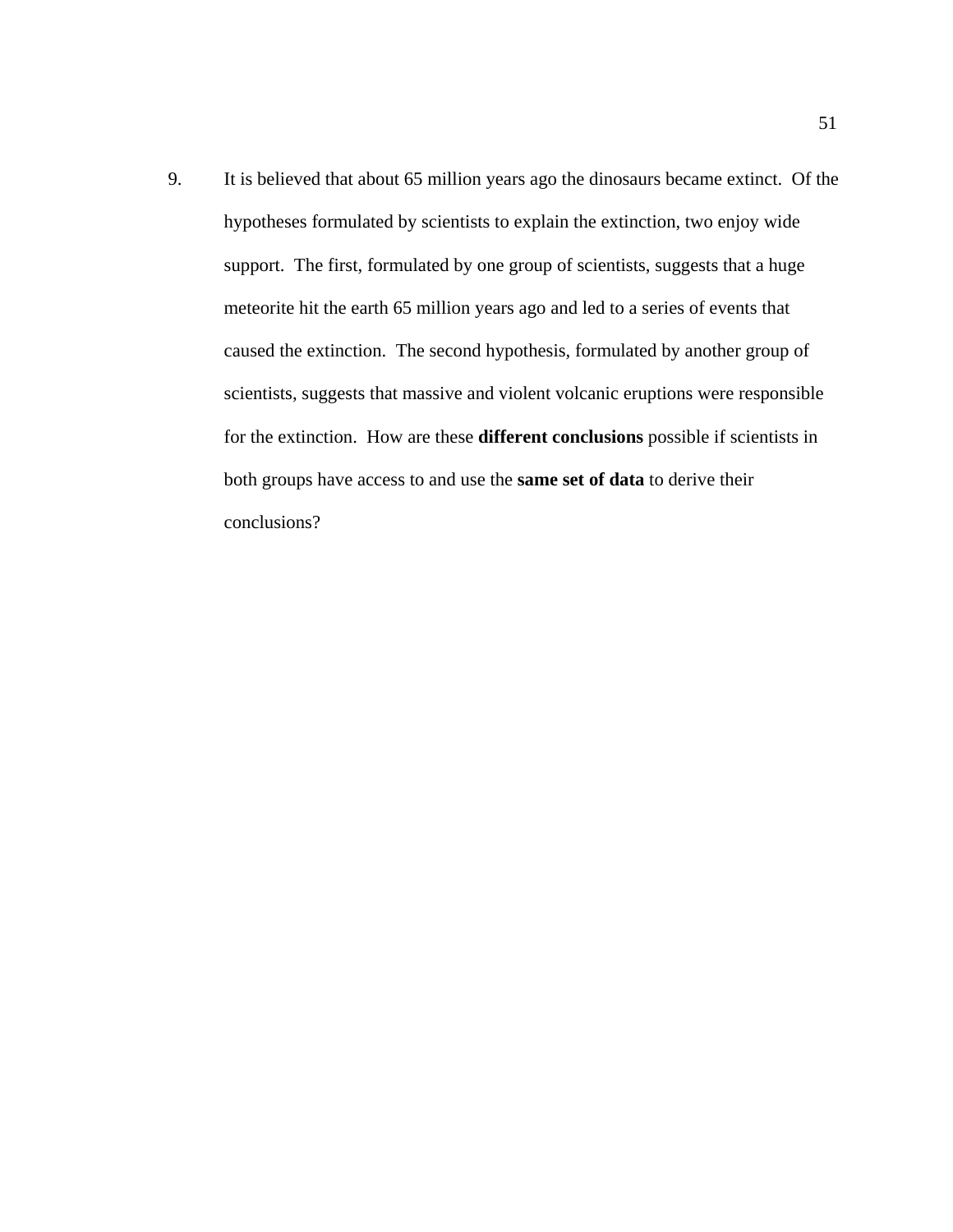9. It is believed that about 65 million years ago the dinosaurs became extinct. Of the hypotheses formulated by scientists to explain the extinction, two enjoy wide support. The first, formulated by one group of scientists, suggests that a huge meteorite hit the earth 65 million years ago and led to a series of events that caused the extinction. The second hypothesis, formulated by another group of scientists, suggests that massive and violent volcanic eruptions were responsible for the extinction. How are these **different conclusions** possible if scientists in both groups have access to and use the **same set of data** to derive their conclusions?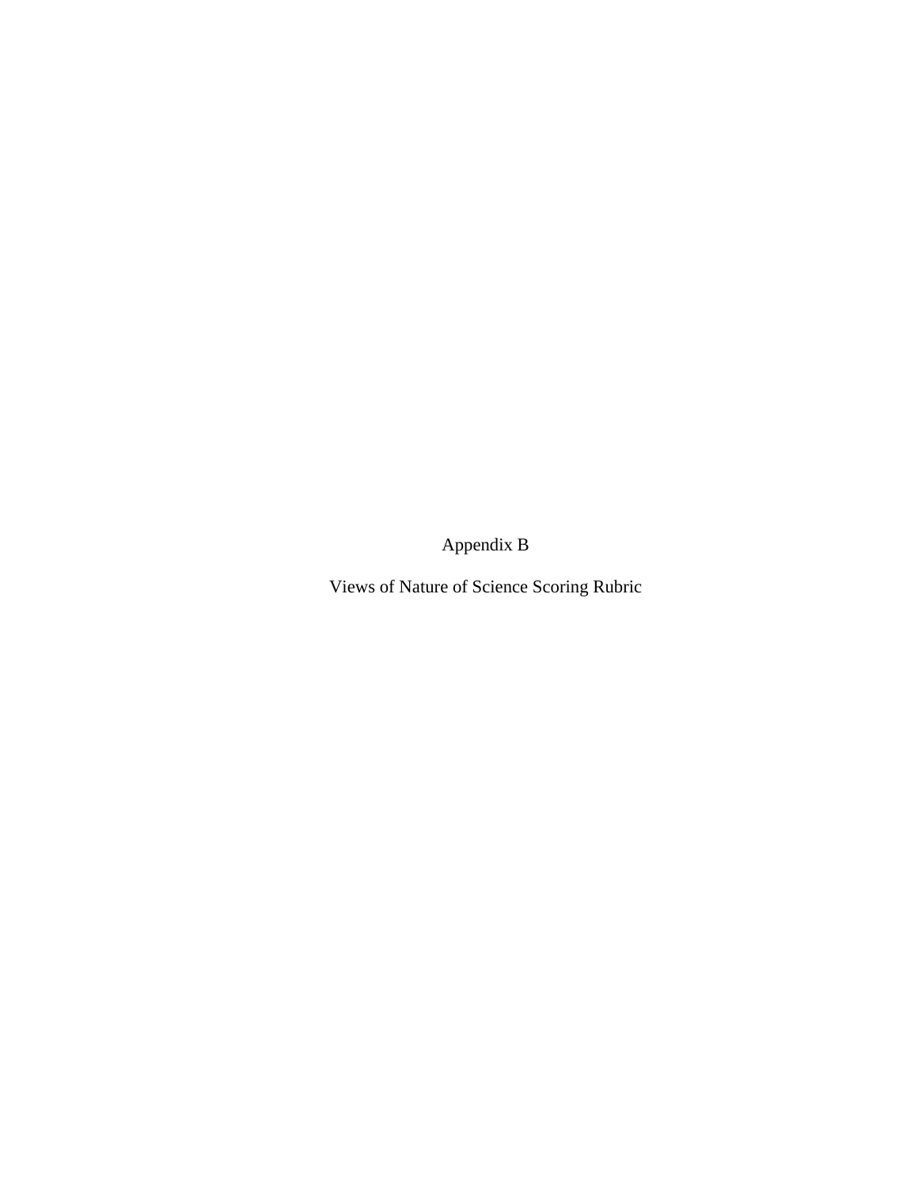# Appendix B

## Views of Nature of Science Scoring Rubric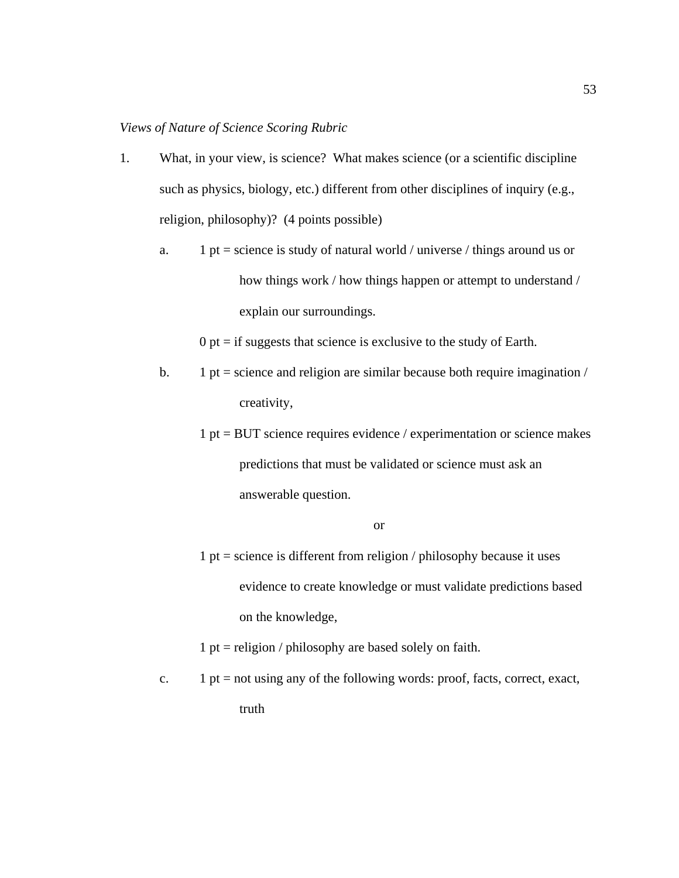*Views of Nature of Science Scoring Rubric*

1. What, in your view, is science? What makes science (or a scientific discipline such as physics, biology, etc.) different from other disciplines of inquiry (e.g., religion, philosophy)? (4 points possible)

   a. 1 pt = science is study of natural world / universe / things around us or how things work / how things happen or attempt to understand / explain our surroundings.

      0 pt = if suggests that science is exclusive to the study of Earth.

   b. 1 pt = science and religion are similar because both require imagination / creativity,

      1 pt = BUT science requires evidence / experimentation or science makes predictions that must be validated or science must ask an answerable question.

      or

      1 pt = science is different from religion / philosophy because it uses evidence to create knowledge or must validate predictions based on the knowledge,

      1 pt = religion / philosophy are based solely on faith.

   c. 1 pt = not using any of the following words: proof, facts, correct, exact, truth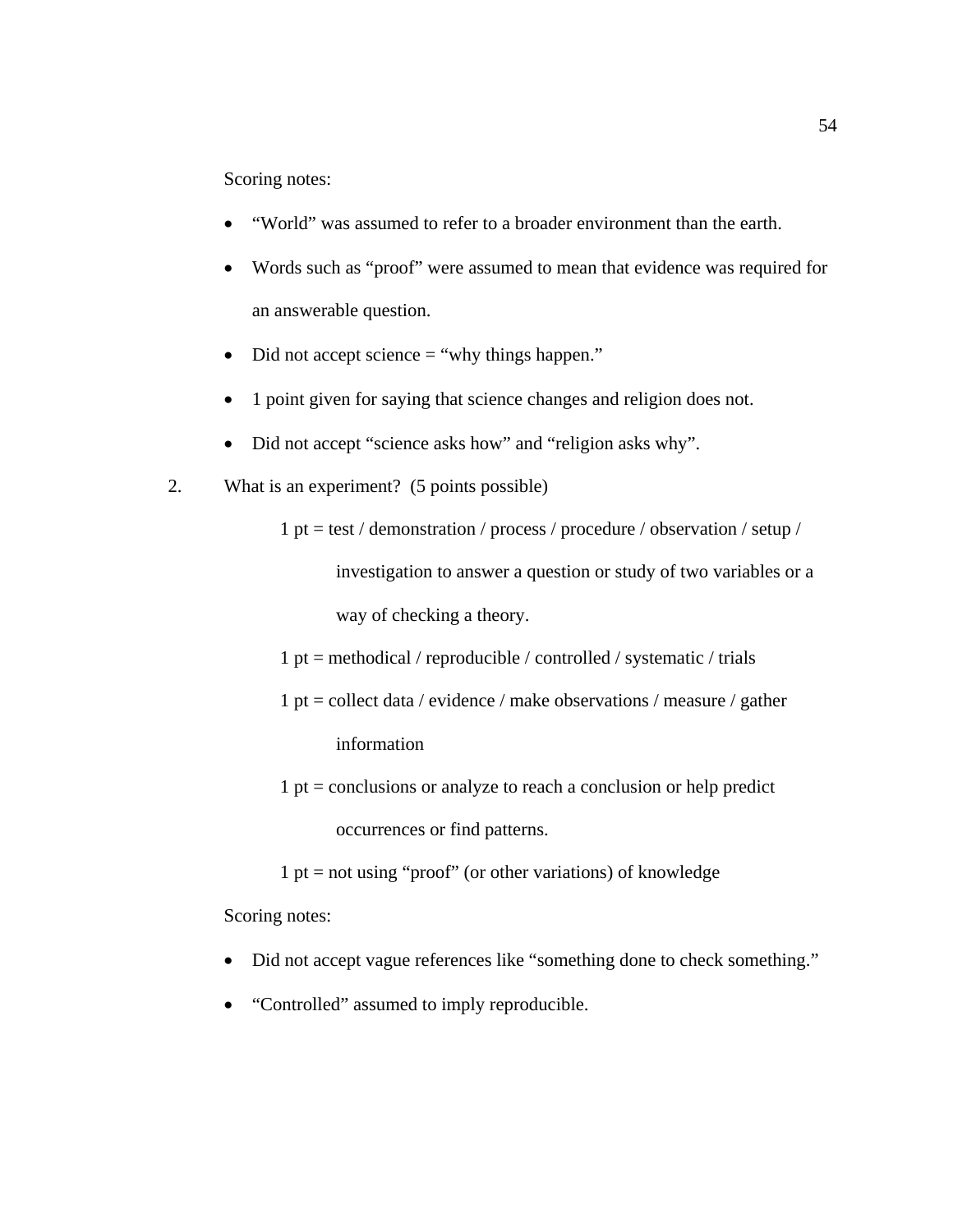Scoring notes:

- “World” was assumed to refer to a broader environment than the earth.
- Words such as “proof” were assumed to mean that evidence was required for an answerable question.
- Did not accept science = “why things happen.”
- 1 point given for saying that science changes and religion does not.
- Did not accept “science asks how” and “religion asks why”.

2. What is an experiment? (5 points possible)

   1 pt = test / demonstration / process / procedure / observation / setup / investigation to answer a question or study of two variables or a way of checking a theory.

   1 pt = methodical / reproducible / controlled / systematic / trials

   1 pt = collect data / evidence / make observations / measure / gather information

   1 pt = conclusions or analyze to reach a conclusion or help predict occurrences or find patterns.

   1 pt = not using “proof” (or other variations) of knowledge

Scoring notes:

- Did not accept vague references like “something done to check something.”
- “Controlled” assumed to imply reproducible.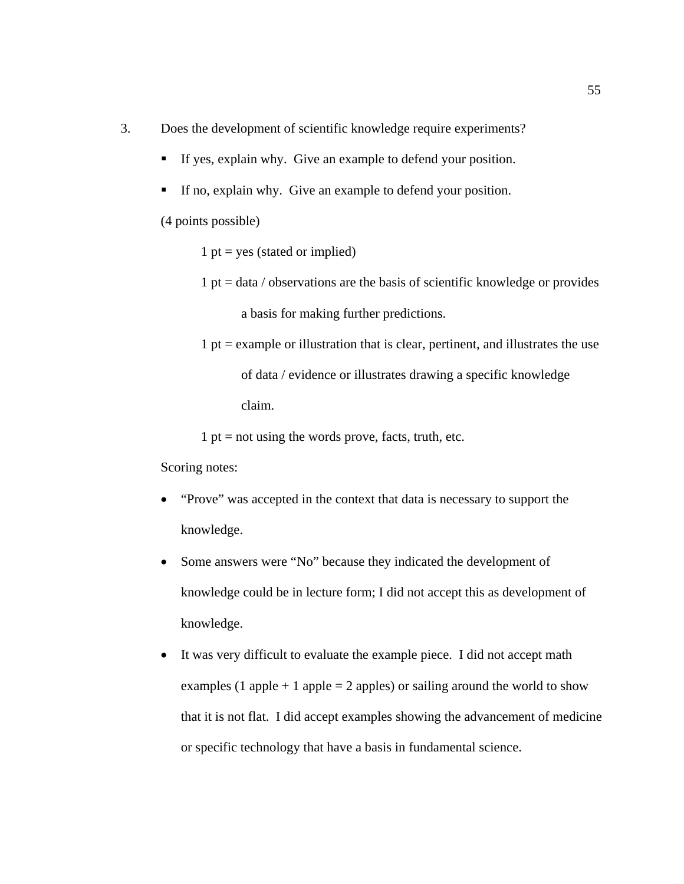3. Does the development of scientific knowledge require experiments?

   - If yes, explain why. Give an example to defend your position.
   - If no, explain why. Give an example to defend your position.

   (4 points possible)

   1 pt = yes (stated or implied)

   1 pt = data / observations are the basis of scientific knowledge or provides a basis for making further predictions.

   1 pt = example or illustration that is clear, pertinent, and illustrates the use of data / evidence or illustrates drawing a specific knowledge claim.

   1 pt = not using the words prove, facts, truth, etc.

   Scoring notes:

   - "Prove" was accepted in the context that data is necessary to support the knowledge.
   - Some answers were "No" because they indicated the development of knowledge could be in lecture form; I did not accept this as development of knowledge.
   - It was very difficult to evaluate the example piece. I did not accept math examples (1 apple + 1 apple = 2 apples) or sailing around the world to show that it is not flat. I did accept examples showing the advancement of medicine or specific technology that have a basis in fundamental science.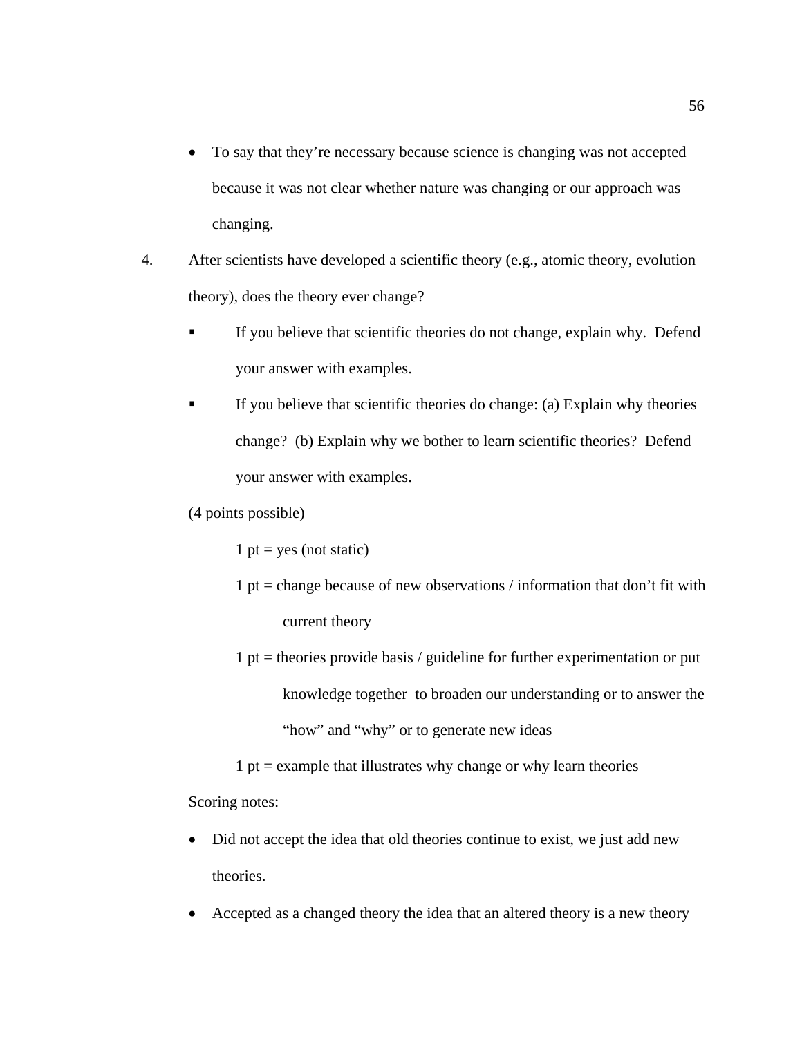- To say that they're necessary because science is changing was not accepted because it was not clear whether nature was changing or our approach was changing.

4. After scientists have developed a scientific theory (e.g., atomic theory, evolution theory), does the theory ever change?

   ▪ If you believe that scientific theories do not change, explain why. Defend your answer with examples.

   ▪ If you believe that scientific theories do change: (a) Explain why theories change? (b) Explain why we bother to learn scientific theories? Defend your answer with examples.

   (4 points possible)

   1 pt = yes (not static)

   1 pt = change because of new observations / information that don't fit with current theory

   1 pt = theories provide basis / guideline for further experimentation or put knowledge together to broaden our understanding or to answer the "how" and "why" or to generate new ideas

   1 pt = example that illustrates why change or why learn theories

   Scoring notes:

   - Did not accept the idea that old theories continue to exist, we just add new theories.
   - Accepted as a changed theory the idea that an altered theory is a new theory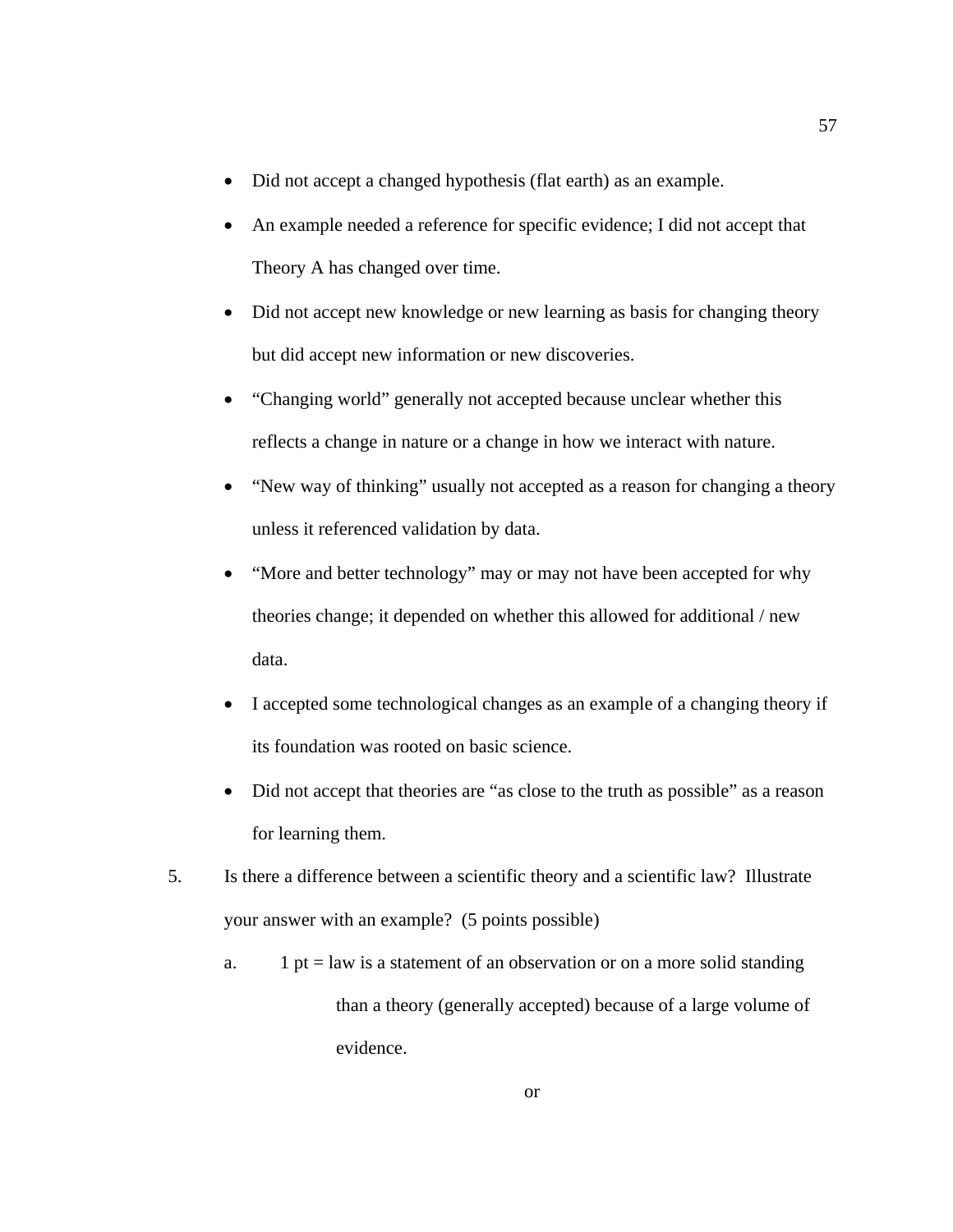- Did not accept a changed hypothesis (flat earth) as an example.
- An example needed a reference for specific evidence; I did not accept that Theory A has changed over time.
- Did not accept new knowledge or new learning as basis for changing theory but did accept new information or new discoveries.
- “Changing world” generally not accepted because unclear whether this reflects a change in nature or a change in how we interact with nature.
- “New way of thinking” usually not accepted as a reason for changing a theory unless it referenced validation by data.
- “More and better technology” may or may not have been accepted for why theories change; it depended on whether this allowed for additional / new data.
- I accepted some technological changes as an example of a changing theory if its foundation was rooted on basic science.
- Did not accept that theories are “as close to the truth as possible” as a reason for learning them.

5. Is there a difference between a scientific theory and a scientific law? Illustrate your answer with an example? (5 points possible)

    a. 1 pt = law is a statement of an observation or on a more solid standing than a theory (generally accepted) because of a large volume of evidence.

    or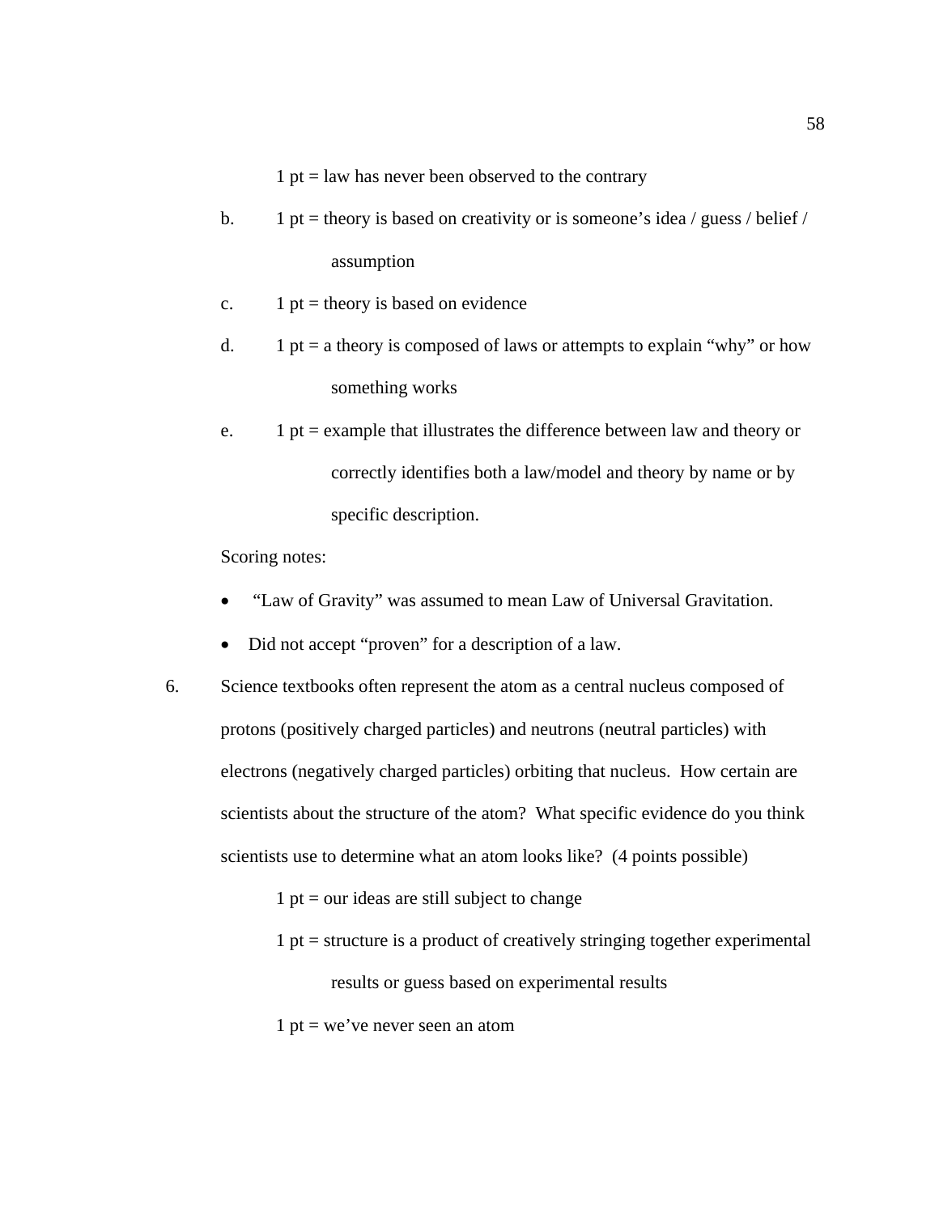1 pt = law has never been observed to the contrary

b. 1 pt = theory is based on creativity or is someone's idea / guess / belief / assumption

c. 1 pt = theory is based on evidence

d. 1 pt = a theory is composed of laws or attempts to explain "why" or how something works

e. 1 pt = example that illustrates the difference between law and theory or correctly identifies both a law/model and theory by name or by specific description.

Scoring notes:

- "Law of Gravity" was assumed to mean Law of Universal Gravitation.
- Did not accept "proven" for a description of a law.

6. Science textbooks often represent the atom as a central nucleus composed of protons (positively charged particles) and neutrons (neutral particles) with electrons (negatively charged particles) orbiting that nucleus. How certain are scientists about the structure of the atom? What specific evidence do you think scientists use to determine what an atom looks like? (4 points possible)

   1 pt = our ideas are still subject to change

   1 pt = structure is a product of creatively stringing together experimental results or guess based on experimental results

   1 pt = we've never seen an atom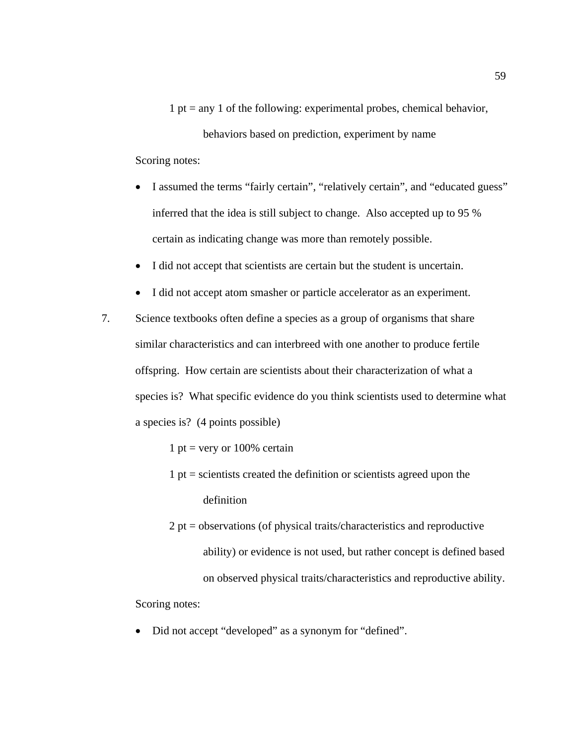1 pt = any 1 of the following: experimental probes, chemical behavior, behaviors based on prediction, experiment by name

Scoring notes:

- I assumed the terms "fairly certain", "relatively certain", and "educated guess" inferred that the idea is still subject to change. Also accepted up to 95 % certain as indicating change was more than remotely possible.
- I did not accept that scientists are certain but the student is uncertain.
- I did not accept atom smasher or particle accelerator as an experiment.

7. Science textbooks often define a species as a group of organisms that share similar characteristics and can interbreed with one another to produce fertile offspring. How certain are scientists about their characterization of what a species is? What specific evidence do you think scientists used to determine what a species is? (4 points possible)

   1 pt = very or 100% certain

   1 pt = scientists created the definition or scientists agreed upon the definition

   2 pt = observations (of physical traits/characteristics and reproductive ability) or evidence is not used, but rather concept is defined based on observed physical traits/characteristics and reproductive ability.

Scoring notes:

- Did not accept "developed" as a synonym for "defined".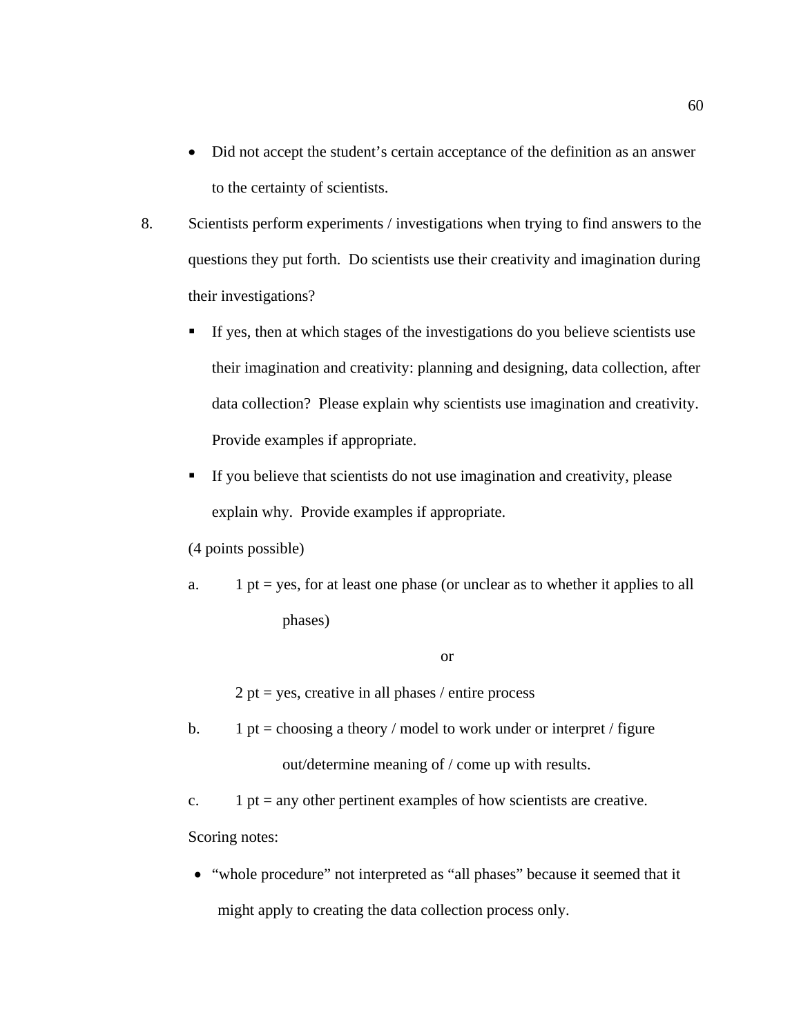- Did not accept the student's certain acceptance of the definition as an answer to the certainty of scientists.

8. Scientists perform experiments / investigations when trying to find answers to the questions they put forth. Do scientists use their creativity and imagination during their investigations?

   - If yes, then at which stages of the investigations do you believe scientists use their imagination and creativity: planning and designing, data collection, after data collection? Please explain why scientists use imagination and creativity. Provide examples if appropriate.
   - If you believe that scientists do not use imagination and creativity, please explain why. Provide examples if appropriate.

   (4 points possible)

   a. 1 pt = yes, for at least one phase (or unclear as to whether it applies to all phases)

      or

      2 pt = yes, creative in all phases / entire process

   b. 1 pt = choosing a theory / model to work under or interpret / figure out/determine meaning of / come up with results.

   c. 1 pt = any other pertinent examples of how scientists are creative.

   Scoring notes:

   - "whole procedure" not interpreted as "all phases" because it seemed that it might apply to creating the data collection process only.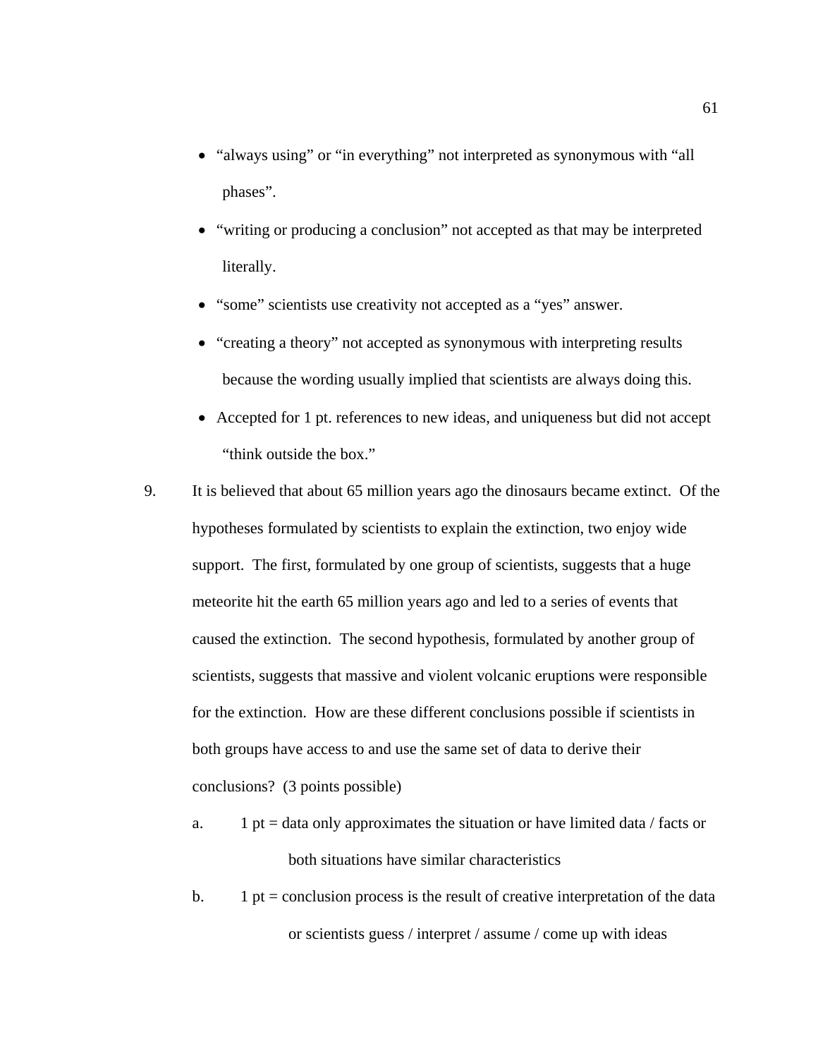- "always using" or "in everything" not interpreted as synonymous with "all phases".
- "writing or producing a conclusion" not accepted as that may be interpreted literally.
- "some" scientists use creativity not accepted as a "yes" answer.
- "creating a theory" not accepted as synonymous with interpreting results because the wording usually implied that scientists are always doing this.
- Accepted for 1 pt. references to new ideas, and uniqueness but did not accept "think outside the box."

9. It is believed that about 65 million years ago the dinosaurs became extinct. Of the hypotheses formulated by scientists to explain the extinction, two enjoy wide support. The first, formulated by one group of scientists, suggests that a huge meteorite hit the earth 65 million years ago and led to a series of events that caused the extinction. The second hypothesis, formulated by another group of scientists, suggests that massive and violent volcanic eruptions were responsible for the extinction. How are these different conclusions possible if scientists in both groups have access to and use the same set of data to derive their conclusions? (3 points possible)

   a. 1 pt = data only approximates the situation or have limited data / facts or both situations have similar characteristics

   b. 1 pt = conclusion process is the result of creative interpretation of the data or scientists guess / interpret / assume / come up with ideas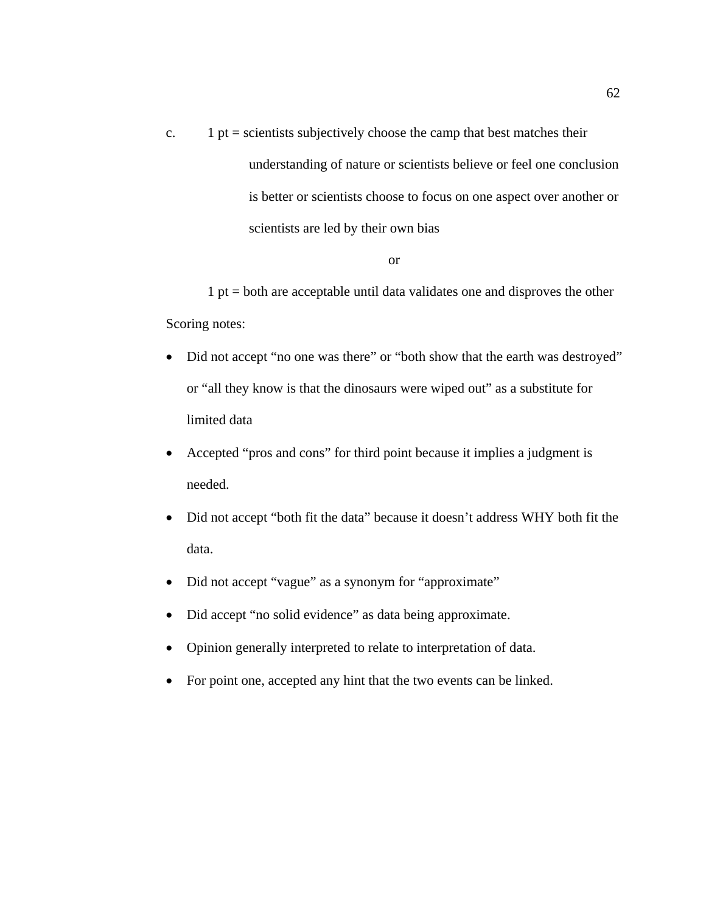c. 1 pt = scientists subjectively choose the camp that best matches their understanding of nature or scientists believe or feel one conclusion is better or scientists choose to focus on one aspect over another or scientists are led by their own bias

or

1 pt = both are acceptable until data validates one and disproves the other

Scoring notes:

- Did not accept "no one was there" or "both show that the earth was destroyed" or "all they know is that the dinosaurs were wiped out" as a substitute for limited data
- Accepted "pros and cons" for third point because it implies a judgment is needed.
- Did not accept "both fit the data" because it doesn't address WHY both fit the data.
- Did not accept "vague" as a synonym for "approximate"
- Did accept "no solid evidence" as data being approximate.
- Opinion generally interpreted to relate to interpretation of data.
- For point one, accepted any hint that the two events can be linked.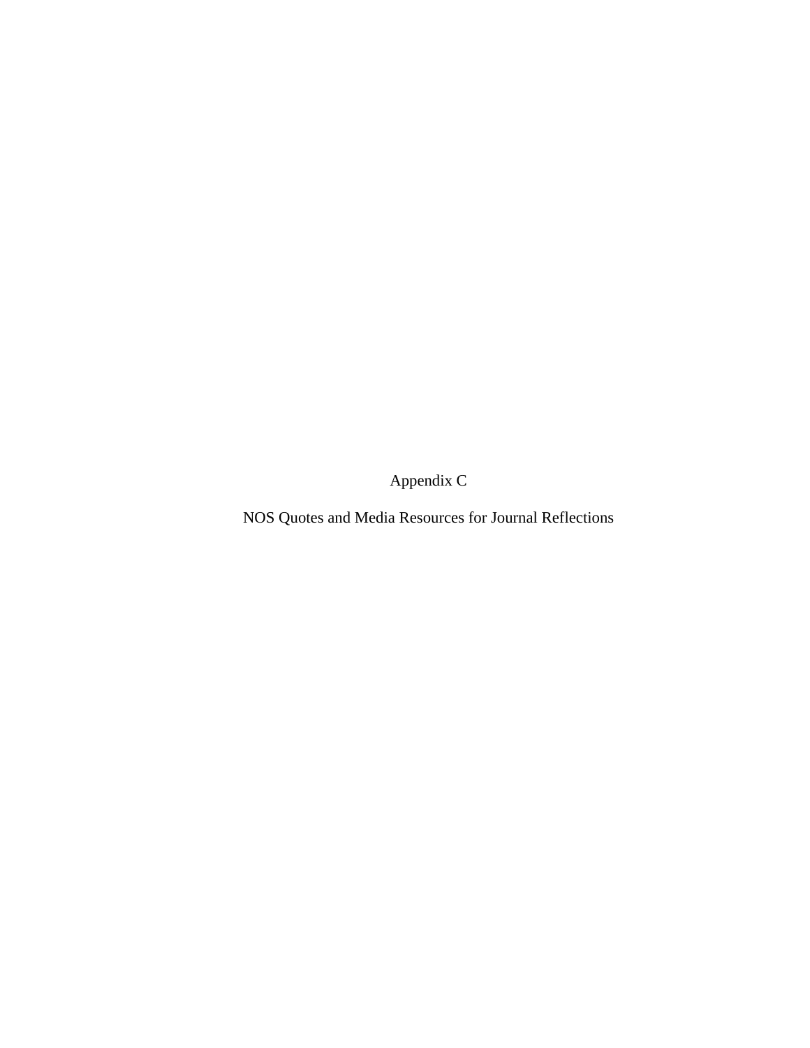# Appendix C

## NOS Quotes and Media Resources for Journal Reflections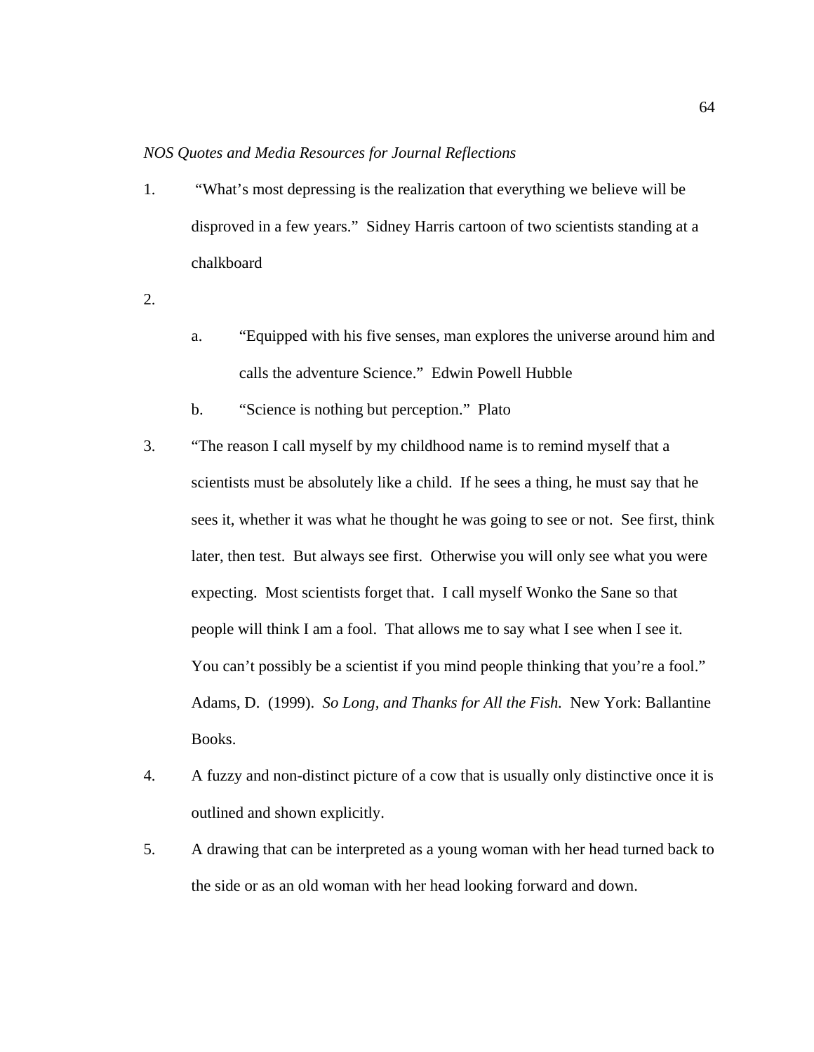*NOS Quotes and Media Resources for Journal Reflections*

1. "What's most depressing is the realization that everything we believe will be disproved in a few years." Sidney Harris cartoon of two scientists standing at a chalkboard

2.

   a. "Equipped with his five senses, man explores the universe around him and calls the adventure Science." Edwin Powell Hubble

   b. "Science is nothing but perception." Plato

3. "The reason I call myself by my childhood name is to remind myself that a scientists must be absolutely like a child. If he sees a thing, he must say that he sees it, whether it was what he thought he was going to see or not. See first, think later, then test. But always see first. Otherwise you will only see what you were expecting. Most scientists forget that. I call myself Wonko the Sane so that people will think I am a fool. That allows me to say what I see when I see it. You can't possibly be a scientist if you mind people thinking that you're a fool." Adams, D. (1999). *So Long, and Thanks for All the Fish.* New York: Ballantine Books.

4. A fuzzy and non-distinct picture of a cow that is usually only distinctive once it is outlined and shown explicitly.

5. A drawing that can be interpreted as a young woman with her head turned back to the side or as an old woman with her head looking forward and down.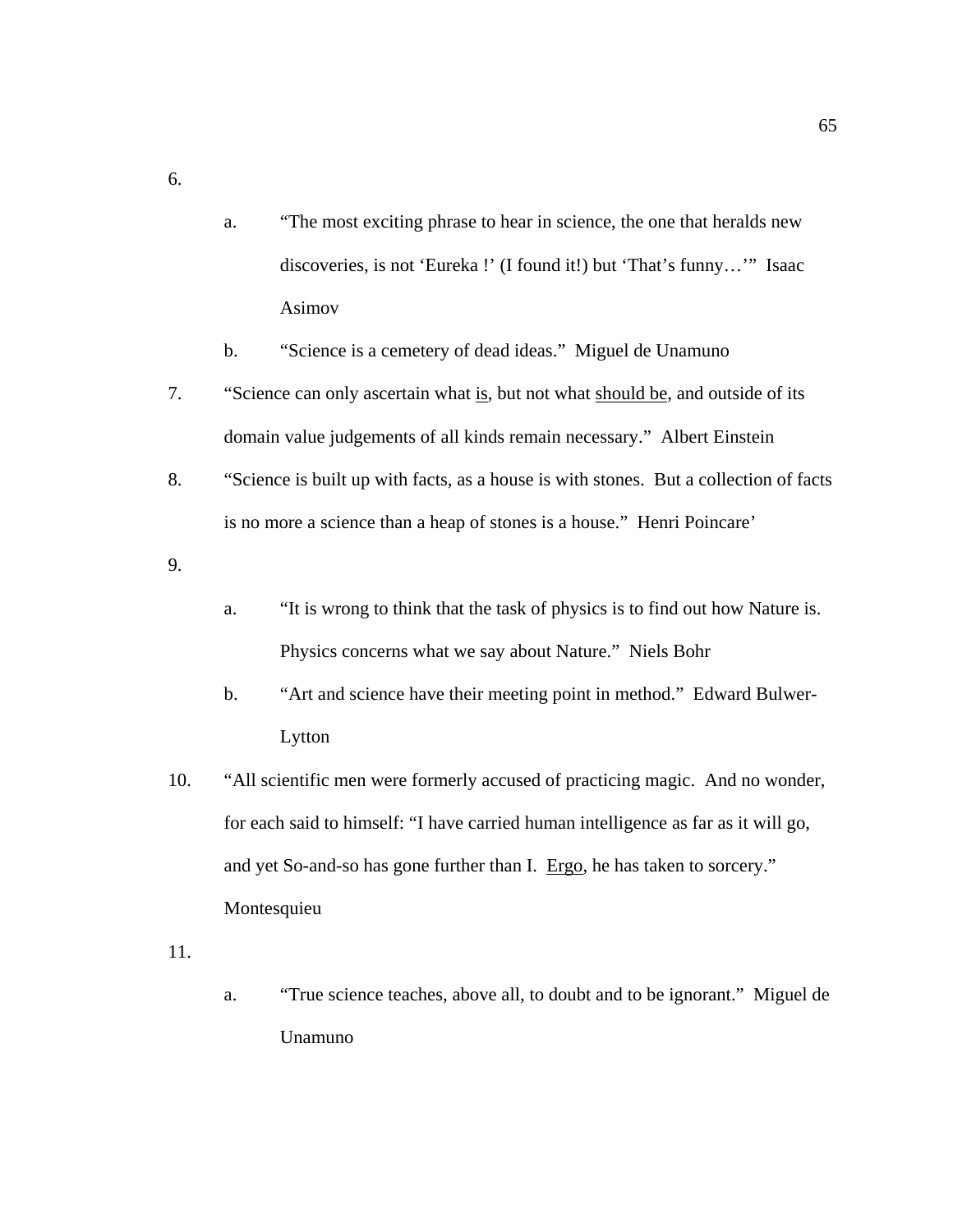6.

   a. "The most exciting phrase to hear in science, the one that heralds new discoveries, is not 'Eureka !' (I found it!) but 'That's funny…'" Isaac Asimov

   b. "Science is a cemetery of dead ideas." Miguel de Unamuno

7. "Science can only ascertain what is, but not what should be, and outside of its domain value judgements of all kinds remain necessary." Albert Einstein

8. "Science is built up with facts, as a house is with stones. But a collection of facts is no more a science than a heap of stones is a house." Henri Poincare'

9.

   a. "It is wrong to think that the task of physics is to find out how Nature is. Physics concerns what we say about Nature." Niels Bohr

   b. "Art and science have their meeting point in method." Edward Bulwer-Lytton

10. "All scientific men were formerly accused of practicing magic. And no wonder, for each said to himself: "I have carried human intelligence as far as it will go, and yet So-and-so has gone further than I. Ergo, he has taken to sorcery." Montesquieu

11.

   a. "True science teaches, above all, to doubt and to be ignorant." Miguel de Unamuno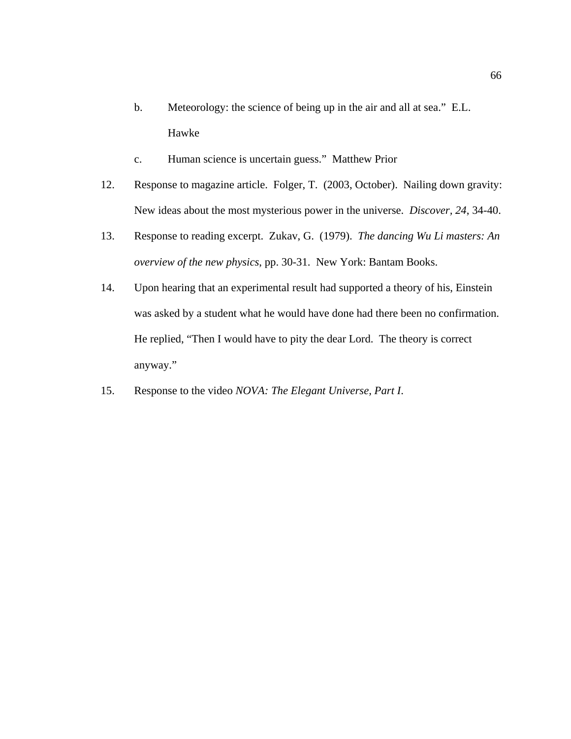b. Meteorology: the science of being up in the air and all at sea."  E.L. Hawke

   c. Human science is uncertain guess."  Matthew Prior

12. Response to magazine article.  Folger, T.  (2003, October).  Nailing down gravity: New ideas about the most mysterious power in the universe.  *Discover, 24*, 34-40.

13. Response to reading excerpt.  Zukav, G.  (1979).  *The dancing Wu Li masters: An overview of the new physics*, pp. 30-31.  New York: Bantam Books.

14. Upon hearing that an experimental result had supported a theory of his, Einstein was asked by a student what he would have done had there been no confirmation. He replied, "Then I would have to pity the dear Lord.  The theory is correct anyway."

15. Response to the video *NOVA: The Elegant Universe, Part I*.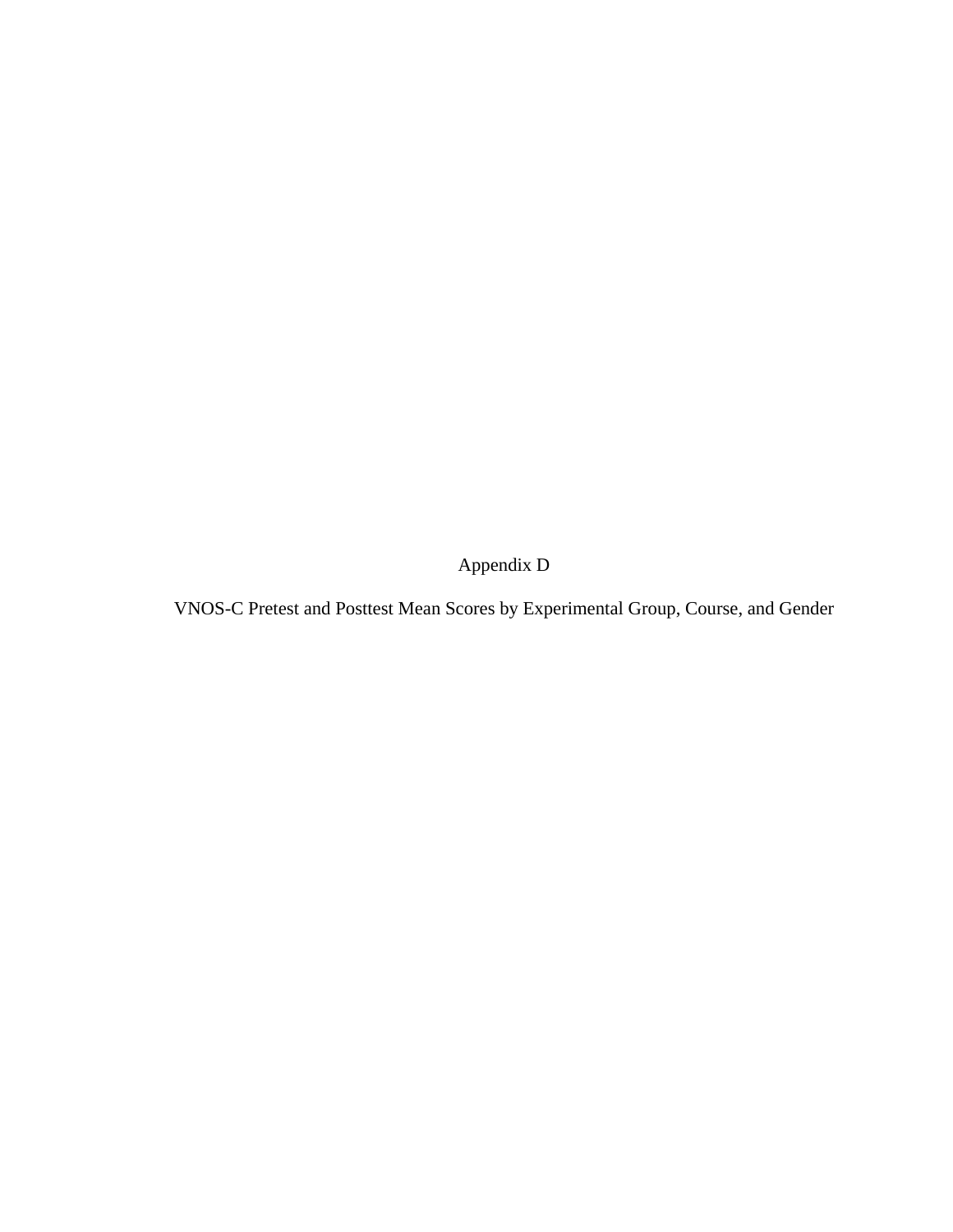# Appendix D

## VNOS-C Pretest and Posttest Mean Scores by Experimental Group, Course, and Gender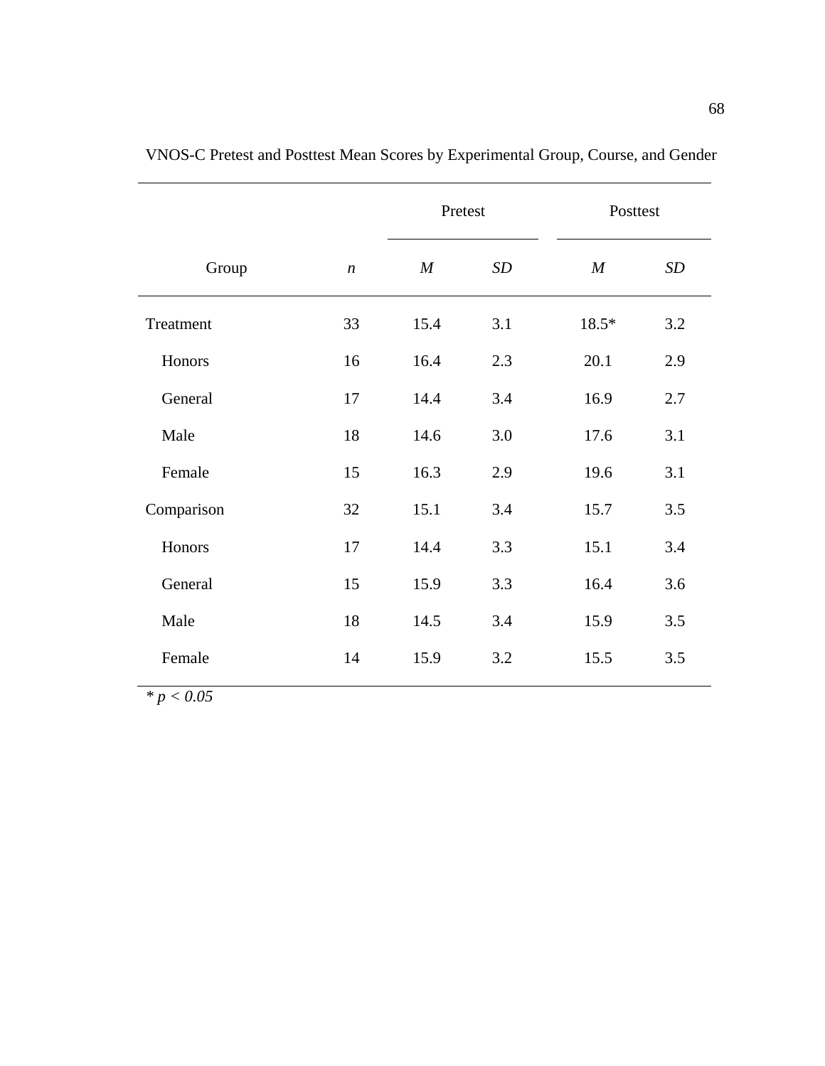VNOS-C Pretest and Posttest Mean Scores by Experimental Group, Course, and Gender

| | | Pretest | | Posttest | |
|---|---|---|---|---|---|
| Group | *n* | *M* | *SD* | *M* | *SD* |
| Treatment | 33 | 15.4 | 3.1 | 18.5* | 3.2 |
| Honors | 16 | 16.4 | 2.3 | 20.1 | 2.9 |
| General | 17 | 14.4 | 3.4 | 16.9 | 2.7 |
| Male | 18 | 14.6 | 3.0 | 17.6 | 3.1 |
| Female | 15 | 16.3 | 2.9 | 19.6 | 3.1 |
| Comparison | 32 | 15.1 | 3.4 | 15.7 | 3.5 |
| Honors | 17 | 14.4 | 3.3 | 15.1 | 3.4 |
| General | 15 | 15.9 | 3.3 | 16.4 | 3.6 |
| Male | 18 | 14.5 | 3.4 | 15.9 | 3.5 |
| Female | 14 | 15.9 | 3.2 | 15.5 | 3.5 |

* $p < 0.05$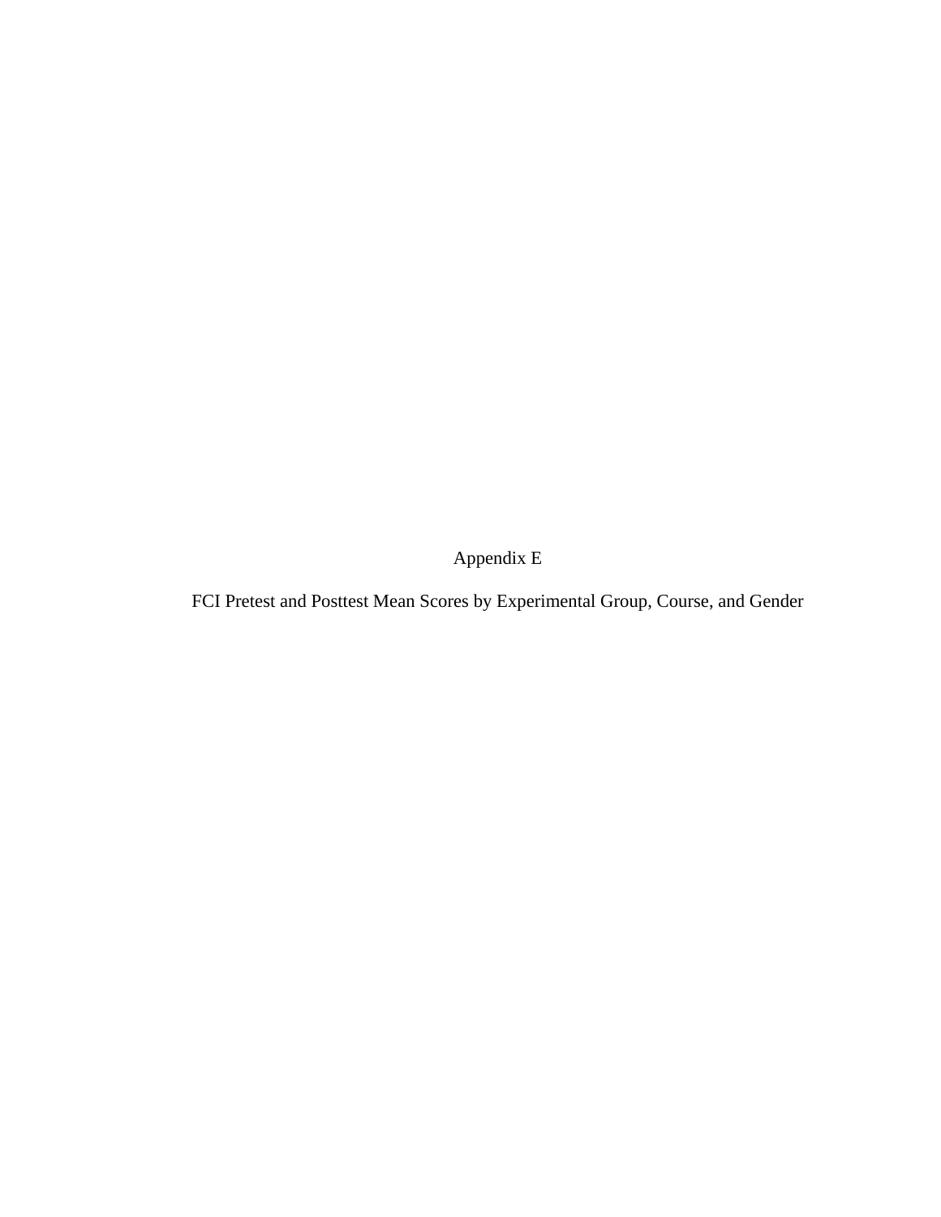# Appendix E

## FCI Pretest and Posttest Mean Scores by Experimental Group, Course, and Gender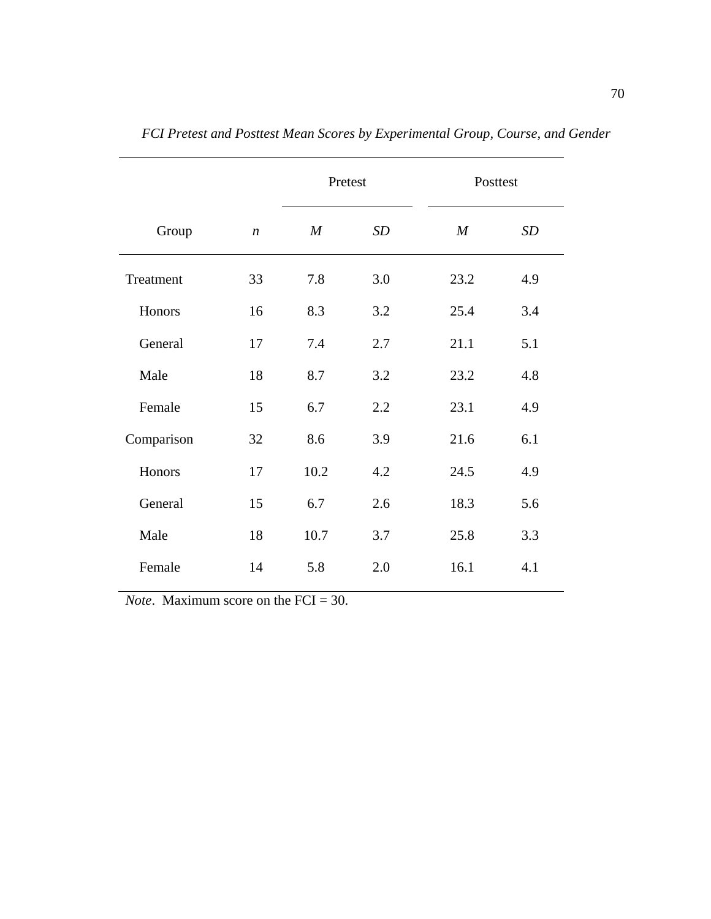*FCI Pretest and Posttest Mean Scores by Experimental Group, Course, and Gender*

| | | Pretest | | Posttest | |
|---|---|---|---|---|---|
| Group | *n* | *M* | *SD* | *M* | *SD* |
| Treatment | 33 | 7.8 | 3.0 | 23.2 | 4.9 |
| Honors | 16 | 8.3 | 3.2 | 25.4 | 3.4 |
| General | 17 | 7.4 | 2.7 | 21.1 | 5.1 |
| Male | 18 | 8.7 | 3.2 | 23.2 | 4.8 |
| Female | 15 | 6.7 | 2.2 | 23.1 | 4.9 |
| Comparison | 32 | 8.6 | 3.9 | 21.6 | 6.1 |
| Honors | 17 | 10.2 | 4.2 | 24.5 | 4.9 |
| General | 15 | 6.7 | 2.6 | 18.3 | 5.6 |
| Male | 18 | 10.7 | 3.7 | 25.8 | 3.3 |
| Female | 14 | 5.8 | 2.0 | 16.1 | 4.1 |

*Note*. Maximum score on the FCI = 30.